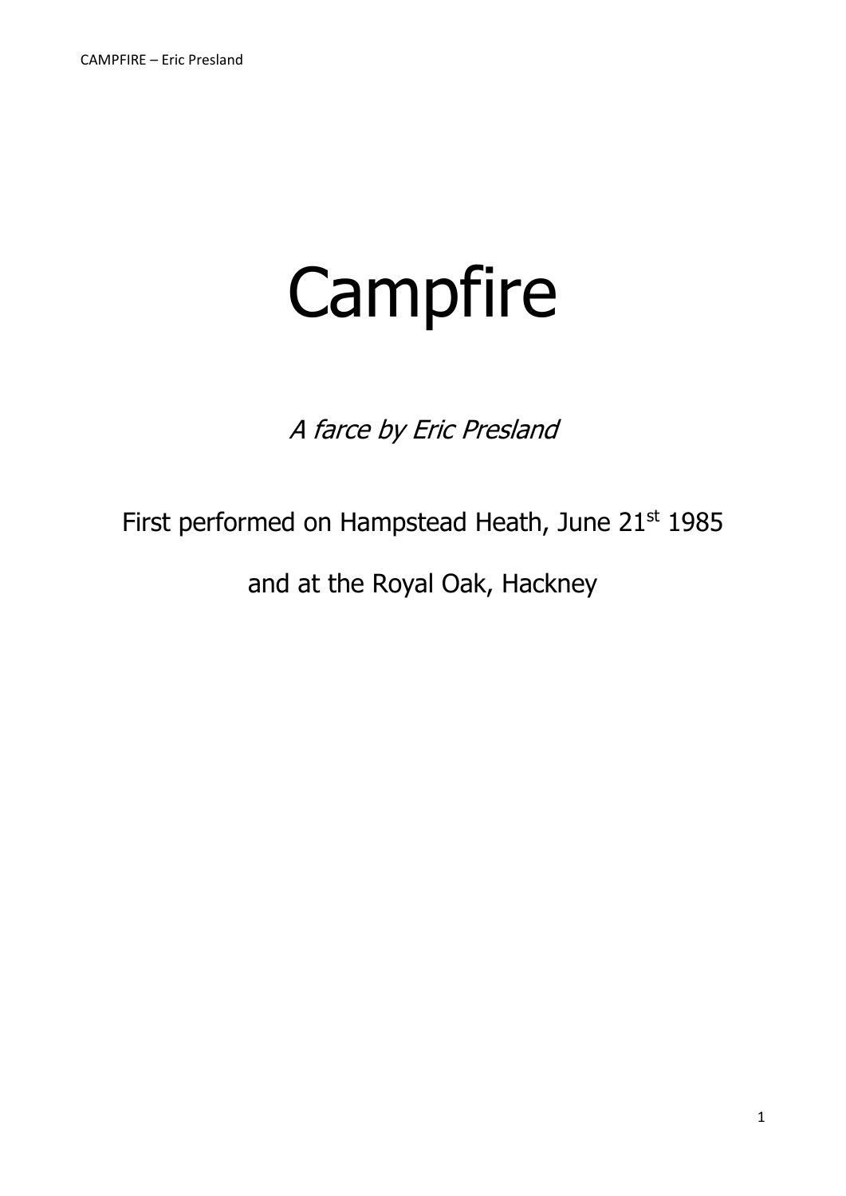# Campfire

*A farce by Eric Presland*

First performed on Hampstead Heath, June 21st 1985

and at the Royal Oak, Hackney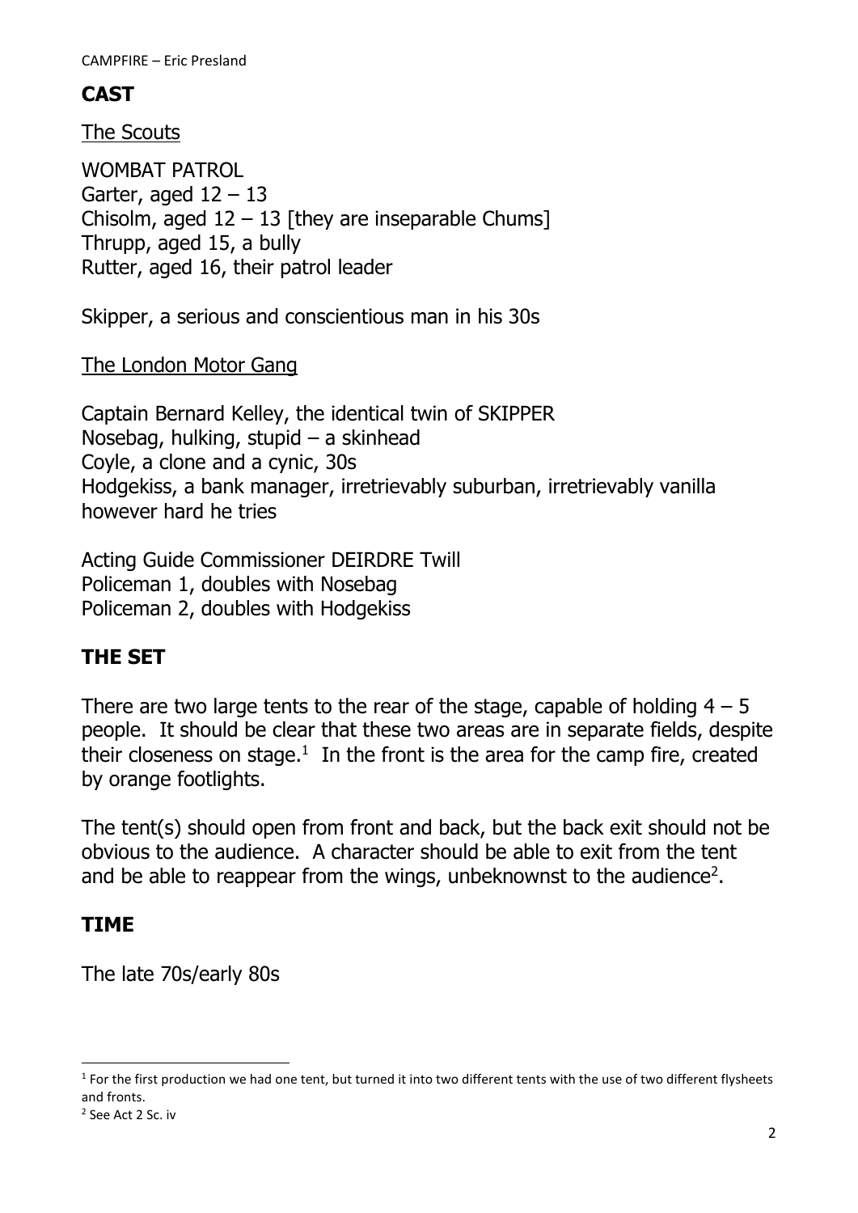## CAST

The Scouts

WOMBAT PATROL
Garter, aged 12 – 13
Chisolm, aged 12 – 13 [they are inseparable Chums]
Thrupp, aged 15, a bully
Rutter, aged 16, their patrol leader

Skipper, a serious and conscientious man in his 30s

The London Motor Gang

Captain Bernard Kelley, the identical twin of SKIPPER
Nosebag, hulking, stupid – a skinhead
Coyle, a clone and a cynic, 30s
Hodgekiss, a bank manager, irretrievably suburban, irretrievably vanilla however hard he tries

Acting Guide Commissioner DEIRDRE Twill
Policeman 1, doubles with Nosebag
Policeman 2, doubles with Hodgekiss

## THE SET

There are two large tents to the rear of the stage, capable of holding 4 – 5 people. It should be clear that these two areas are in separate fields, despite their closeness on stage.[1] In the front is the area for the camp fire, created by orange footlights.

The tent(s) should open from front and back, but the back exit should not be obvious to the audience. A character should be able to exit from the tent and be able to reappear from the wings, unbeknownst to the audience[2].

## TIME

The late 70s/early 80s

---

[1] For the first production we had one tent, but turned it into two different tents with the use of two different flysheets and fronts.

[2] See Act 2 Sc. iv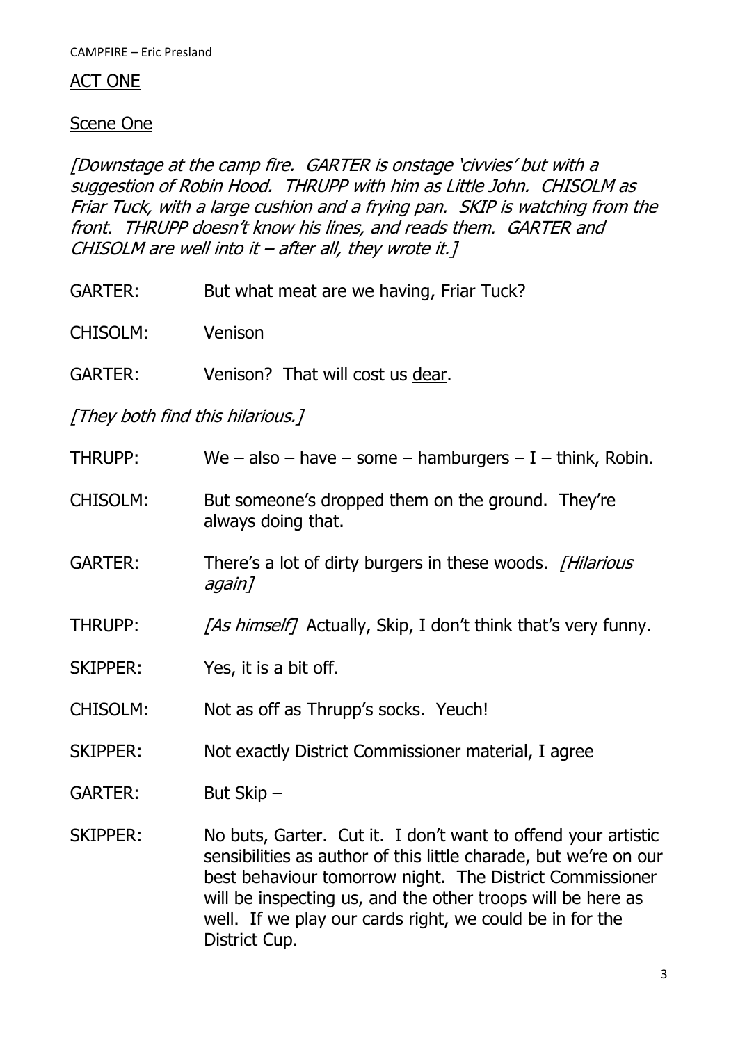## ACT ONE

### Scene One

*[Downstage at the camp fire. GARTER is onstage 'civvies' but with a suggestion of Robin Hood. THRUPP with him as Little John. CHISOLM as Friar Tuck, with a large cushion and a frying pan. SKIP is watching from the front. THRUPP doesn't know his lines, and reads them. GARTER and CHISOLM are well into it – after all, they wrote it.]*

GARTER: But what meat are we having, Friar Tuck?

CHISOLM: Venison

GARTER: Venison? That will cost us <u>dear</u>.

*[They both find this hilarious.]*

THRUPP: We – also – have – some – hamburgers – I – think, Robin.

CHISOLM: But someone's dropped them on the ground. They're always doing that.

GARTER: There's a lot of dirty burgers in these woods. *[Hilarious again]*

THRUPP: *[As himself]* Actually, Skip, I don't think that's very funny.

SKIPPER: Yes, it is a bit off.

CHISOLM: Not as off as Thrupp's socks. Yeuch!

SKIPPER: Not exactly District Commissioner material, I agree

GARTER: But Skip –

SKIPPER: No buts, Garter. Cut it. I don't want to offend your artistic sensibilities as author of this little charade, but we're on our best behaviour tomorrow night. The District Commissioner will be inspecting us, and the other troops will be here as well. If we play our cards right, we could be in for the District Cup.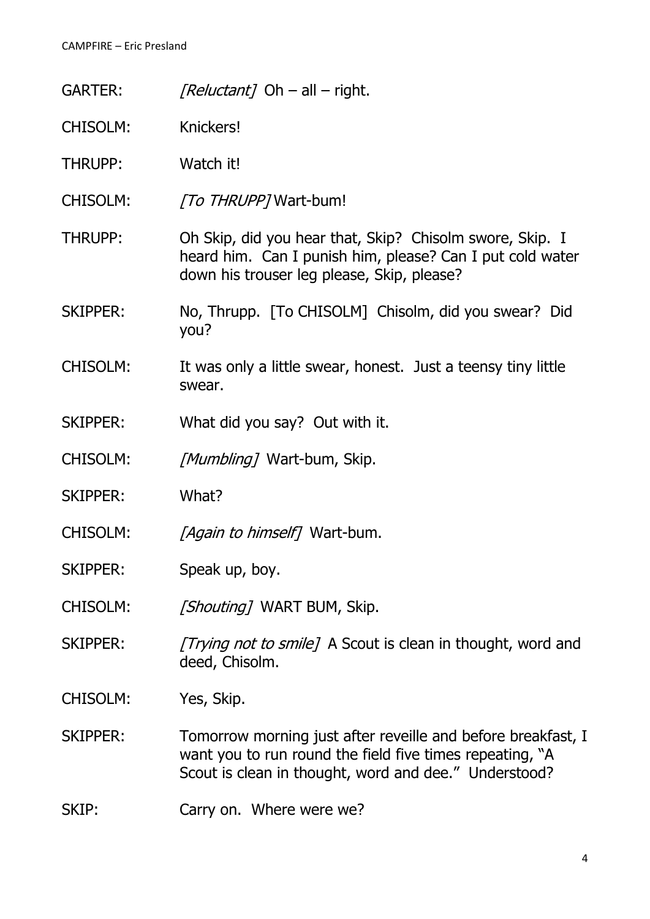GARTER: *[Reluctant]* Oh – all – right.

CHISOLM: Knickers!

THRUPP: Watch it!

CHISOLM: *[To THRUPP]* Wart-bum!

THRUPP: Oh Skip, did you hear that, Skip? Chisolm swore, Skip. I heard him. Can I punish him, please? Can I put cold water down his trouser leg please, Skip, please?

SKIPPER: No, Thrupp. [To CHISOLM] Chisolm, did you swear? Did you?

CHISOLM: It was only a little swear, honest. Just a teensy tiny little swear.

SKIPPER: What did you say? Out with it.

CHISOLM: *[Mumbling]* Wart-bum, Skip.

SKIPPER: What?

CHISOLM: *[Again to himself]* Wart-bum.

SKIPPER: Speak up, boy.

CHISOLM: *[Shouting]* WART BUM, Skip.

SKIPPER: *[Trying not to smile]* A Scout is clean in thought, word and deed, Chisolm.

CHISOLM: Yes, Skip.

SKIPPER: Tomorrow morning just after reveille and before breakfast, I want you to run round the field five times repeating, "A Scout is clean in thought, word and dee." Understood?

SKIP: Carry on. Where were we?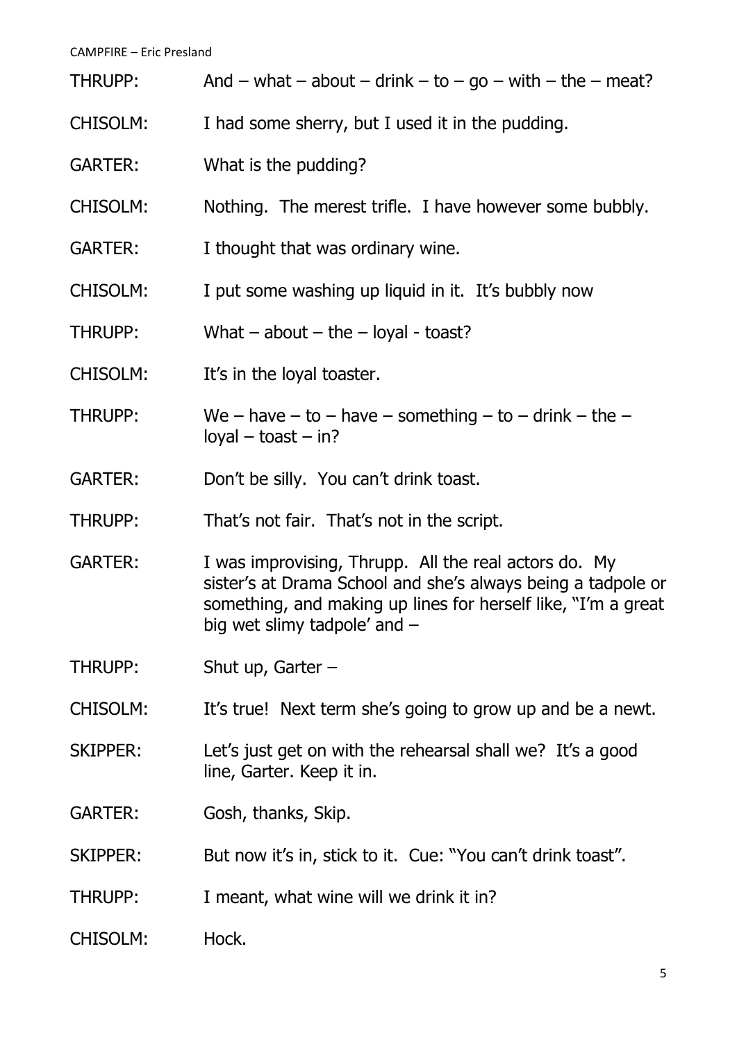THRUPP: And – what – about – drink – to – go – with – the – meat?

CHISOLM: I had some sherry, but I used it in the pudding.

GARTER: What is the pudding?

CHISOLM: Nothing. The merest trifle. I have however some bubbly.

GARTER: I thought that was ordinary wine.

CHISOLM: I put some washing up liquid in it. It's bubbly now

THRUPP: What – about – the – loyal - toast?

CHISOLM: It's in the loyal toaster.

THRUPP: We – have – to – have – something – to – drink – the – loyal – toast – in?

GARTER: Don't be silly. You can't drink toast.

THRUPP: That's not fair. That's not in the script.

GARTER: I was improvising, Thrupp. All the real actors do. My sister's at Drama School and she's always being a tadpole or something, and making up lines for herself like, "I'm a great big wet slimy tadpole' and –

THRUPP: Shut up, Garter –

CHISOLM: It's true! Next term she's going to grow up and be a newt.

SKIPPER: Let's just get on with the rehearsal shall we? It's a good line, Garter. Keep it in.

GARTER: Gosh, thanks, Skip.

SKIPPER: But now it's in, stick to it. Cue: "You can't drink toast".

THRUPP: I meant, what wine will we drink it in?

CHISOLM: Hock.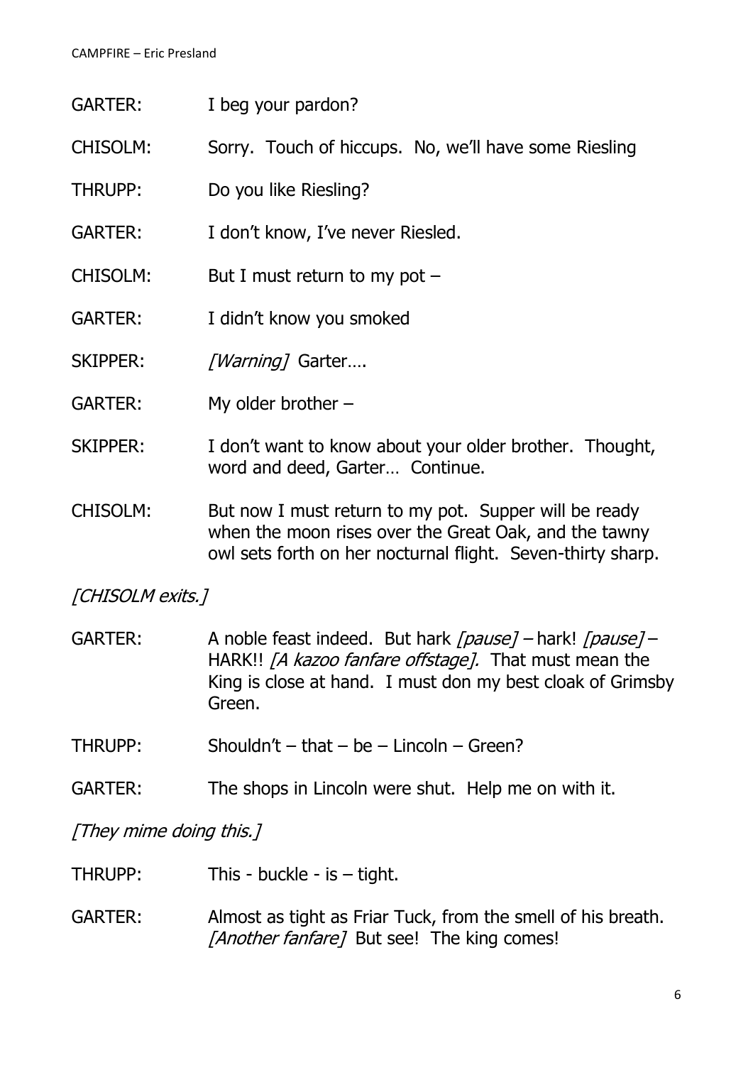GARTER: I beg your pardon?

CHISOLM: Sorry. Touch of hiccups. No, we'll have some Riesling

THRUPP: Do you like Riesling?

GARTER: I don't know, I've never Riesled.

CHISOLM: But I must return to my pot –

GARTER: I didn't know you smoked

SKIPPER: *[Warning]* Garter….

GARTER: My older brother –

SKIPPER: I don't want to know about your older brother. Thought, word and deed, Garter… Continue.

CHISOLM: But now I must return to my pot. Supper will be ready when the moon rises over the Great Oak, and the tawny owl sets forth on her nocturnal flight. Seven-thirty sharp.

*[CHISOLM exits.]*

GARTER: A noble feast indeed. But hark *[pause]* – hark! *[pause]* – HARK!! *[A kazoo fanfare offstage].* That must mean the King is close at hand. I must don my best cloak of Grimsby Green.

THRUPP: Shouldn't – that – be – Lincoln – Green?

GARTER: The shops in Lincoln were shut. Help me on with it.

*[They mime doing this.]*

THRUPP: This - buckle - is – tight.

GARTER: Almost as tight as Friar Tuck, from the smell of his breath. *[Another fanfare]* But see! The king comes!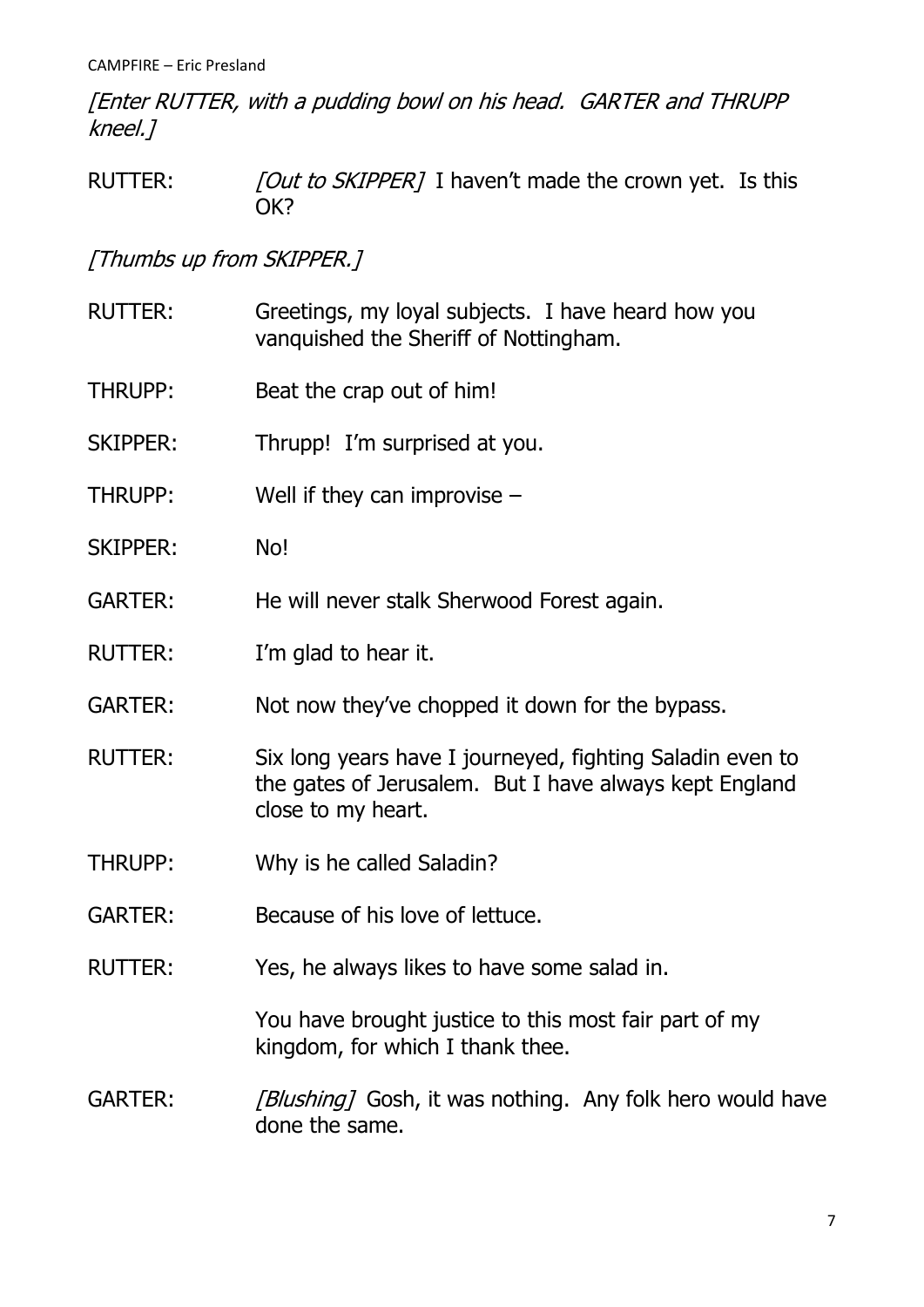*[Enter RUTTER, with a pudding bowl on his head. GARTER and THRUPP kneel.]*

RUTTER: *[Out to SKIPPER]* I haven't made the crown yet. Is this OK?

*[Thumbs up from SKIPPER.]*

RUTTER: Greetings, my loyal subjects. I have heard how you vanquished the Sheriff of Nottingham.

THRUPP: Beat the crap out of him!

SKIPPER: Thrupp! I'm surprised at you.

THRUPP: Well if they can improvise –

SKIPPER: No!

GARTER: He will never stalk Sherwood Forest again.

RUTTER: I'm glad to hear it.

GARTER: Not now they've chopped it down for the bypass.

RUTTER: Six long years have I journeyed, fighting Saladin even to the gates of Jerusalem. But I have always kept England close to my heart.

THRUPP: Why is he called Saladin?

GARTER: Because of his love of lettuce.

RUTTER: Yes, he always likes to have some salad in.

You have brought justice to this most fair part of my kingdom, for which I thank thee.

GARTER: *[Blushing]* Gosh, it was nothing. Any folk hero would have done the same.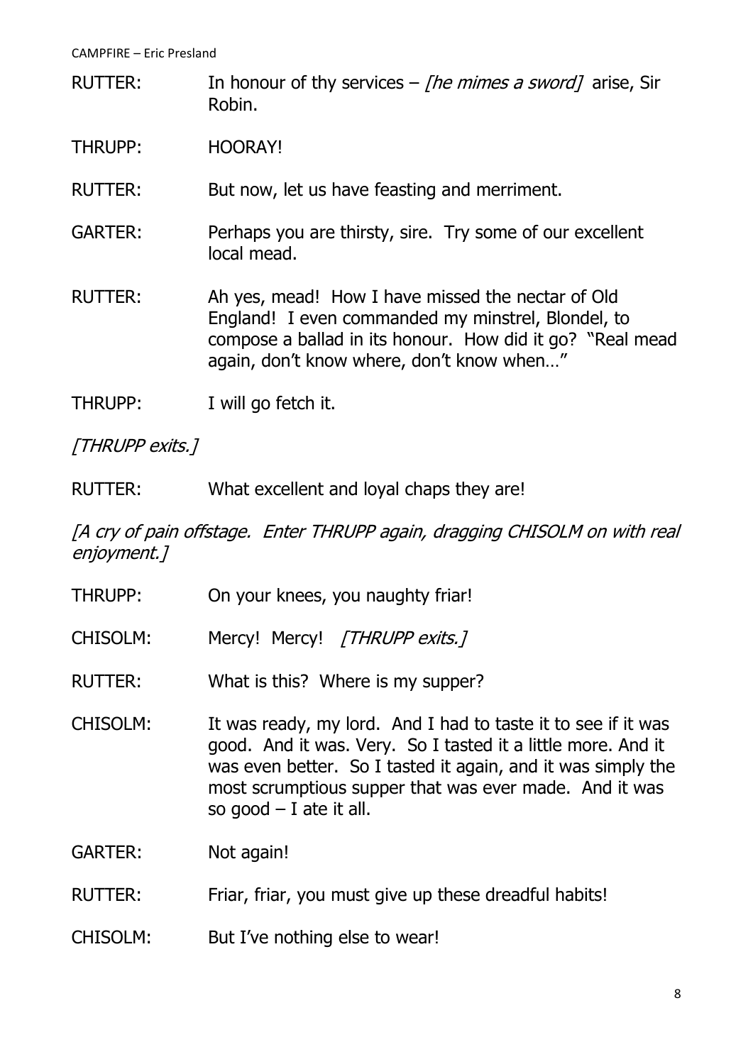RUTTER: In honour of thy services – *[he mimes a sword]* arise, Sir Robin.

THRUPP: HOORAY!

RUTTER: But now, let us have feasting and merriment.

GARTER: Perhaps you are thirsty, sire. Try some of our excellent local mead.

RUTTER: Ah yes, mead! How I have missed the nectar of Old England! I even commanded my minstrel, Blondel, to compose a ballad in its honour. How did it go? "Real mead again, don't know where, don't know when…"

THRUPP: I will go fetch it.

*[THRUPP exits.]*

RUTTER: What excellent and loyal chaps they are!

*[A cry of pain offstage. Enter THRUPP again, dragging CHISOLM on with real enjoyment.]*

THRUPP: On your knees, you naughty friar!

CHISOLM: Mercy! Mercy! *[THRUPP exits.]*

RUTTER: What is this? Where is my supper?

CHISOLM: It was ready, my lord. And I had to taste it to see if it was good. And it was. Very. So I tasted it a little more. And it was even better. So I tasted it again, and it was simply the most scrumptious supper that was ever made. And it was so good – I ate it all.

GARTER: Not again!

RUTTER: Friar, friar, you must give up these dreadful habits!

CHISOLM: But I've nothing else to wear!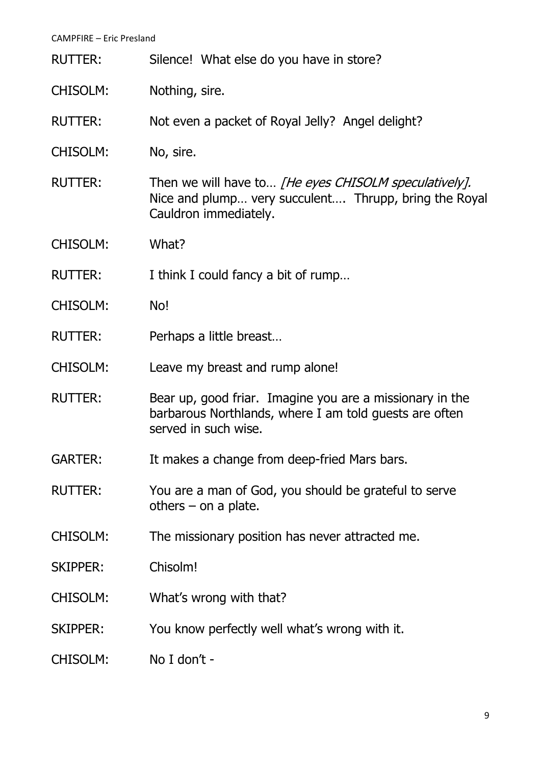RUTTER: Silence! What else do you have in store?

CHISOLM: Nothing, sire.

RUTTER: Not even a packet of Royal Jelly? Angel delight?

CHISOLM: No, sire.

RUTTER: Then we will have to… *[He eyes CHISOLM speculatively].* Nice and plump… very succulent…. Thrupp, bring the Royal Cauldron immediately.

CHISOLM: What?

RUTTER: I think I could fancy a bit of rump…

CHISOLM: No!

RUTTER: Perhaps a little breast…

CHISOLM: Leave my breast and rump alone!

RUTTER: Bear up, good friar. Imagine you are a missionary in the barbarous Northlands, where I am told guests are often served in such wise.

GARTER: It makes a change from deep-fried Mars bars.

RUTTER: You are a man of God, you should be grateful to serve others – on a plate.

CHISOLM: The missionary position has never attracted me.

SKIPPER: Chisolm!

CHISOLM: What's wrong with that?

SKIPPER: You know perfectly well what's wrong with it.

CHISOLM: No I don't -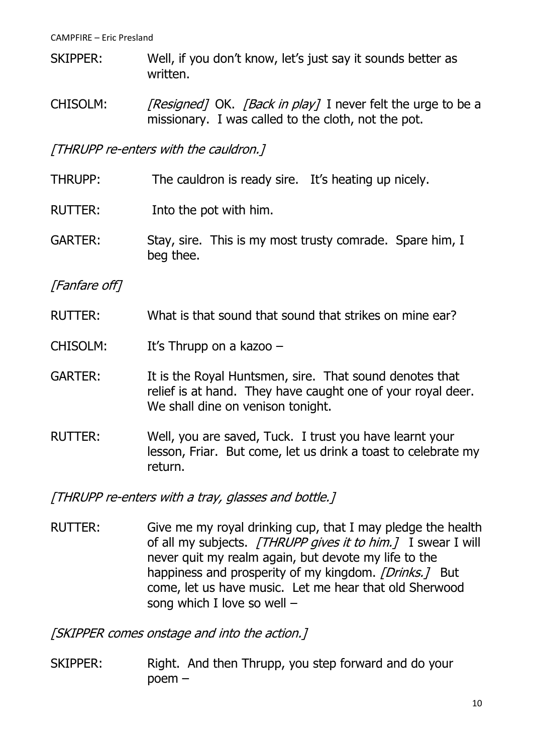SKIPPER: Well, if you don't know, let's just say it sounds better as written.

CHISOLM: *[Resigned]* OK. *[Back in play]* I never felt the urge to be a missionary. I was called to the cloth, not the pot.

*[THRUPP re-enters with the cauldron.]*

THRUPP: The cauldron is ready sire. It's heating up nicely.

RUTTER: Into the pot with him.

GARTER: Stay, sire. This is my most trusty comrade. Spare him, I beg thee.

*[Fanfare off]*

RUTTER: What is that sound that sound that strikes on mine ear?

CHISOLM: It's Thrupp on a kazoo –

GARTER: It is the Royal Huntsmen, sire. That sound denotes that relief is at hand. They have caught one of your royal deer. We shall dine on venison tonight.

RUTTER: Well, you are saved, Tuck. I trust you have learnt your lesson, Friar. But come, let us drink a toast to celebrate my return.

*[THRUPP re-enters with a tray, glasses and bottle.]*

RUTTER: Give me my royal drinking cup, that I may pledge the health of all my subjects. *[THRUPP gives it to him.]* I swear I will never quit my realm again, but devote my life to the happiness and prosperity of my kingdom. *[Drinks.]* But come, let us have music. Let me hear that old Sherwood song which I love so well –

*[SKIPPER comes onstage and into the action.]*

SKIPPER: Right. And then Thrupp, you step forward and do your poem –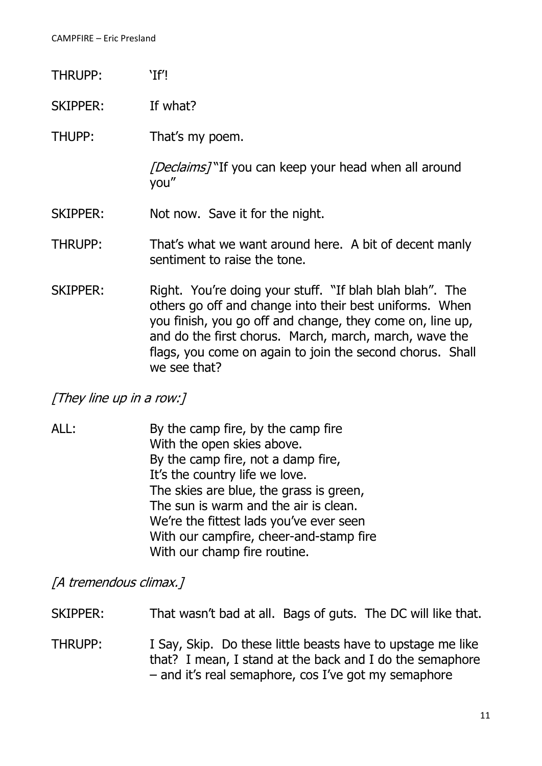THRUPP: 'If'!

SKIPPER: If what?

THUPP: That's my poem.

*[Declaims]* "If you can keep your head when all around you"

SKIPPER: Not now. Save it for the night.

THRUPP: That's what we want around here. A bit of decent manly sentiment to raise the tone.

SKIPPER: Right. You're doing your stuff. "If blah blah blah". The others go off and change into their best uniforms. When you finish, you go off and change, they come on, line up, and do the first chorus. March, march, march, wave the flags, you come on again to join the second chorus. Shall we see that?

*[They line up in a row:]*

ALL: By the camp fire, by the camp fire
With the open skies above.
By the camp fire, not a damp fire,
It's the country life we love.
The skies are blue, the grass is green,
The sun is warm and the air is clean.
We're the fittest lads you've ever seen
With our campfire, cheer-and-stamp fire
With our champ fire routine.

*[A tremendous climax.]*

SKIPPER: That wasn't bad at all. Bags of guts. The DC will like that.

THRUPP: I Say, Skip. Do these little beasts have to upstage me like that? I mean, I stand at the back and I do the semaphore – and it's real semaphore, cos I've got my semaphore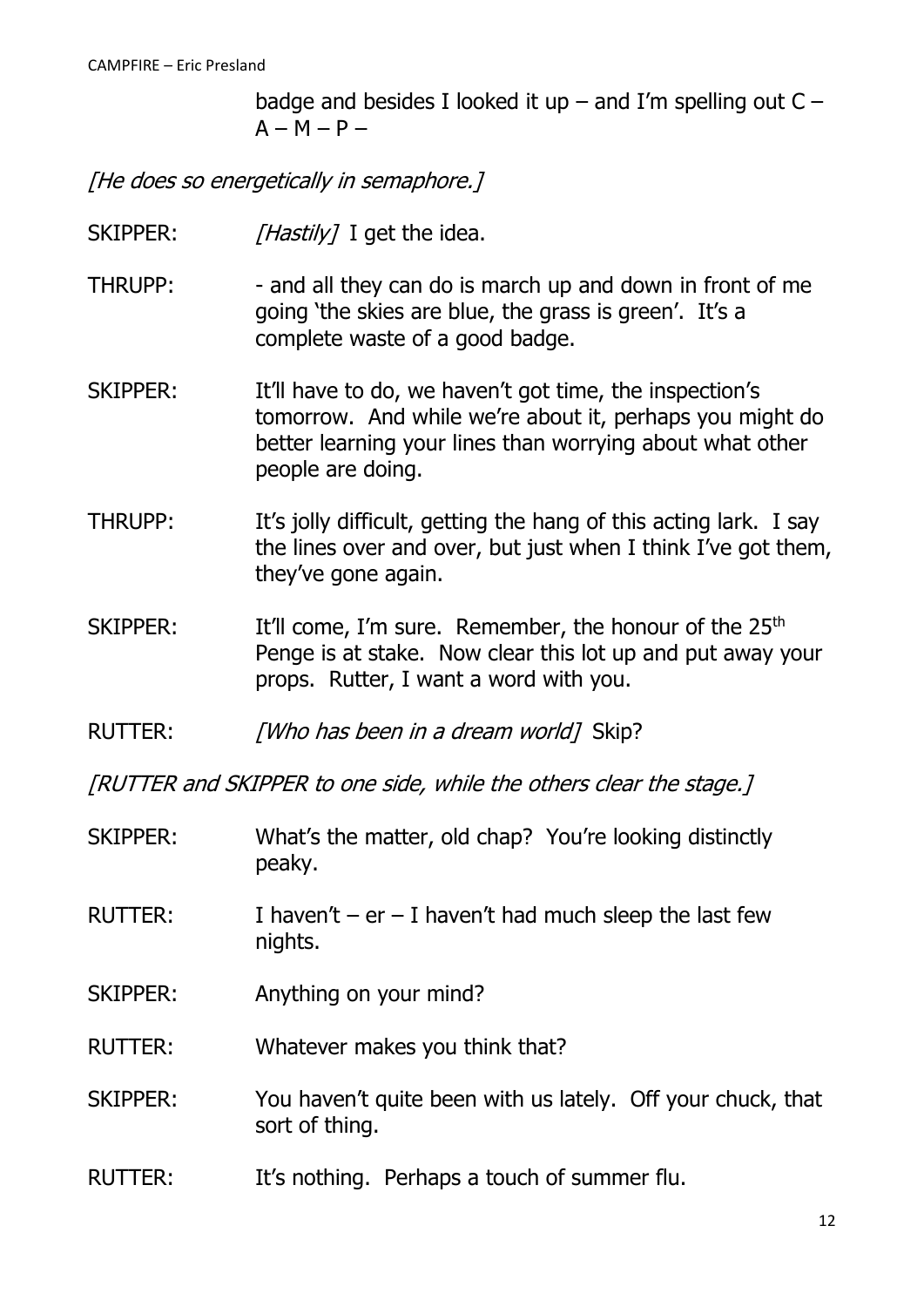badge and besides I looked it up – and I'm spelling out C – A – M – P –

*[He does so energetically in semaphore.]*

SKIPPER: *[Hastily]* I get the idea.

THRUPP: - and all they can do is march up and down in front of me going 'the skies are blue, the grass is green'. It's a complete waste of a good badge.

SKIPPER: It'll have to do, we haven't got time, the inspection's tomorrow. And while we're about it, perhaps you might do better learning your lines than worrying about what other people are doing.

THRUPP: It's jolly difficult, getting the hang of this acting lark. I say the lines over and over, but just when I think I've got them, they've gone again.

SKIPPER: It'll come, I'm sure. Remember, the honour of the 25th Penge is at stake. Now clear this lot up and put away your props. Rutter, I want a word with you.

RUTTER: *[Who has been in a dream world]* Skip?

*[RUTTER and SKIPPER to one side, while the others clear the stage.]*

SKIPPER: What's the matter, old chap? You're looking distinctly peaky.

RUTTER: I haven't – er – I haven't had much sleep the last few nights.

SKIPPER: Anything on your mind?

RUTTER: Whatever makes you think that?

SKIPPER: You haven't quite been with us lately. Off your chuck, that sort of thing.

RUTTER: It's nothing. Perhaps a touch of summer flu.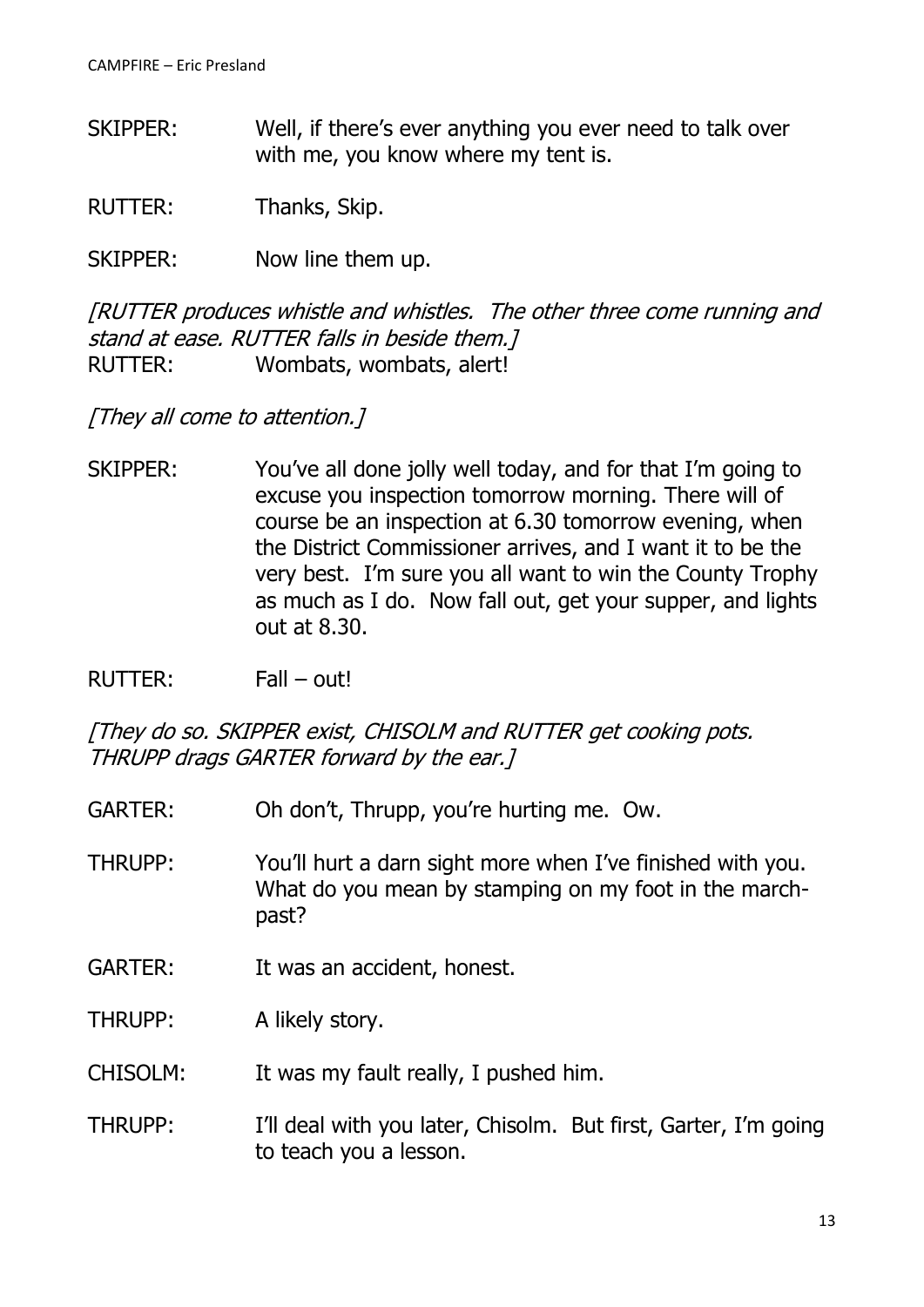SKIPPER: Well, if there's ever anything you ever need to talk over with me, you know where my tent is.

RUTTER: Thanks, Skip.

SKIPPER: Now line them up.

*[RUTTER produces whistle and whistles. The other three come running and stand at ease. RUTTER falls in beside them.]*
RUTTER: Wombats, wombats, alert!

*[They all come to attention.]*

SKIPPER: You've all done jolly well today, and for that I'm going to excuse you inspection tomorrow morning. There will of course be an inspection at 6.30 tomorrow evening, when the District Commissioner arrives, and I want it to be the very best. I'm sure you all want to win the County Trophy as much as I do. Now fall out, get your supper, and lights out at 8.30.

RUTTER: Fall – out!

*[They do so. SKIPPER exist, CHISOLM and RUTTER get cooking pots. THRUPP drags GARTER forward by the ear.]*

GARTER: Oh don't, Thrupp, you're hurting me. Ow.

THRUPP: You'll hurt a darn sight more when I've finished with you. What do you mean by stamping on my foot in the march-past?

GARTER: It was an accident, honest.

THRUPP: A likely story.

CHISOLM: It was my fault really, I pushed him.

THRUPP: I'll deal with you later, Chisolm. But first, Garter, I'm going to teach you a lesson.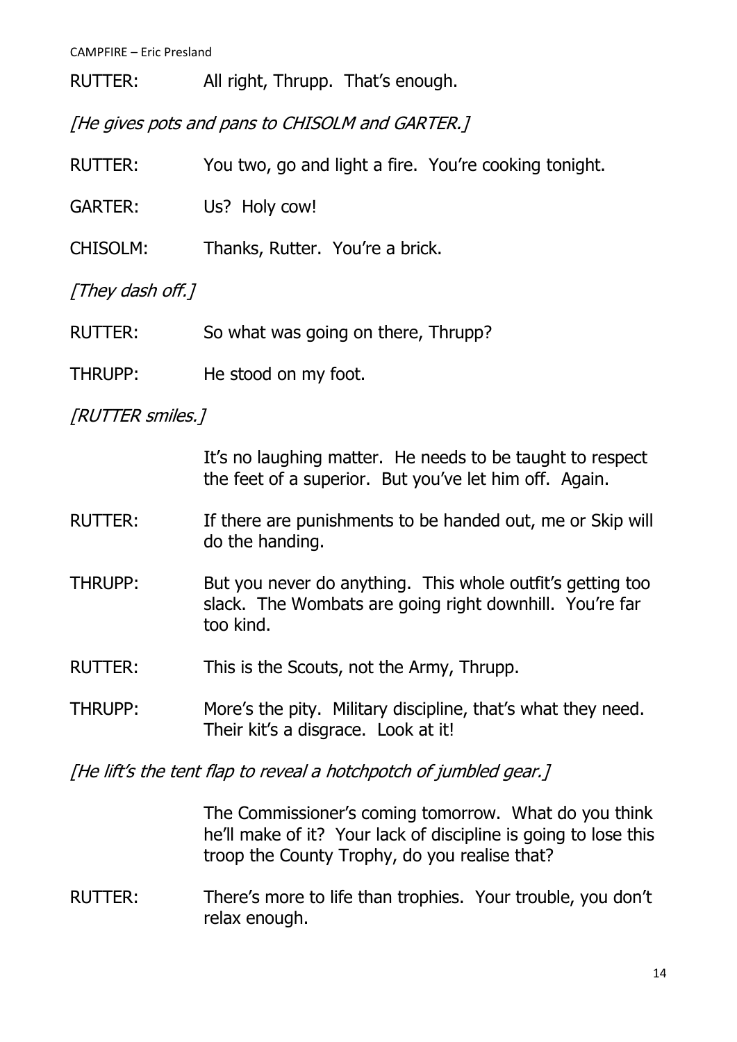RUTTER: All right, Thrupp. That's enough.

*[He gives pots and pans to CHISOLM and GARTER.]*

RUTTER: You two, go and light a fire. You're cooking tonight.

GARTER: Us? Holy cow!

CHISOLM: Thanks, Rutter. You're a brick.

*[They dash off.]*

RUTTER: So what was going on there, Thrupp?

THRUPP: He stood on my foot.

*[RUTTER smiles.]*

It's no laughing matter. He needs to be taught to respect the feet of a superior. But you've let him off. Again.

RUTTER: If there are punishments to be handed out, me or Skip will do the handing.

THRUPP: But you never do anything. This whole outfit's getting too slack. The Wombats are going right downhill. You're far too kind.

RUTTER: This is the Scouts, not the Army, Thrupp.

THRUPP: More's the pity. Military discipline, that's what they need. Their kit's a disgrace. Look at it!

*[He lift's the tent flap to reveal a hotchpotch of jumbled gear.]*

The Commissioner's coming tomorrow. What do you think he'll make of it? Your lack of discipline is going to lose this troop the County Trophy, do you realise that?

RUTTER: There's more to life than trophies. Your trouble, you don't relax enough.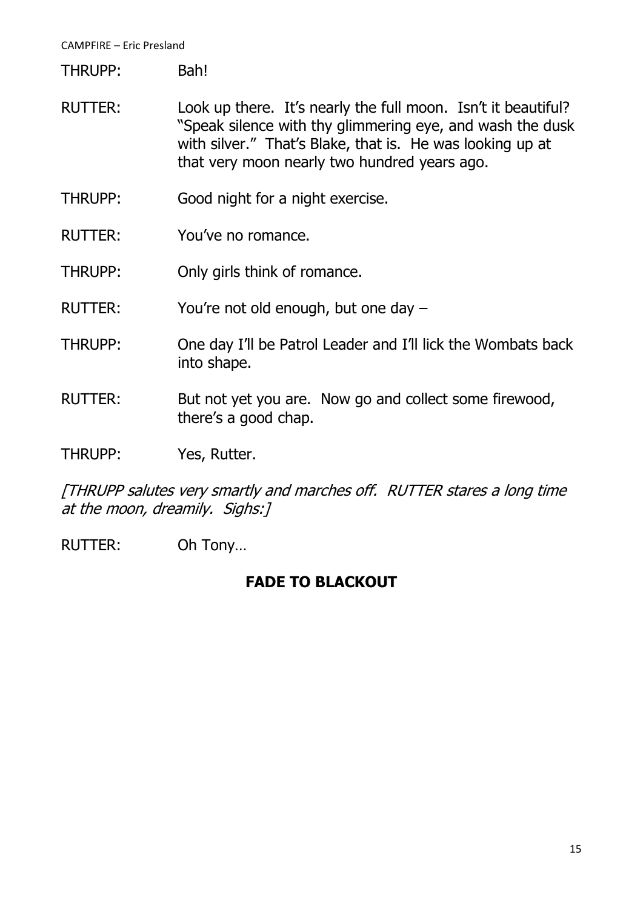THRUPP: Bah!

RUTTER: Look up there. It's nearly the full moon. Isn't it beautiful? "Speak silence with thy glimmering eye, and wash the dusk with silver." That's Blake, that is. He was looking up at that very moon nearly two hundred years ago.

THRUPP: Good night for a night exercise.

RUTTER: You've no romance.

THRUPP: Only girls think of romance.

RUTTER: You're not old enough, but one day –

THRUPP: One day I'll be Patrol Leader and I'll lick the Wombats back into shape.

RUTTER: But not yet you are. Now go and collect some firewood, there's a good chap.

THRUPP: Yes, Rutter.

*[THRUPP salutes very smartly and marches off. RUTTER stares a long time at the moon, dreamily. Sighs:]*

RUTTER: Oh Tony…

**FADE TO BLACKOUT**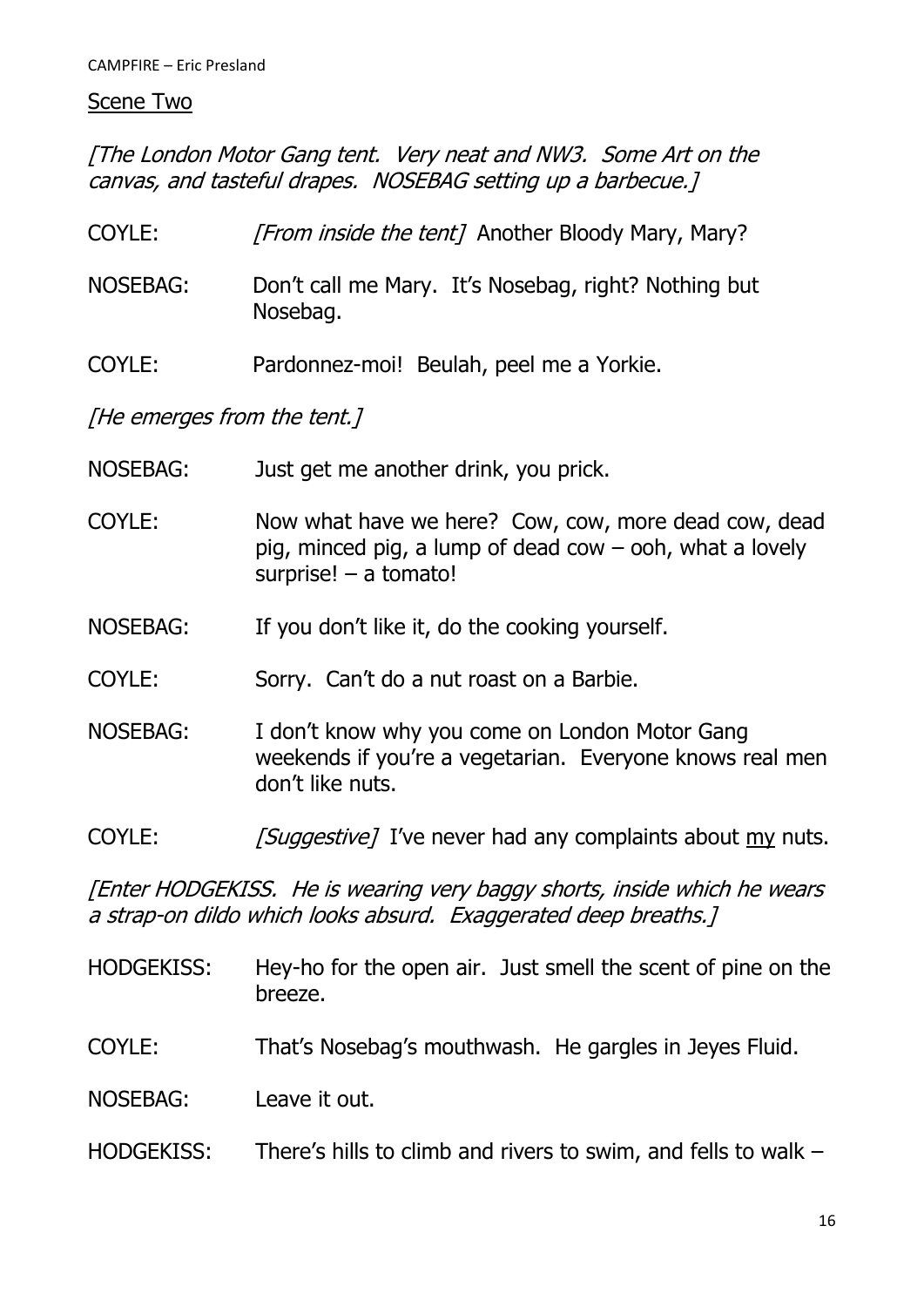## Scene Two

*[The London Motor Gang tent. Very neat and NW3. Some Art on the canvas, and tasteful drapes. NOSEBAG setting up a barbecue.]*

COYLE: *[From inside the tent]* Another Bloody Mary, Mary?

NOSEBAG: Don't call me Mary. It's Nosebag, right? Nothing but Nosebag.

COYLE: Pardonnez-moi! Beulah, peel me a Yorkie.

*[He emerges from the tent.]*

NOSEBAG: Just get me another drink, you prick.

COYLE: Now what have we here? Cow, cow, more dead cow, dead pig, minced pig, a lump of dead cow – ooh, what a lovely surprise! – a tomato!

NOSEBAG: If you don't like it, do the cooking yourself.

COYLE: Sorry. Can't do a nut roast on a Barbie.

NOSEBAG: I don't know why you come on London Motor Gang weekends if you're a vegetarian. Everyone knows real men don't like nuts.

COYLE: *[Suggestive]* I've never had any complaints about <u>my</u> nuts.

*[Enter HODGEKISS. He is wearing very baggy shorts, inside which he wears a strap-on dildo which looks absurd. Exaggerated deep breaths.]*

HODGEKISS: Hey-ho for the open air. Just smell the scent of pine on the breeze.

COYLE: That's Nosebag's mouthwash. He gargles in Jeyes Fluid.

NOSEBAG: Leave it out.

HODGEKISS: There's hills to climb and rivers to swim, and fells to walk –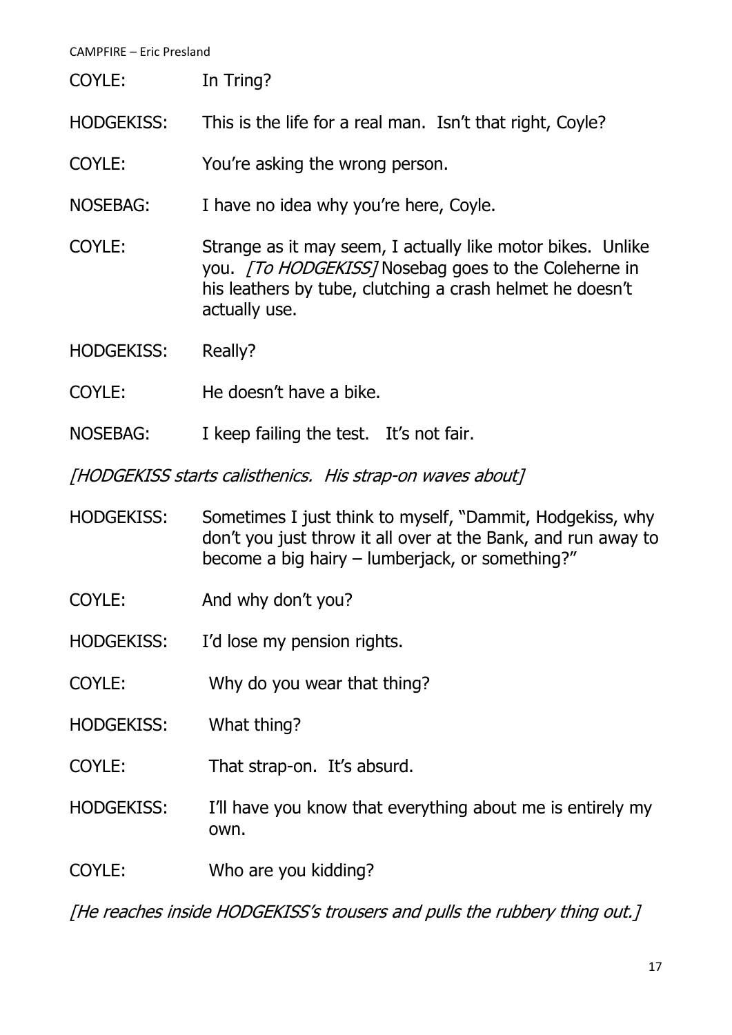COYLE: In Tring?

HODGEKISS: This is the life for a real man. Isn't that right, Coyle?

COYLE: You're asking the wrong person.

NOSEBAG: I have no idea why you're here, Coyle.

COYLE: Strange as it may seem, I actually like motor bikes. Unlike you. *[To HODGEKISS]* Nosebag goes to the Coleherne in his leathers by tube, clutching a crash helmet he doesn't actually use.

HODGEKISS: Really?

COYLE: He doesn't have a bike.

NOSEBAG: I keep failing the test. It's not fair.

*[HODGEKISS starts calisthenics. His strap-on waves about]*

HODGEKISS: Sometimes I just think to myself, "Dammit, Hodgekiss, why don't you just throw it all over at the Bank, and run away to become a big hairy – lumberjack, or something?"

COYLE: And why don't you?

HODGEKISS: I'd lose my pension rights.

COYLE: Why do you wear that thing?

HODGEKISS: What thing?

COYLE: That strap-on. It's absurd.

HODGEKISS: I'll have you know that everything about me is entirely my own.

COYLE: Who are you kidding?

*[He reaches inside HODGEKISS's trousers and pulls the rubbery thing out.]*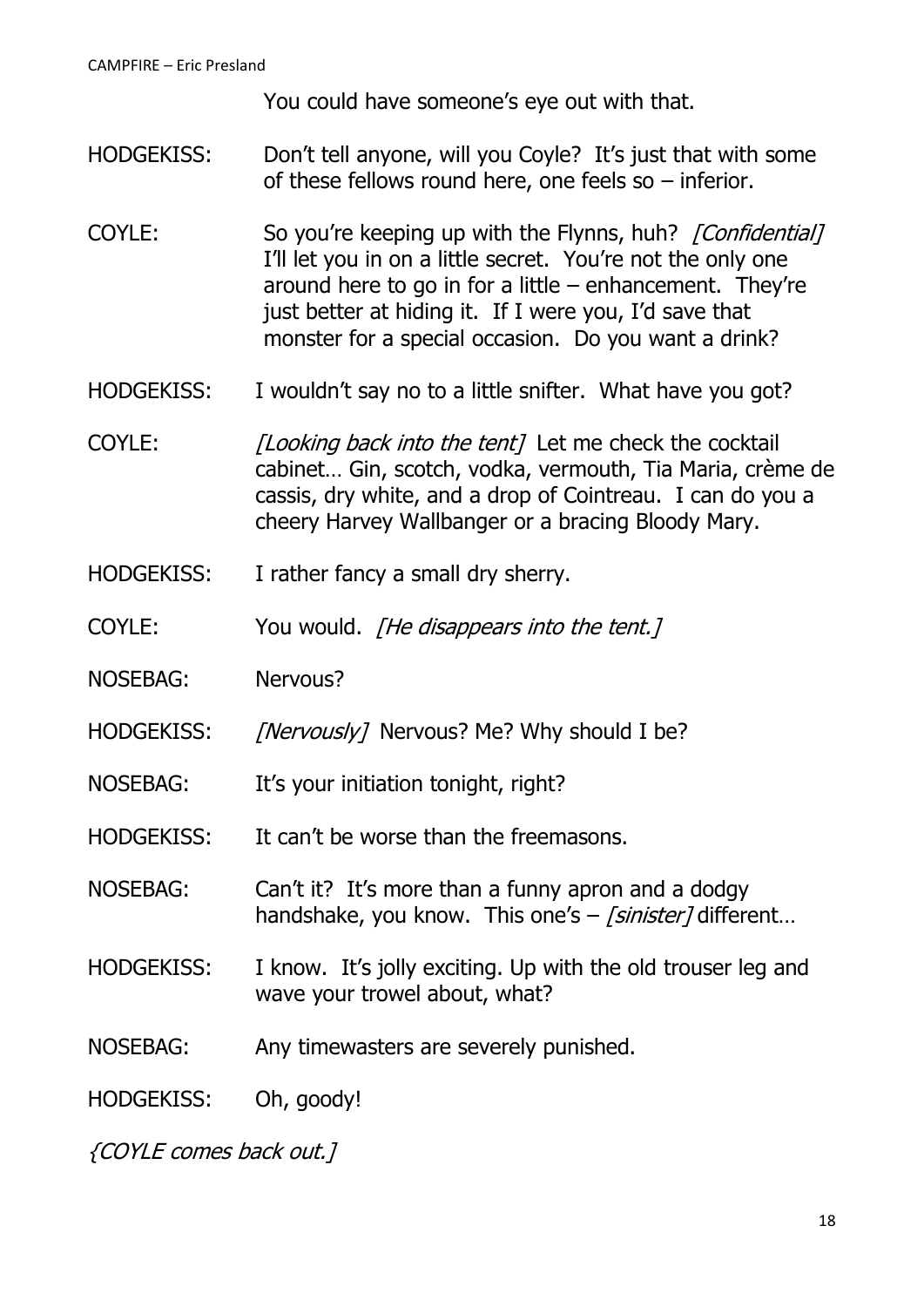You could have someone's eye out with that.

HODGEKISS: Don't tell anyone, will you Coyle? It's just that with some of these fellows round here, one feels so – inferior.

COYLE: So you're keeping up with the Flynns, huh? *[Confidential]* I'll let you in on a little secret. You're not the only one around here to go in for a little – enhancement. They're just better at hiding it. If I were you, I'd save that monster for a special occasion. Do you want a drink?

HODGEKISS: I wouldn't say no to a little snifter. What have you got?

COYLE: *[Looking back into the tent]* Let me check the cocktail cabinet… Gin, scotch, vodka, vermouth, Tia Maria, crème de cassis, dry white, and a drop of Cointreau. I can do you a cheery Harvey Wallbanger or a bracing Bloody Mary.

HODGEKISS: I rather fancy a small dry sherry.

COYLE: You would. *[He disappears into the tent.]*

NOSEBAG: Nervous?

HODGEKISS: *[Nervously]* Nervous? Me? Why should I be?

NOSEBAG: It's your initiation tonight, right?

HODGEKISS: It can't be worse than the freemasons.

NOSEBAG: Can't it? It's more than a funny apron and a dodgy handshake, you know. This one's – *[sinister]* different…

HODGEKISS: I know. It's jolly exciting. Up with the old trouser leg and wave your trowel about, what?

NOSEBAG: Any timewasters are severely punished.

HODGEKISS: Oh, goody!

*{COYLE comes back out.]*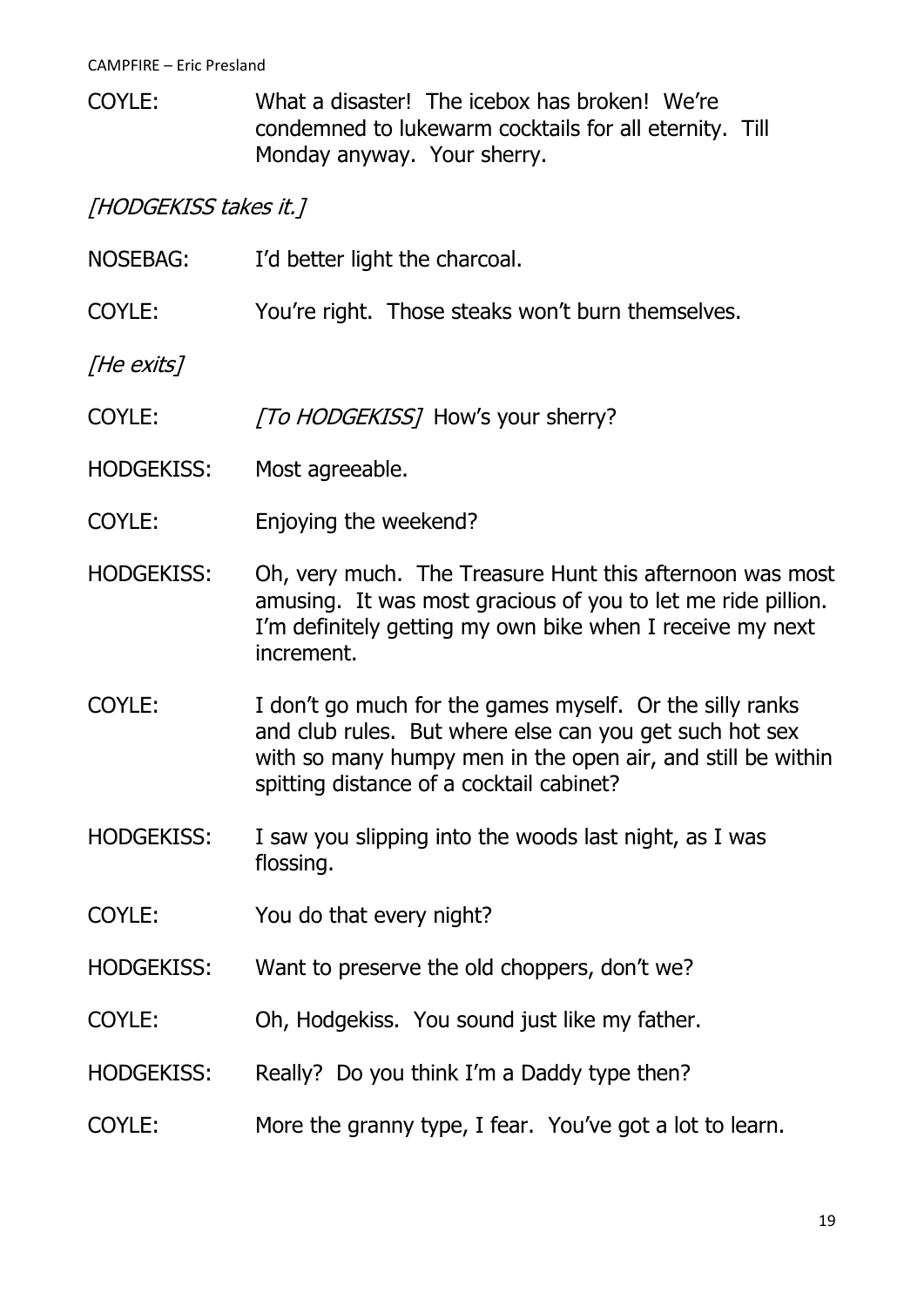COYLE: What a disaster! The icebox has broken! We're condemned to lukewarm cocktails for all eternity. Till Monday anyway. Your sherry.

*[HODGEKISS takes it.]*

NOSEBAG: I'd better light the charcoal.

COYLE: You're right. Those steaks won't burn themselves.

*[He exits]*

COYLE: *[To HODGEKISS]* How's your sherry?

HODGEKISS: Most agreeable.

COYLE: Enjoying the weekend?

HODGEKISS: Oh, very much. The Treasure Hunt this afternoon was most amusing. It was most gracious of you to let me ride pillion. I'm definitely getting my own bike when I receive my next increment.

COYLE: I don't go much for the games myself. Or the silly ranks and club rules. But where else can you get such hot sex with so many humpy men in the open air, and still be within spitting distance of a cocktail cabinet?

HODGEKISS: I saw you slipping into the woods last night, as I was flossing.

COYLE: You do that every night?

HODGEKISS: Want to preserve the old choppers, don't we?

COYLE: Oh, Hodgekiss. You sound just like my father.

HODGEKISS: Really? Do you think I'm a Daddy type then?

COYLE: More the granny type, I fear. You've got a lot to learn.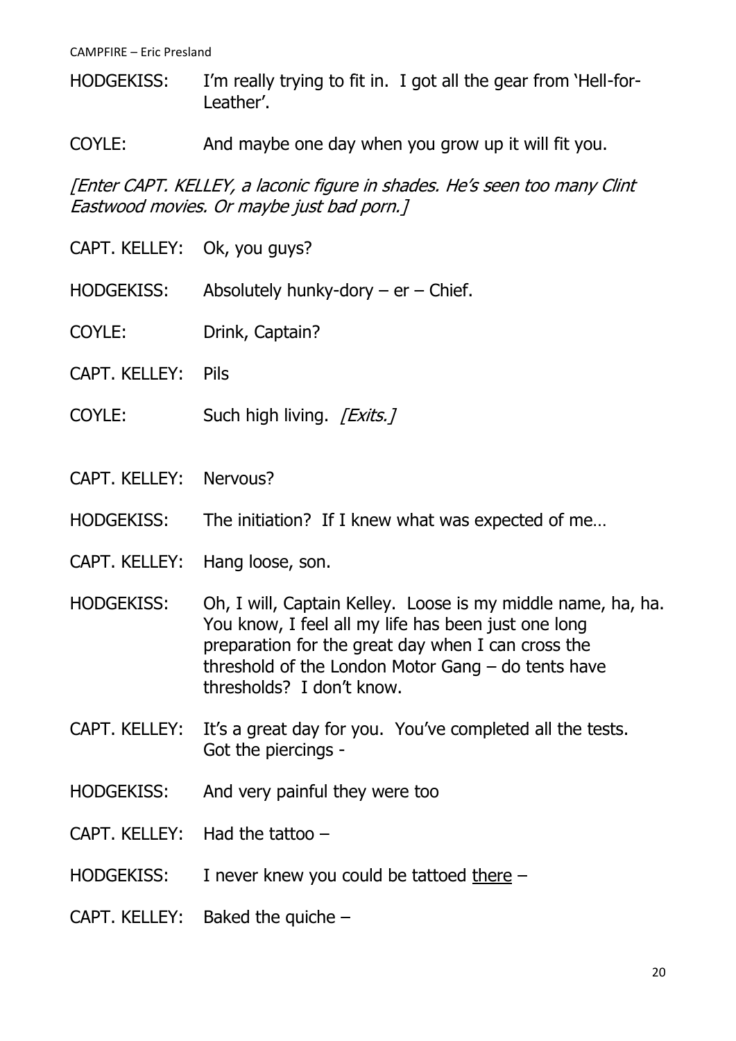HODGEKISS: I'm really trying to fit in. I got all the gear from 'Hell-for-Leather'.

COYLE: And maybe one day when you grow up it will fit you.

*[Enter CAPT. KELLEY, a laconic figure in shades. He's seen too many Clint Eastwood movies. Or maybe just bad porn.]*

CAPT. KELLEY: Ok, you guys?

HODGEKISS: Absolutely hunky-dory – er – Chief.

COYLE: Drink, Captain?

CAPT. KELLEY: Pils

COYLE: Such high living. *[Exits.]*

CAPT. KELLEY: Nervous?

HODGEKISS: The initiation? If I knew what was expected of me…

CAPT. KELLEY: Hang loose, son.

HODGEKISS: Oh, I will, Captain Kelley. Loose is my middle name, ha, ha. You know, I feel all my life has been just one long preparation for the great day when I can cross the threshold of the London Motor Gang – do tents have thresholds? I don't know.

CAPT. KELLEY: It's a great day for you. You've completed all the tests. Got the piercings -

HODGEKISS: And very painful they were too

CAPT. KELLEY: Had the tattoo –

HODGEKISS: I never knew you could be tattooed <u>there</u> –

CAPT. KELLEY: Baked the quiche –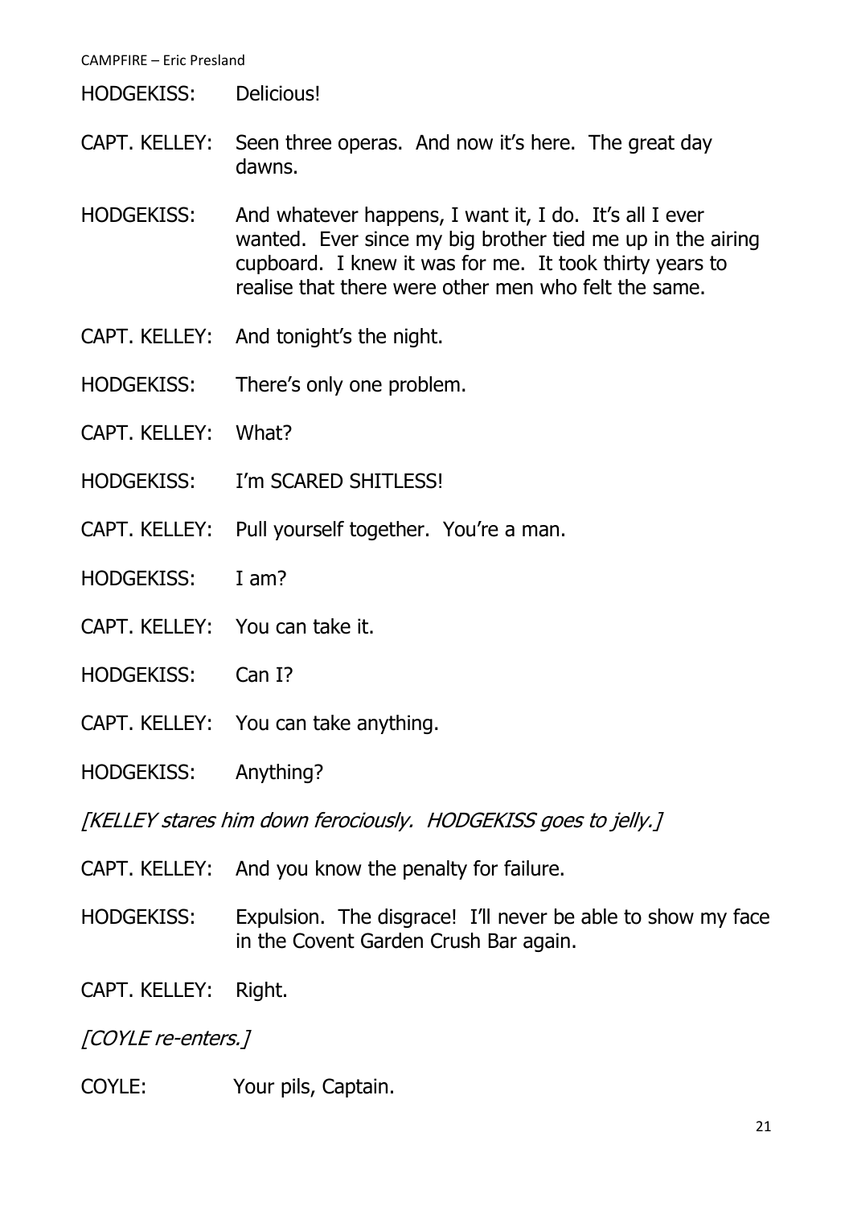HODGEKISS: Delicious!

CAPT. KELLEY: Seen three operas. And now it's here. The great day dawns.

HODGEKISS: And whatever happens, I want it, I do. It's all I ever wanted. Ever since my big brother tied me up in the airing cupboard. I knew it was for me. It took thirty years to realise that there were other men who felt the same.

CAPT. KELLEY: And tonight's the night.

HODGEKISS: There's only one problem.

CAPT. KELLEY: What?

HODGEKISS: I'm SCARED SHITLESS!

CAPT. KELLEY: Pull yourself together. You're a man.

HODGEKISS: I am?

CAPT. KELLEY: You can take it.

HODGEKISS: Can I?

CAPT. KELLEY: You can take anything.

HODGEKISS: Anything?

*[KELLEY stares him down ferociously. HODGEKISS goes to jelly.]*

CAPT. KELLEY: And you know the penalty for failure.

HODGEKISS: Expulsion. The disgrace! I'll never be able to show my face in the Covent Garden Crush Bar again.

CAPT. KELLEY: Right.

*[COYLE re-enters.]*

COYLE: Your pils, Captain.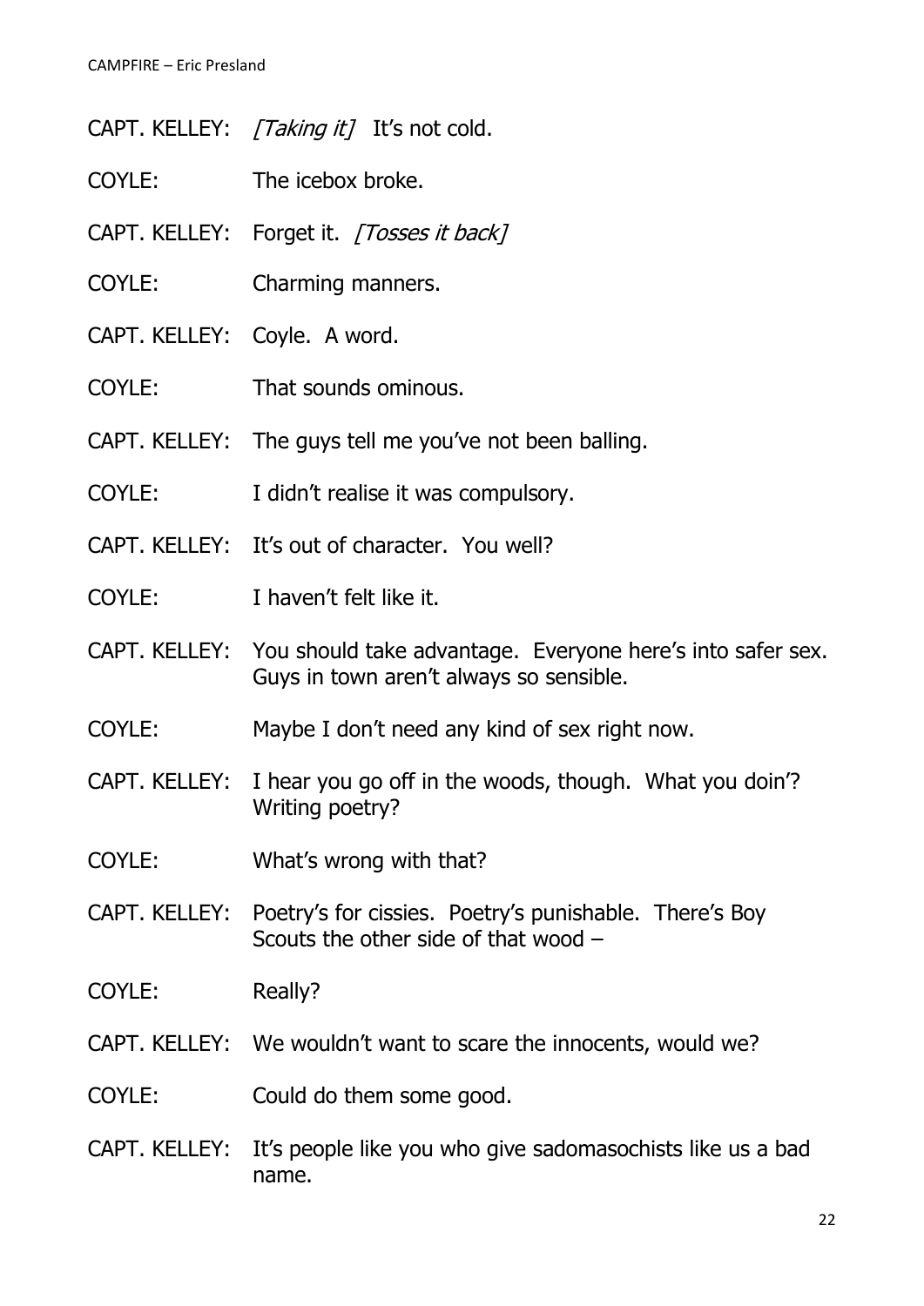CAPT. KELLEY: *[Taking it]* It's not cold.

COYLE: The icebox broke.

CAPT. KELLEY: Forget it. *[Tosses it back]*

COYLE: Charming manners.

CAPT. KELLEY: Coyle. A word.

COYLE: That sounds ominous.

CAPT. KELLEY: The guys tell me you've not been balling.

COYLE: I didn't realise it was compulsory.

CAPT. KELLEY: It's out of character. You well?

COYLE: I haven't felt like it.

CAPT. KELLEY: You should take advantage. Everyone here's into safer sex. Guys in town aren't always so sensible.

COYLE: Maybe I don't need any kind of sex right now.

CAPT. KELLEY: I hear you go off in the woods, though. What you doin'? Writing poetry?

COYLE: What's wrong with that?

CAPT. KELLEY: Poetry's for cissies. Poetry's punishable. There's Boy Scouts the other side of that wood –

COYLE: Really?

CAPT. KELLEY: We wouldn't want to scare the innocents, would we?

COYLE: Could do them some good.

CAPT. KELLEY: It's people like you who give sadomasochists like us a bad name.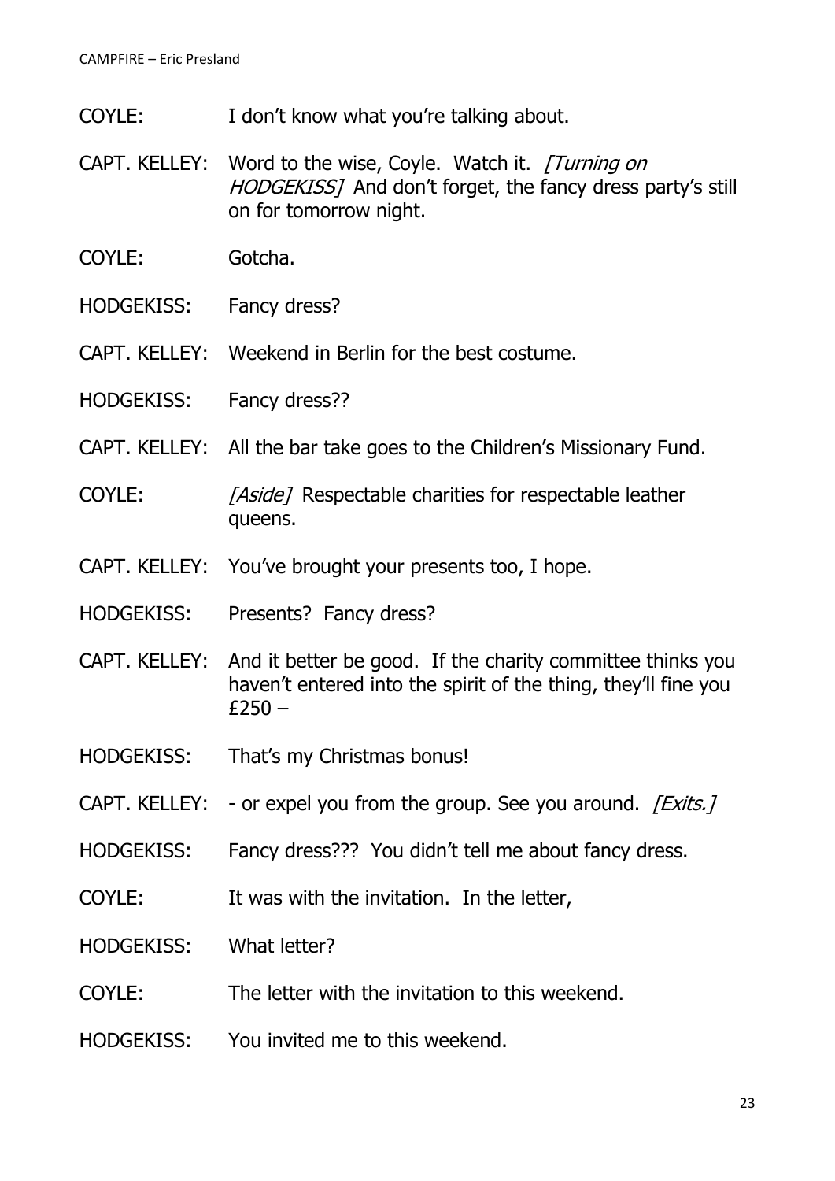COYLE: I don't know what you're talking about.

CAPT. KELLEY: Word to the wise, Coyle. Watch it. *[Turning on HODGEKISS]* And don't forget, the fancy dress party's still on for tomorrow night.

COYLE: Gotcha.

HODGEKISS: Fancy dress?

CAPT. KELLEY: Weekend in Berlin for the best costume.

HODGEKISS: Fancy dress??

CAPT. KELLEY: All the bar take goes to the Children's Missionary Fund.

COYLE: *[Aside]* Respectable charities for respectable leather queens.

CAPT. KELLEY: You've brought your presents too, I hope.

HODGEKISS: Presents? Fancy dress?

CAPT. KELLEY: And it better be good. If the charity committee thinks you haven't entered into the spirit of the thing, they'll fine you £250 –

HODGEKISS: That's my Christmas bonus!

CAPT. KELLEY: - or expel you from the group. See you around. *[Exits.]*

HODGEKISS: Fancy dress??? You didn't tell me about fancy dress.

COYLE: It was with the invitation. In the letter,

HODGEKISS: What letter?

COYLE: The letter with the invitation to this weekend.

HODGEKISS: You invited me to this weekend.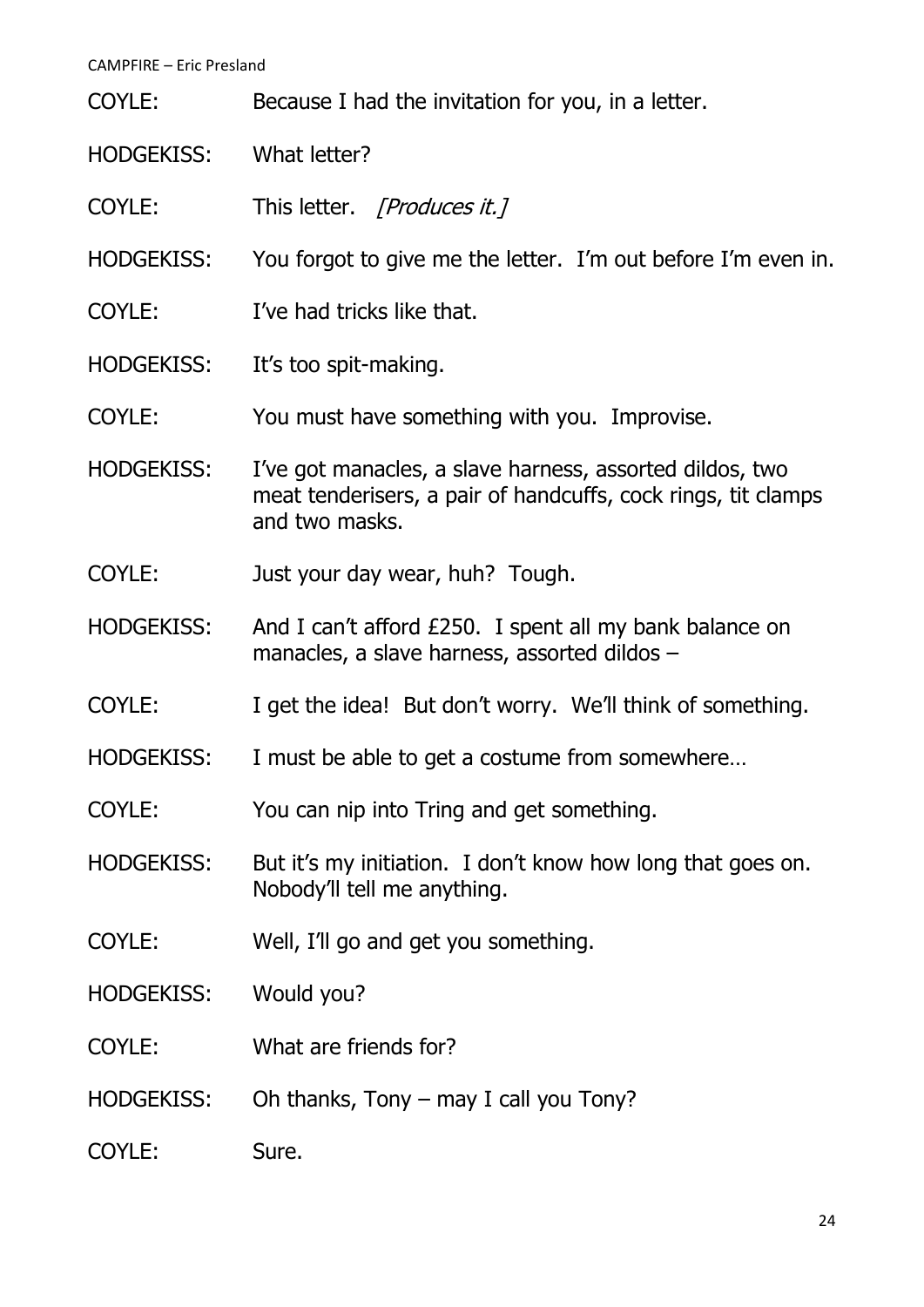COYLE: Because I had the invitation for you, in a letter.

HODGEKISS: What letter?

COYLE: This letter. *[Produces it.]*

HODGEKISS: You forgot to give me the letter. I'm out before I'm even in.

COYLE: I've had tricks like that.

HODGEKISS: It's too spit-making.

COYLE: You must have something with you. Improvise.

HODGEKISS: I've got manacles, a slave harness, assorted dildos, two meat tenderisers, a pair of handcuffs, cock rings, tit clamps and two masks.

COYLE: Just your day wear, huh? Tough.

HODGEKISS: And I can't afford £250. I spent all my bank balance on manacles, a slave harness, assorted dildos –

COYLE: I get the idea! But don't worry. We'll think of something.

HODGEKISS: I must be able to get a costume from somewhere…

COYLE: You can nip into Tring and get something.

HODGEKISS: But it's my initiation. I don't know how long that goes on. Nobody'll tell me anything.

COYLE: Well, I'll go and get you something.

HODGEKISS: Would you?

COYLE: What are friends for?

HODGEKISS: Oh thanks, Tony – may I call you Tony?

COYLE: Sure.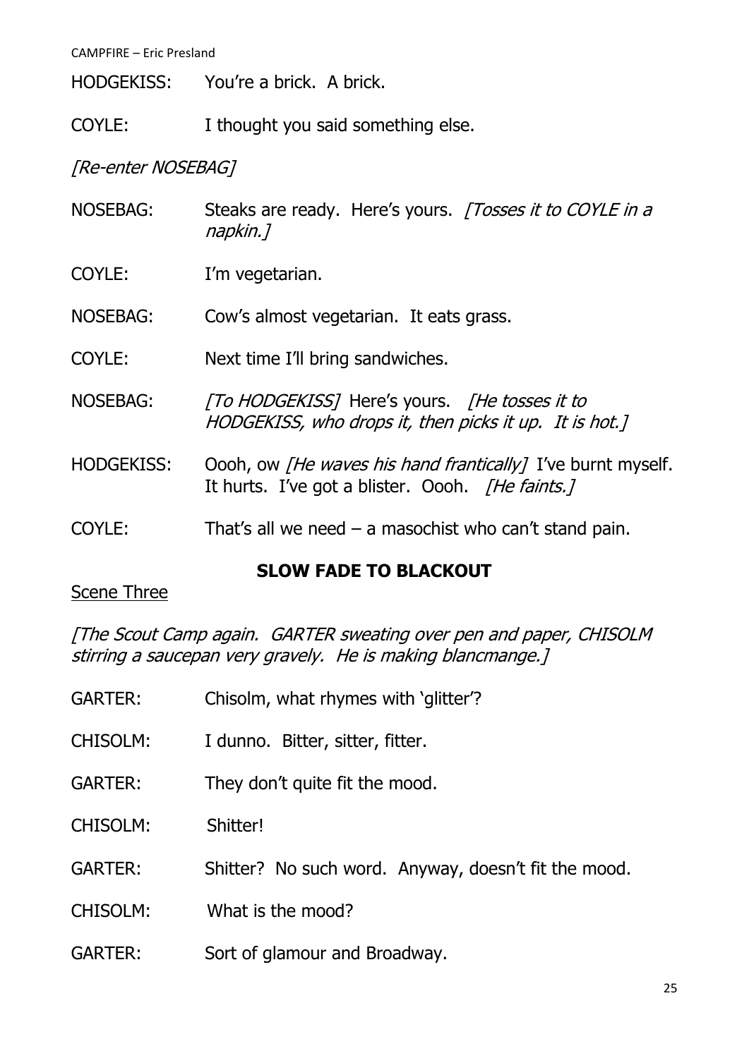HODGEKISS: You're a brick. A brick.

COYLE: I thought you said something else.

*[Re-enter NOSEBAG]*

NOSEBAG: Steaks are ready. Here's yours. *[Tosses it to COYLE in a napkin.]*

COYLE: I'm vegetarian.

NOSEBAG: Cow's almost vegetarian. It eats grass.

COYLE: Next time I'll bring sandwiches.

NOSEBAG: *[To HODGEKISS]* Here's yours. *[He tosses it to HODGEKISS, who drops it, then picks it up. It is hot.]*

HODGEKISS: Oooh, ow *[He waves his hand frantically]* I've burnt myself. It hurts. I've got a blister. Oooh. *[He faints.]*

COYLE: That's all we need – a masochist who can't stand pain.

**SLOW FADE TO BLACKOUT**

<u>Scene Three</u>

*[The Scout Camp again. GARTER sweating over pen and paper, CHISOLM stirring a saucepan very gravely. He is making blancmange.]*

GARTER: Chisolm, what rhymes with 'glitter'?

CHISOLM: I dunno. Bitter, sitter, fitter.

GARTER: They don't quite fit the mood.

CHISOLM: Shitter!

GARTER: Shitter? No such word. Anyway, doesn't fit the mood.

CHISOLM: What is the mood?

GARTER: Sort of glamour and Broadway.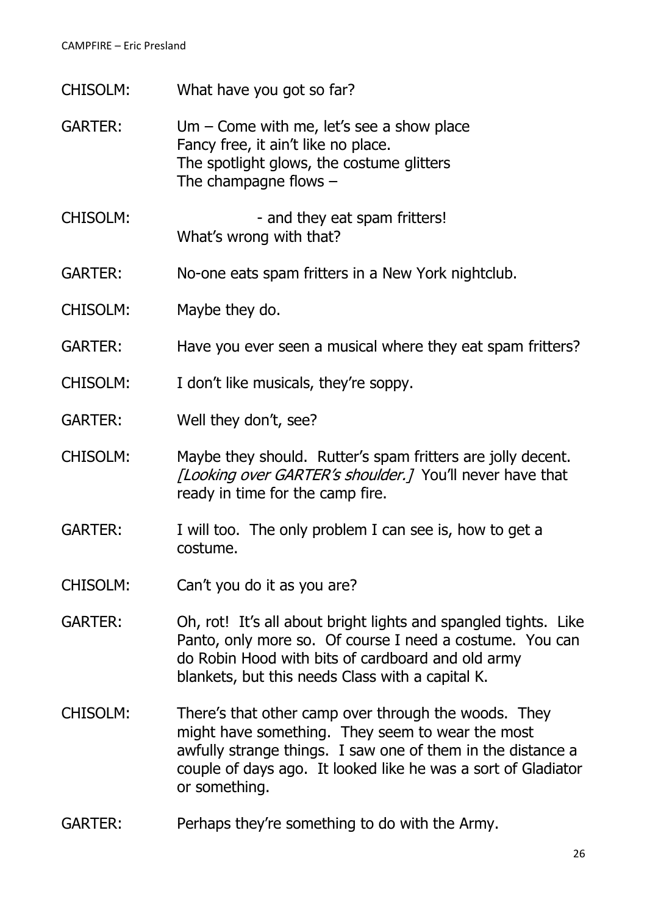CHISOLM: What have you got so far?

GARTER: Um – Come with me, let's see a show place
Fancy free, it ain't like no place.
The spotlight glows, the costume glitters
The champagne flows –

CHISOLM: - and they eat spam fritters!
What's wrong with that?

GARTER: No-one eats spam fritters in a New York nightclub.

CHISOLM: Maybe they do.

GARTER: Have you ever seen a musical where they eat spam fritters?

CHISOLM: I don't like musicals, they're soppy.

GARTER: Well they don't, see?

CHISOLM: Maybe they should. Rutter's spam fritters are jolly decent. *[Looking over GARTER's shoulder.]* You'll never have that ready in time for the camp fire.

GARTER: I will too. The only problem I can see is, how to get a costume.

CHISOLM: Can't you do it as you are?

GARTER: Oh, rot! It's all about bright lights and spangled tights. Like Panto, only more so. Of course I need a costume. You can do Robin Hood with bits of cardboard and old army blankets, but this needs Class with a capital K.

CHISOLM: There's that other camp over through the woods. They might have something. They seem to wear the most awfully strange things. I saw one of them in the distance a couple of days ago. It looked like he was a sort of Gladiator or something.

GARTER: Perhaps they're something to do with the Army.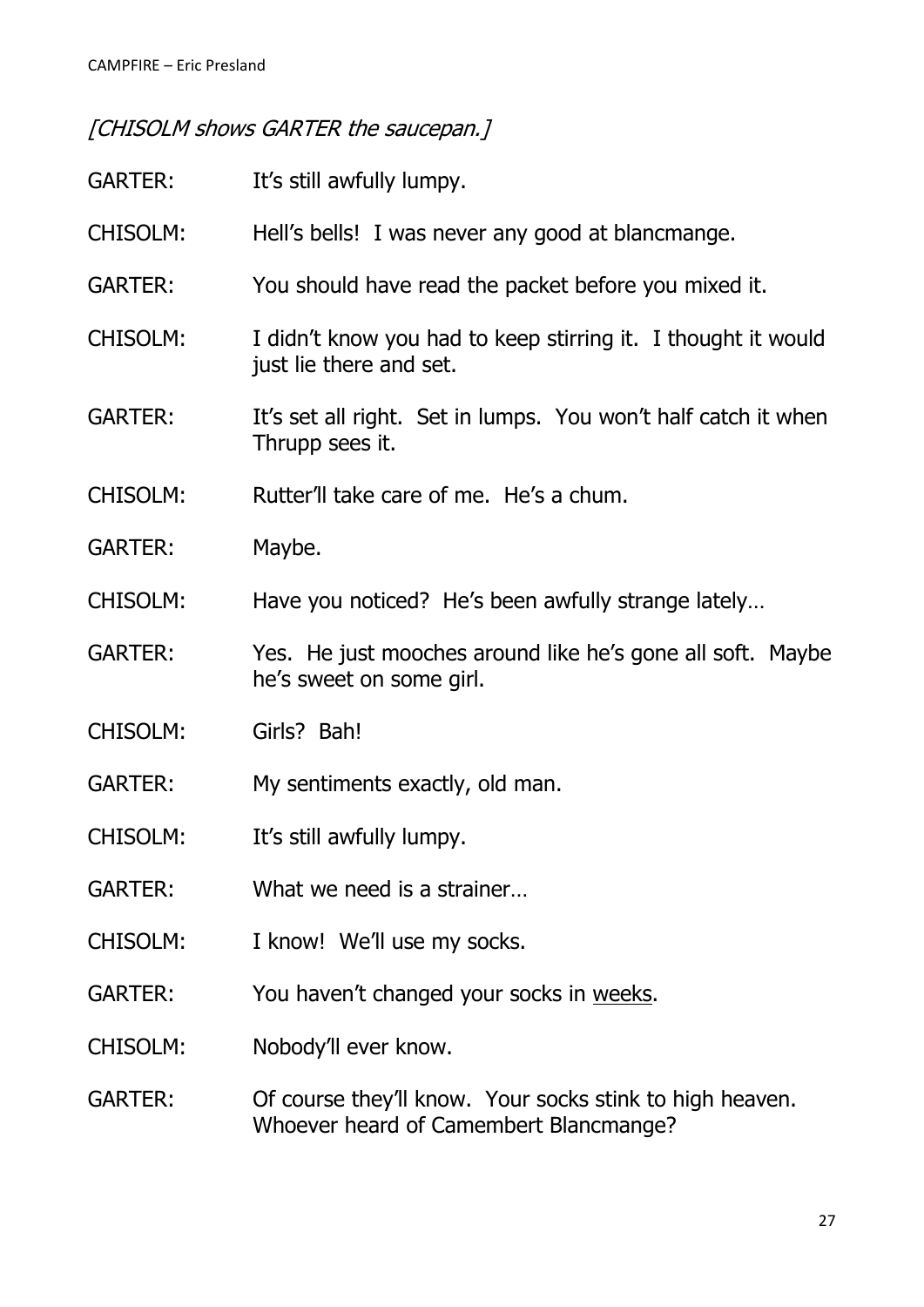*[CHISOLM shows GARTER the saucepan.]*

GARTER: It's still awfully lumpy.

CHISOLM: Hell's bells! I was never any good at blancmange.

GARTER: You should have read the packet before you mixed it.

CHISOLM: I didn't know you had to keep stirring it. I thought it would just lie there and set.

GARTER: It's set all right. Set in lumps. You won't half catch it when Thrupp sees it.

CHISOLM: Rutter'll take care of me. He's a chum.

GARTER: Maybe.

CHISOLM: Have you noticed? He's been awfully strange lately…

GARTER: Yes. He just mooches around like he's gone all soft. Maybe he's sweet on some girl.

CHISOLM: Girls? Bah!

GARTER: My sentiments exactly, old man.

CHISOLM: It's still awfully lumpy.

GARTER: What we need is a strainer…

CHISOLM: I know! We'll use my socks.

GARTER: You haven't changed your socks in <u>weeks</u>.

CHISOLM: Nobody'll ever know.

GARTER: Of course they'll know. Your socks stink to high heaven. Whoever heard of Camembert Blancmange?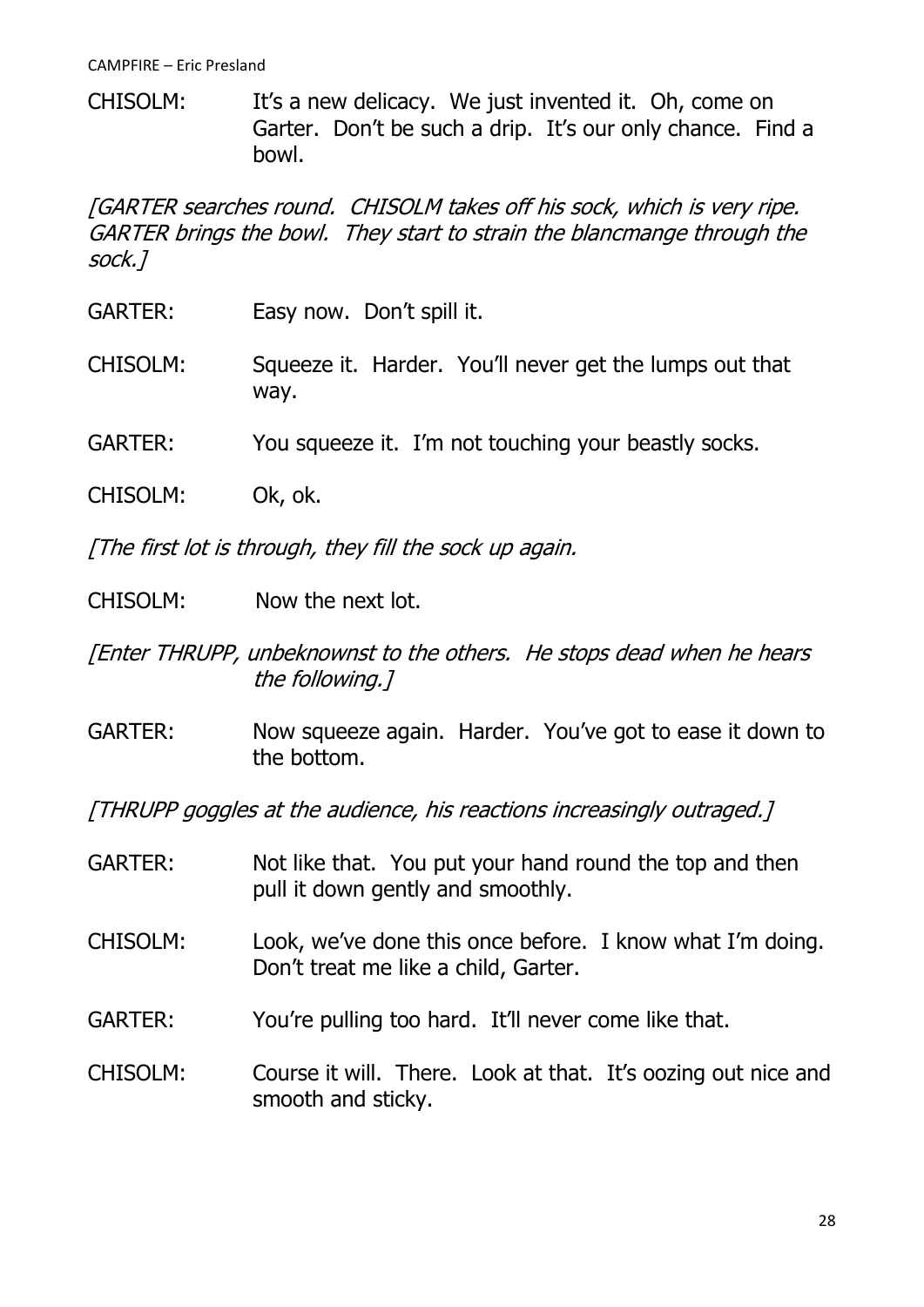CHISOLM: It's a new delicacy. We just invented it. Oh, come on Garter. Don't be such a drip. It's our only chance. Find a bowl.

*[GARTER searches round. CHISOLM takes off his sock, which is very ripe. GARTER brings the bowl. They start to strain the blancmange through the sock.]*

GARTER: Easy now. Don't spill it.

CHISOLM: Squeeze it. Harder. You'll never get the lumps out that way.

GARTER: You squeeze it. I'm not touching your beastly socks.

CHISOLM: Ok, ok.

*[The first lot is through, they fill the sock up again.*

CHISOLM: Now the next lot.

*[Enter THRUPP, unbeknownst to the others. He stops dead when he hears the following.]*

GARTER: Now squeeze again. Harder. You've got to ease it down to the bottom.

*[THRUPP goggles at the audience, his reactions increasingly outraged.]*

GARTER: Not like that. You put your hand round the top and then pull it down gently and smoothly.

CHISOLM: Look, we've done this once before. I know what I'm doing. Don't treat me like a child, Garter.

GARTER: You're pulling too hard. It'll never come like that.

CHISOLM: Course it will. There. Look at that. It's oozing out nice and smooth and sticky.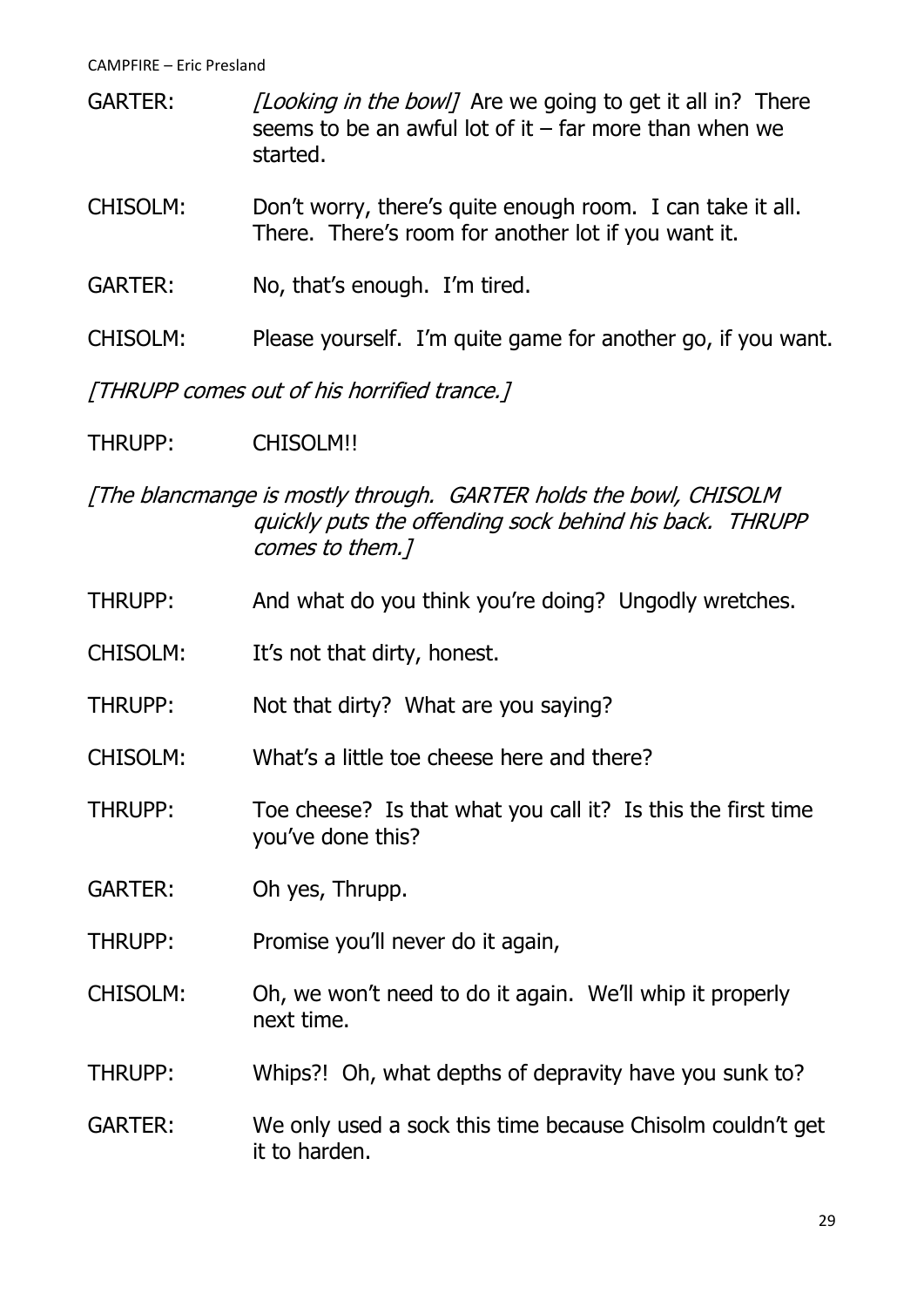GARTER: *[Looking in the bowl]* Are we going to get it all in? There seems to be an awful lot of it – far more than when we started.

CHISOLM: Don't worry, there's quite enough room. I can take it all. There. There's room for another lot if you want it.

GARTER: No, that's enough. I'm tired.

CHISOLM: Please yourself. I'm quite game for another go, if you want.

*[THRUPP comes out of his horrified trance.]*

THRUPP: CHISOLM!!

*[The blancmange is mostly through. GARTER holds the bowl, CHISOLM quickly puts the offending sock behind his back. THRUPP comes to them.]*

THRUPP: And what do you think you're doing? Ungodly wretches.

CHISOLM: It's not that dirty, honest.

THRUPP: Not that dirty? What are you saying?

CHISOLM: What's a little toe cheese here and there?

THRUPP: Toe cheese? Is that what you call it? Is this the first time you've done this?

GARTER: Oh yes, Thrupp.

THRUPP: Promise you'll never do it again,

CHISOLM: Oh, we won't need to do it again. We'll whip it properly next time.

THRUPP: Whips?! Oh, what depths of depravity have you sunk to?

GARTER: We only used a sock this time because Chisolm couldn't get it to harden.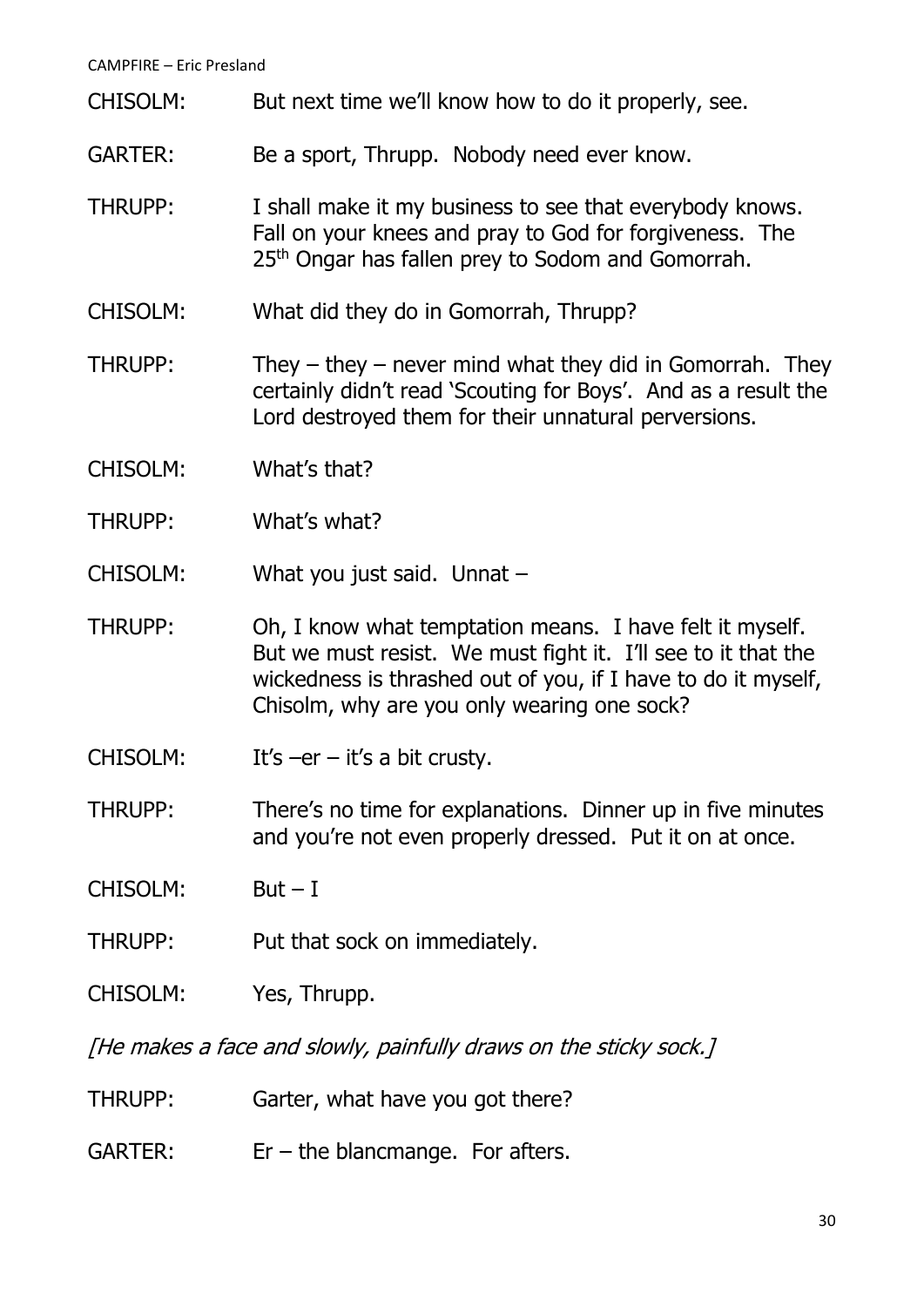CHISOLM: But next time we'll know how to do it properly, see.

GARTER: Be a sport, Thrupp. Nobody need ever know.

THRUPP: I shall make it my business to see that everybody knows. Fall on your knees and pray to God for forgiveness. The 25th Ongar has fallen prey to Sodom and Gomorrah.

CHISOLM: What did they do in Gomorrah, Thrupp?

THRUPP: They – they – never mind what they did in Gomorrah. They certainly didn't read 'Scouting for Boys'. And as a result the Lord destroyed them for their unnatural perversions.

CHISOLM: What's that?

THRUPP: What's what?

CHISOLM: What you just said. Unnat –

THRUPP: Oh, I know what temptation means. I have felt it myself. But we must resist. We must fight it. I'll see to it that the wickedness is thrashed out of you, if I have to do it myself, Chisolm, why are you only wearing one sock?

CHISOLM: It's –er – it's a bit crusty.

THRUPP: There's no time for explanations. Dinner up in five minutes and you're not even properly dressed. Put it on at once.

CHISOLM: But – I

THRUPP: Put that sock on immediately.

CHISOLM: Yes, Thrupp.

*[He makes a face and slowly, painfully draws on the sticky sock.]*

THRUPP: Garter, what have you got there?

GARTER: Er – the blancmange. For afters.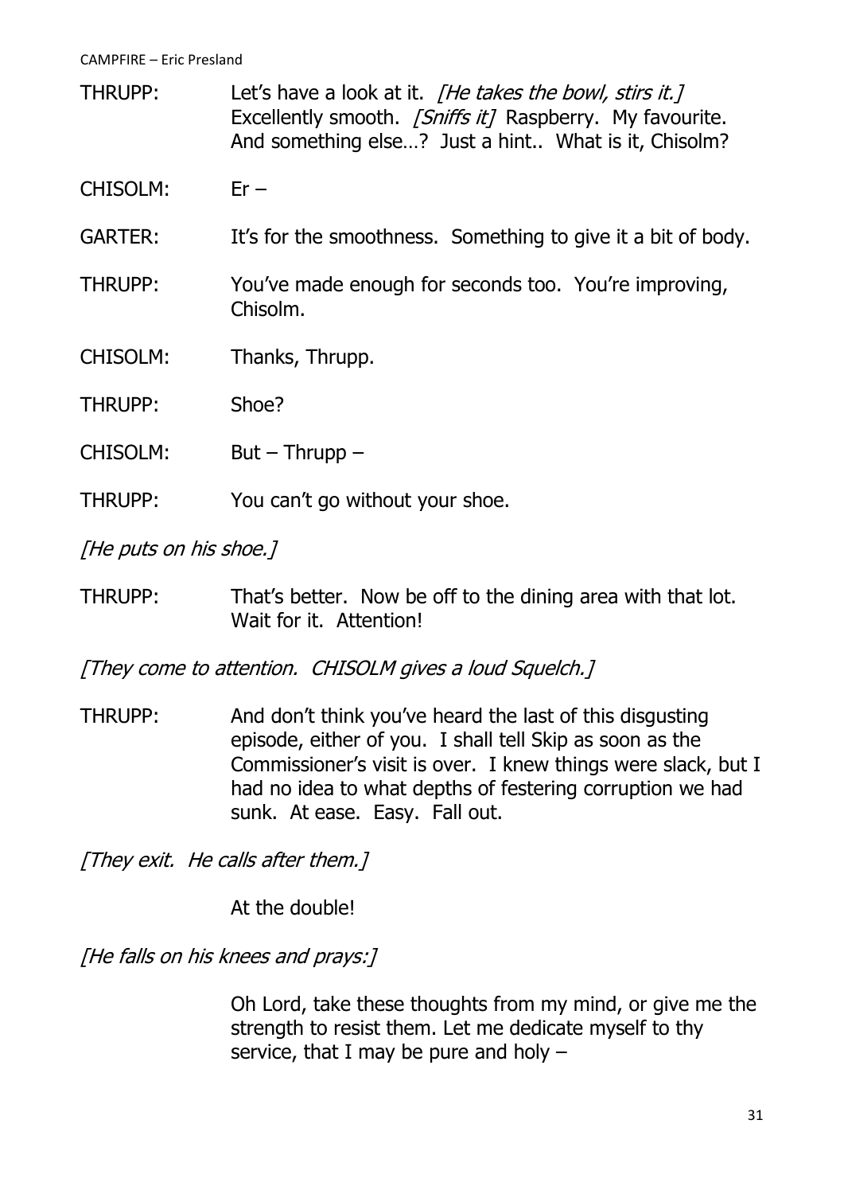THRUPP: Let's have a look at it. *[He takes the bowl, stirs it.]* Excellently smooth. *[Sniffs it]* Raspberry. My favourite. And something else…? Just a hint.. What is it, Chisolm?

CHISOLM: Er –

GARTER: It's for the smoothness. Something to give it a bit of body.

THRUPP: You've made enough for seconds too. You're improving, Chisolm.

CHISOLM: Thanks, Thrupp.

THRUPP: Shoe?

CHISOLM: But – Thrupp –

THRUPP: You can't go without your shoe.

*[He puts on his shoe.]*

THRUPP: That's better. Now be off to the dining area with that lot. Wait for it. Attention!

*[They come to attention. CHISOLM gives a loud Squelch.]*

THRUPP: And don't think you've heard the last of this disgusting episode, either of you. I shall tell Skip as soon as the Commissioner's visit is over. I knew things were slack, but I had no idea to what depths of festering corruption we had sunk. At ease. Easy. Fall out.

*[They exit. He calls after them.]*

At the double!

*[He falls on his knees and prays:]*

Oh Lord, take these thoughts from my mind, or give me the strength to resist them. Let me dedicate myself to thy service, that I may be pure and holy –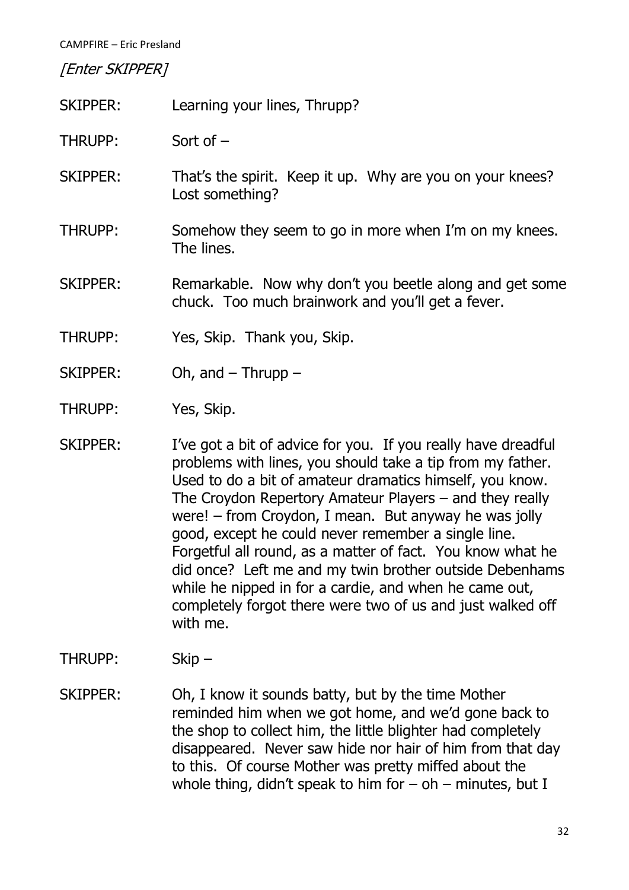*[Enter SKIPPER]*

SKIPPER: Learning your lines, Thrupp?

THRUPP: Sort of –

SKIPPER: That's the spirit. Keep it up. Why are you on your knees? Lost something?

THRUPP: Somehow they seem to go in more when I'm on my knees. The lines.

SKIPPER: Remarkable. Now why don't you beetle along and get some chuck. Too much brainwork and you'll get a fever.

THRUPP: Yes, Skip. Thank you, Skip.

SKIPPER: Oh, and – Thrupp –

THRUPP: Yes, Skip.

SKIPPER: I've got a bit of advice for you. If you really have dreadful problems with lines, you should take a tip from my father. Used to do a bit of amateur dramatics himself, you know. The Croydon Repertory Amateur Players – and they really were! – from Croydon, I mean. But anyway he was jolly good, except he could never remember a single line. Forgetful all round, as a matter of fact. You know what he did once? Left me and my twin brother outside Debenhams while he nipped in for a cardie, and when he came out, completely forgot there were two of us and just walked off with me.

THRUPP: Skip –

SKIPPER: Oh, I know it sounds batty, but by the time Mother reminded him when we got home, and we'd gone back to the shop to collect him, the little blighter had completely disappeared. Never saw hide nor hair of him from that day to this. Of course Mother was pretty miffed about the whole thing, didn't speak to him for – oh – minutes, but I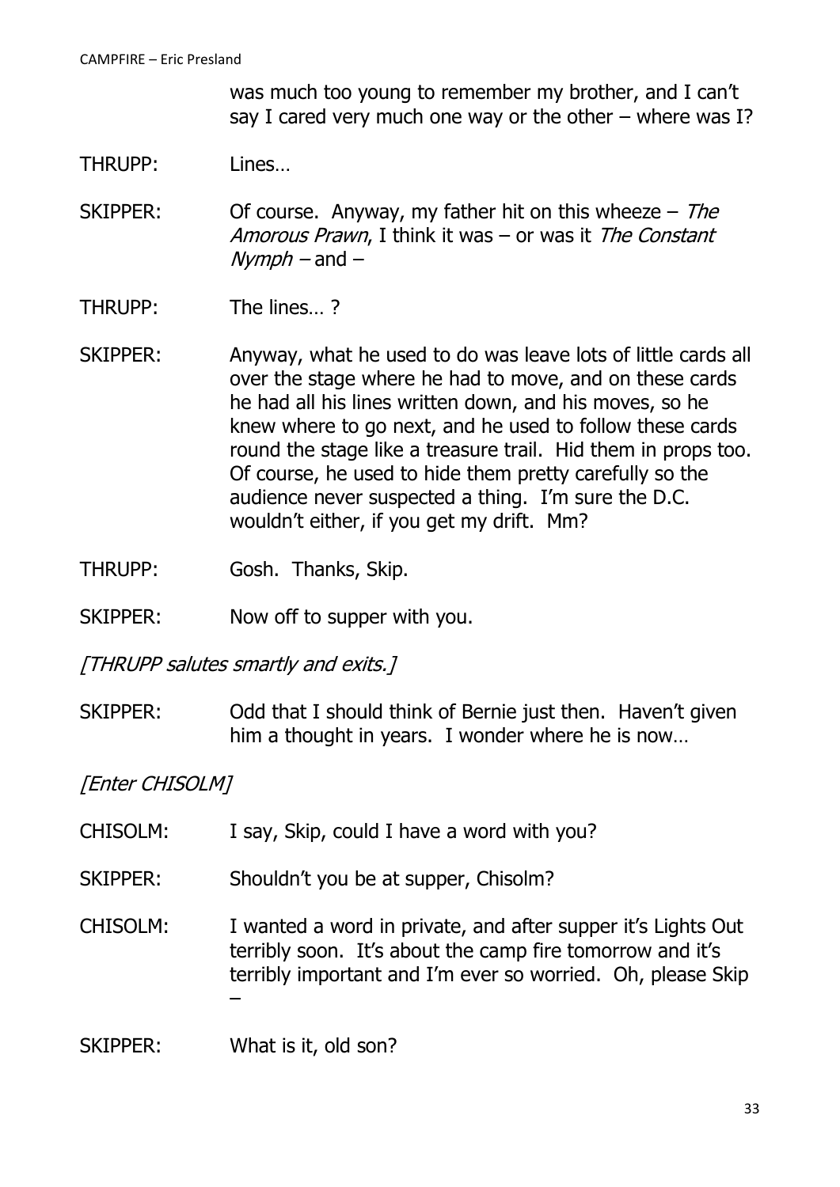was much too young to remember my brother, and I can't say I cared very much one way or the other – where was I?

THRUPP: Lines…

SKIPPER: Of course. Anyway, my father hit on this wheeze – *The Amorous Prawn*, I think it was – or was it *The Constant Nymph* – and –

THRUPP: The lines… ?

SKIPPER: Anyway, what he used to do was leave lots of little cards all over the stage where he had to move, and on these cards he had all his lines written down, and his moves, so he knew where to go next, and he used to follow these cards round the stage like a treasure trail. Hid them in props too. Of course, he used to hide them pretty carefully so the audience never suspected a thing. I'm sure the D.C. wouldn't either, if you get my drift. Mm?

THRUPP: Gosh. Thanks, Skip.

SKIPPER: Now off to supper with you.

*[THRUPP salutes smartly and exits.]*

SKIPPER: Odd that I should think of Bernie just then. Haven't given him a thought in years. I wonder where he is now…

*[Enter CHISOLM]*

CHISOLM: I say, Skip, could I have a word with you?

SKIPPER: Shouldn't you be at supper, Chisolm?

CHISOLM: I wanted a word in private, and after supper it's Lights Out terribly soon. It's about the camp fire tomorrow and it's terribly important and I'm ever so worried. Oh, please Skip –

SKIPPER: What is it, old son?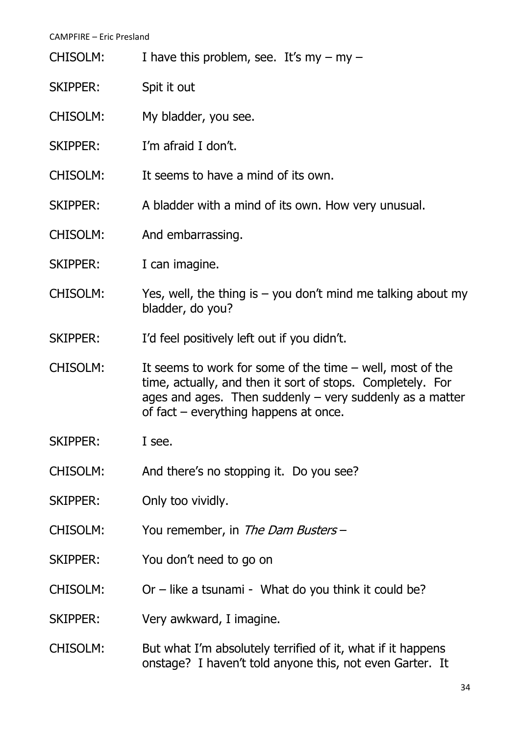CHISOLM: I have this problem, see. It's my – my –

SKIPPER: Spit it out

CHISOLM: My bladder, you see.

SKIPPER: I'm afraid I don't.

CHISOLM: It seems to have a mind of its own.

SKIPPER: A bladder with a mind of its own. How very unusual.

CHISOLM: And embarrassing.

SKIPPER: I can imagine.

CHISOLM: Yes, well, the thing is – you don't mind me talking about my bladder, do you?

SKIPPER: I'd feel positively left out if you didn't.

CHISOLM: It seems to work for some of the time – well, most of the time, actually, and then it sort of stops. Completely. For ages and ages. Then suddenly – very suddenly as a matter of fact – everything happens at once.

SKIPPER: I see.

CHISOLM: And there's no stopping it. Do you see?

SKIPPER: Only too vividly.

CHISOLM: You remember, in *The Dam Busters* –

SKIPPER: You don't need to go on

CHISOLM: Or – like a tsunami - What do you think it could be?

SKIPPER: Very awkward, I imagine.

CHISOLM: But what I'm absolutely terrified of it, what if it happens onstage? I haven't told anyone this, not even Garter. It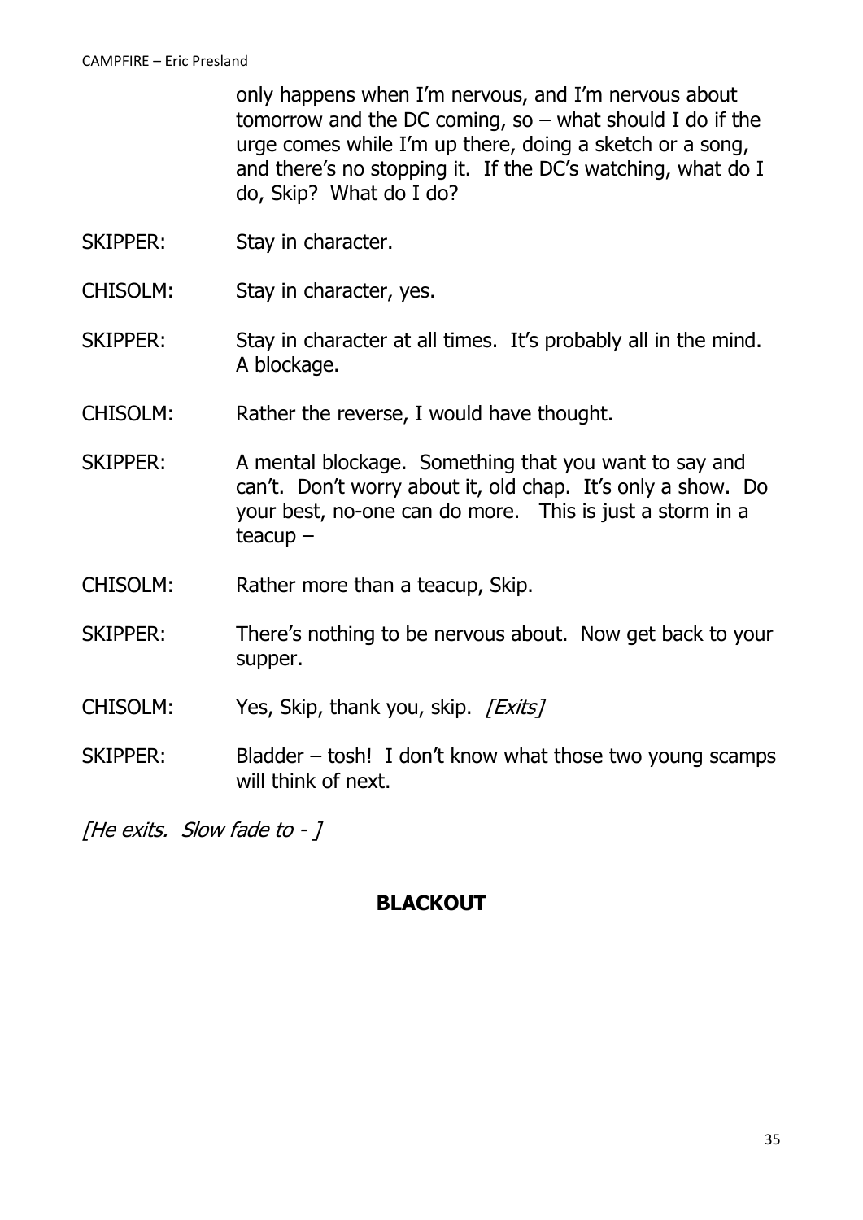only happens when I'm nervous, and I'm nervous about tomorrow and the DC coming, so – what should I do if the urge comes while I'm up there, doing a sketch or a song, and there's no stopping it. If the DC's watching, what do I do, Skip? What do I do?

SKIPPER: Stay in character.

CHISOLM: Stay in character, yes.

SKIPPER: Stay in character at all times. It's probably all in the mind. A blockage.

CHISOLM: Rather the reverse, I would have thought.

SKIPPER: A mental blockage. Something that you want to say and can't. Don't worry about it, old chap. It's only a show. Do your best, no-one can do more. This is just a storm in a teacup –

CHISOLM: Rather more than a teacup, Skip.

SKIPPER: There's nothing to be nervous about. Now get back to your supper.

CHISOLM: Yes, Skip, thank you, skip. *[Exits]*

SKIPPER: Bladder – tosh! I don't know what those two young scamps will think of next.

*[He exits. Slow fade to - ]*

**BLACKOUT**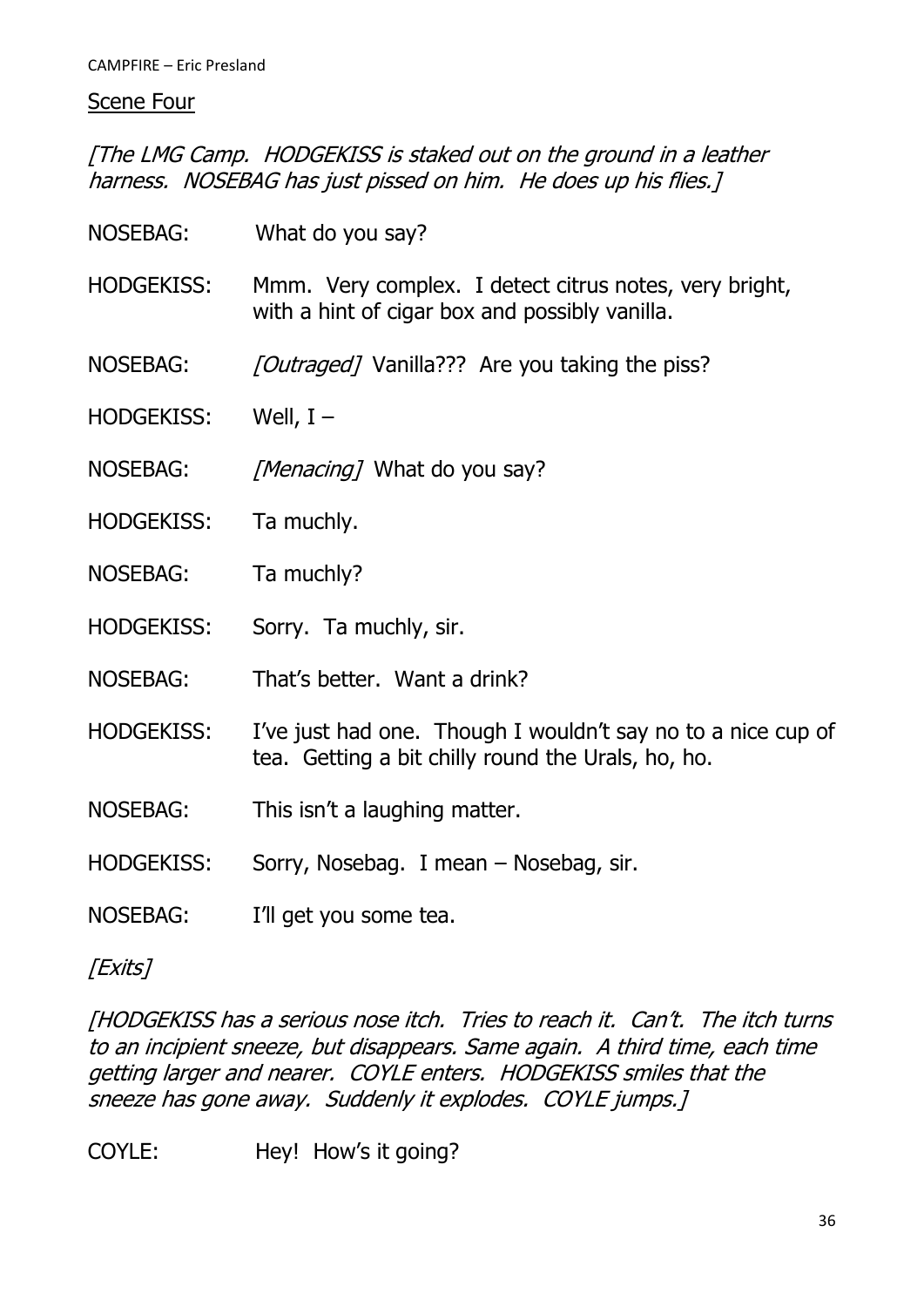Scene Four

*[The LMG Camp. HODGEKISS is staked out on the ground in a leather harness. NOSEBAG has just pissed on him. He does up his flies.]*

NOSEBAG: What do you say?

HODGEKISS: Mmm. Very complex. I detect citrus notes, very bright, with a hint of cigar box and possibly vanilla.

NOSEBAG: *[Outraged]* Vanilla??? Are you taking the piss?

HODGEKISS: Well, I –

NOSEBAG: *[Menacing]* What do you say?

HODGEKISS: Ta muchly.

NOSEBAG: Ta muchly?

HODGEKISS: Sorry. Ta muchly, sir.

NOSEBAG: That's better. Want a drink?

HODGEKISS: I've just had one. Though I wouldn't say no to a nice cup of tea. Getting a bit chilly round the Urals, ho, ho.

NOSEBAG: This isn't a laughing matter.

HODGEKISS: Sorry, Nosebag. I mean – Nosebag, sir.

NOSEBAG: I'll get you some tea.

*[Exits]*

*[HODGEKISS has a serious nose itch. Tries to reach it. Can't. The itch turns to an incipient sneeze, but disappears. Same again. A third time, each time getting larger and nearer. COYLE enters. HODGEKISS smiles that the sneeze has gone away. Suddenly it explodes. COYLE jumps.]*

COYLE: Hey! How's it going?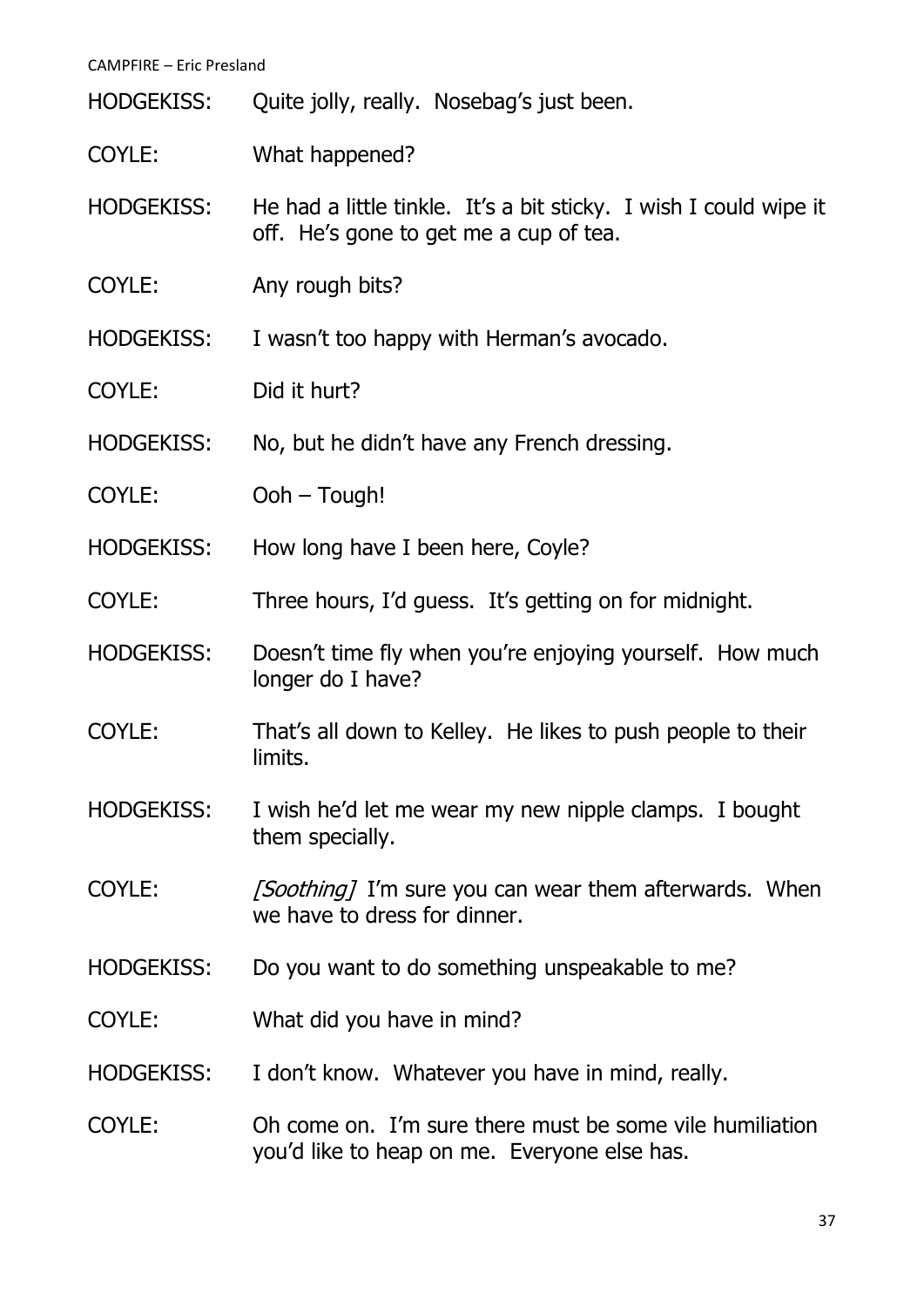HODGEKISS: Quite jolly, really. Nosebag's just been.

COYLE: What happened?

HODGEKISS: He had a little tinkle. It's a bit sticky. I wish I could wipe it off. He's gone to get me a cup of tea.

COYLE: Any rough bits?

HODGEKISS: I wasn't too happy with Herman's avocado.

COYLE: Did it hurt?

HODGEKISS: No, but he didn't have any French dressing.

COYLE: Ooh – Tough!

HODGEKISS: How long have I been here, Coyle?

COYLE: Three hours, I'd guess. It's getting on for midnight.

HODGEKISS: Doesn't time fly when you're enjoying yourself. How much longer do I have?

COYLE: That's all down to Kelley. He likes to push people to their limits.

HODGEKISS: I wish he'd let me wear my new nipple clamps. I bought them specially.

COYLE: *[Soothing]* I'm sure you can wear them afterwards. When we have to dress for dinner.

HODGEKISS: Do you want to do something unspeakable to me?

COYLE: What did you have in mind?

HODGEKISS: I don't know. Whatever you have in mind, really.

COYLE: Oh come on. I'm sure there must be some vile humiliation you'd like to heap on me. Everyone else has.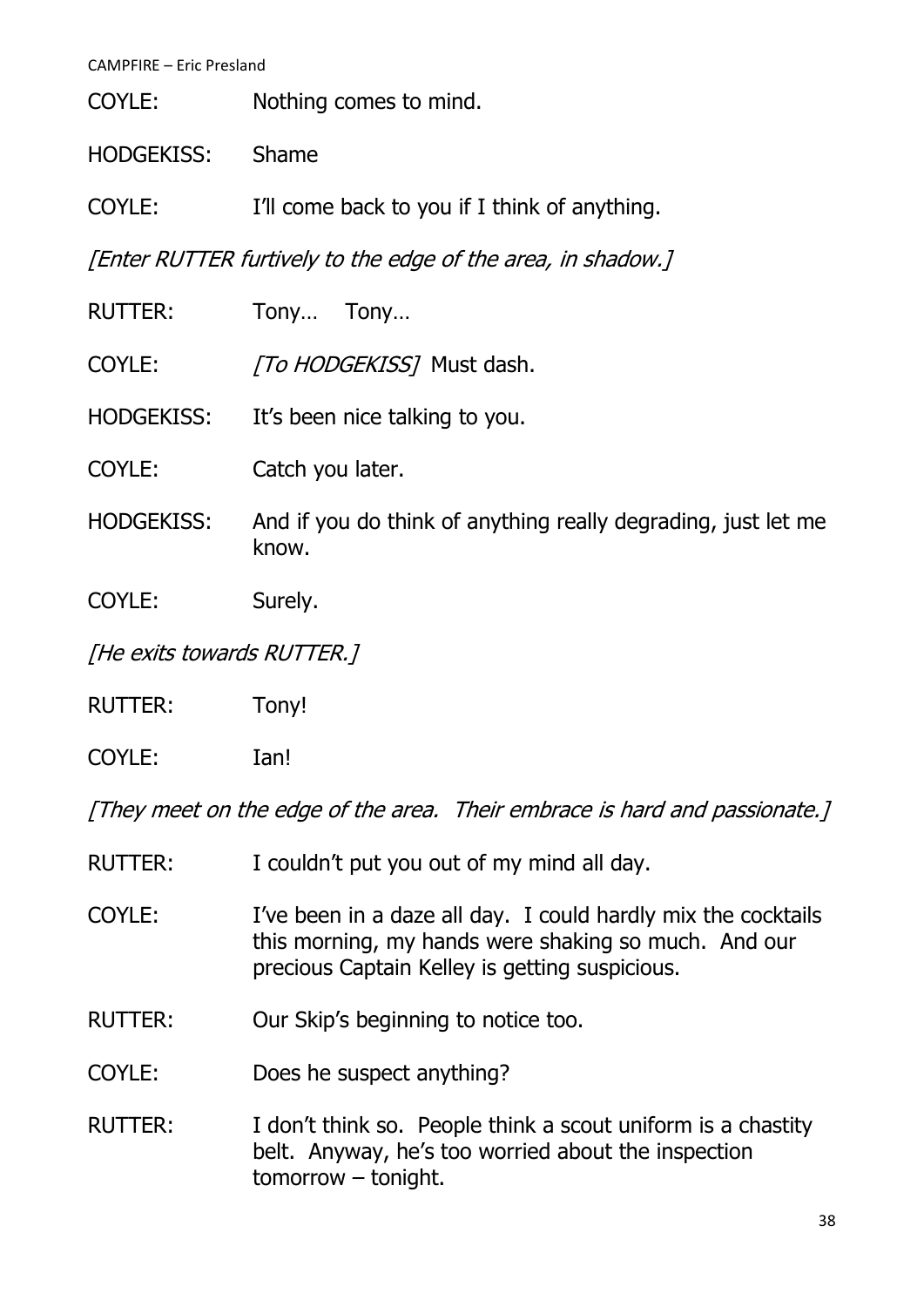COYLE: Nothing comes to mind.

HODGEKISS: Shame

COYLE: I'll come back to you if I think of anything.

*[Enter RUTTER furtively to the edge of the area, in shadow.]*

RUTTER: Tony… Tony…

COYLE: *[To HODGEKISS]* Must dash.

HODGEKISS: It's been nice talking to you.

COYLE: Catch you later.

HODGEKISS: And if you do think of anything really degrading, just let me know.

COYLE: Surely.

*[He exits towards RUTTER.]*

RUTTER: Tony!

COYLE: Ian!

*[They meet on the edge of the area. Their embrace is hard and passionate.]*

RUTTER: I couldn't put you out of my mind all day.

COYLE: I've been in a daze all day. I could hardly mix the cocktails this morning, my hands were shaking so much. And our precious Captain Kelley is getting suspicious.

RUTTER: Our Skip's beginning to notice too.

COYLE: Does he suspect anything?

RUTTER: I don't think so. People think a scout uniform is a chastity belt. Anyway, he's too worried about the inspection tomorrow – tonight.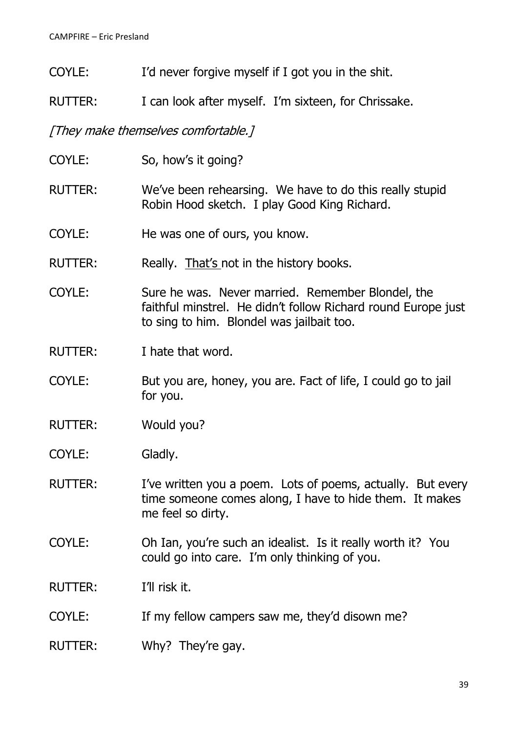COYLE: I'd never forgive myself if I got you in the shit.

RUTTER: I can look after myself. I'm sixteen, for Chrissake.

*[They make themselves comfortable.]*

COYLE: So, how's it going?

RUTTER: We've been rehearsing. We have to do this really stupid Robin Hood sketch. I play Good King Richard.

COYLE: He was one of ours, you know.

RUTTER: Really. <u>That's</u> not in the history books.

COYLE: Sure he was. Never married. Remember Blondel, the faithful minstrel. He didn't follow Richard round Europe just to sing to him. Blondel was jailbait too.

RUTTER: I hate that word.

COYLE: But you are, honey, you are. Fact of life, I could go to jail for you.

RUTTER: Would you?

COYLE: Gladly.

RUTTER: I've written you a poem. Lots of poems, actually. But every time someone comes along, I have to hide them. It makes me feel so dirty.

COYLE: Oh Ian, you're such an idealist. Is it really worth it? You could go into care. I'm only thinking of you.

RUTTER: I'll risk it.

COYLE: If my fellow campers saw me, they'd disown me?

RUTTER: Why? They're gay.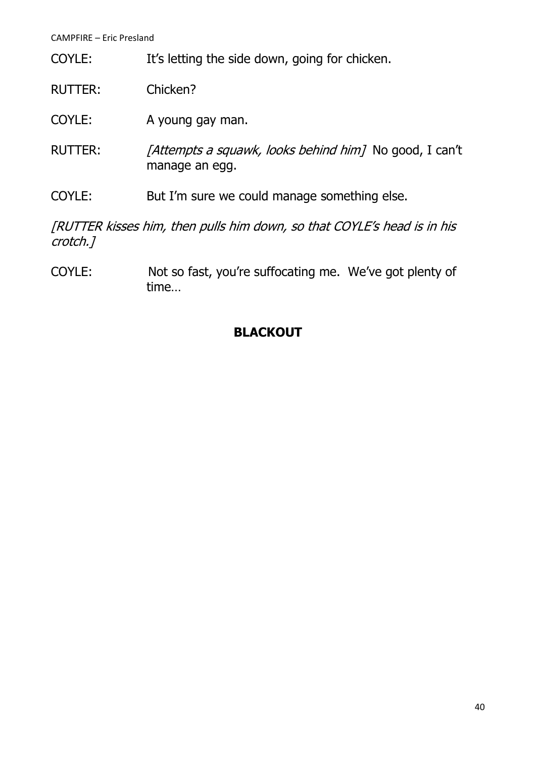COYLE: It's letting the side down, going for chicken.

RUTTER: Chicken?

COYLE: A young gay man.

RUTTER: *[Attempts a squawk, looks behind him]* No good, I can't manage an egg.

COYLE: But I'm sure we could manage something else.

*[RUTTER kisses him, then pulls him down, so that COYLE's head is in his crotch.]*

COYLE: Not so fast, you're suffocating me. We've got plenty of time…

**BLACKOUT**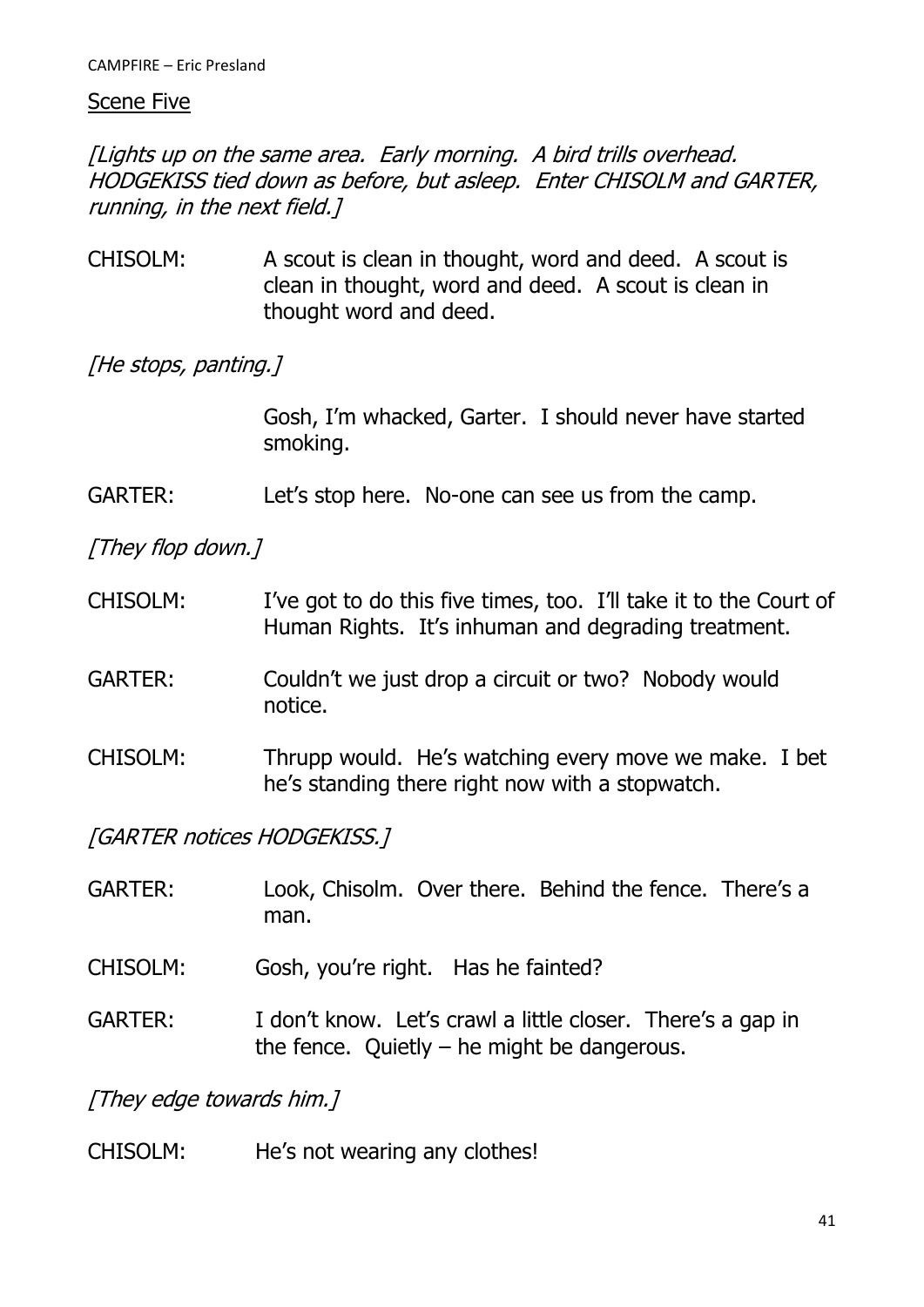## Scene Five

*[Lights up on the same area. Early morning. A bird trills overhead. HODGEKISS tied down as before, but asleep. Enter CHISOLM and GARTER, running, in the next field.]*

CHISOLM: A scout is clean in thought, word and deed. A scout is clean in thought, word and deed. A scout is clean in thought word and deed.

*[He stops, panting.]*

Gosh, I'm whacked, Garter. I should never have started smoking.

GARTER: Let's stop here. No-one can see us from the camp.

*[They flop down.]*

CHISOLM: I've got to do this five times, too. I'll take it to the Court of Human Rights. It's inhuman and degrading treatment.

GARTER: Couldn't we just drop a circuit or two? Nobody would notice.

CHISOLM: Thrupp would. He's watching every move we make. I bet he's standing there right now with a stopwatch.

*[GARTER notices HODGEKISS.]*

GARTER: Look, Chisolm. Over there. Behind the fence. There's a man.

CHISOLM: Gosh, you're right. Has he fainted?

GARTER: I don't know. Let's crawl a little closer. There's a gap in the fence. Quietly – he might be dangerous.

*[They edge towards him.]*

CHISOLM: He's not wearing any clothes!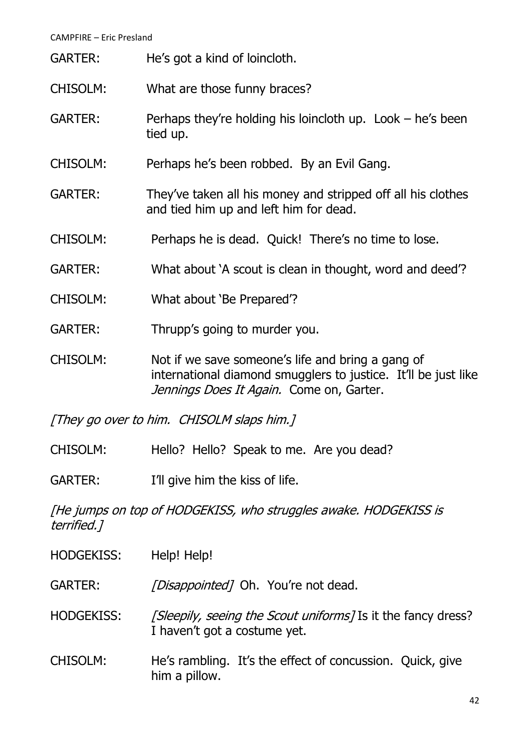GARTER: He's got a kind of loincloth.

CHISOLM: What are those funny braces?

GARTER: Perhaps they're holding his loincloth up. Look – he's been tied up.

CHISOLM: Perhaps he's been robbed. By an Evil Gang.

GARTER: They've taken all his money and stripped off all his clothes and tied him up and left him for dead.

CHISOLM: Perhaps he is dead. Quick! There's no time to lose.

GARTER: What about 'A scout is clean in thought, word and deed'?

CHISOLM: What about 'Be Prepared'?

GARTER: Thrupp's going to murder you.

CHISOLM: Not if we save someone's life and bring a gang of international diamond smugglers to justice. It'll be just like *Jennings Does It Again.* Come on, Garter.

*[They go over to him. CHISOLM slaps him.]*

CHISOLM: Hello? Hello? Speak to me. Are you dead?

GARTER: I'll give him the kiss of life.

*[He jumps on top of HODGEKISS, who struggles awake. HODGEKISS is terrified.]*

HODGEKISS: Help! Help!

GARTER: *[Disappointed]* Oh. You're not dead.

HODGEKISS: *[Sleepily, seeing the Scout uniforms]* Is it the fancy dress? I haven't got a costume yet.

CHISOLM: He's rambling. It's the effect of concussion. Quick, give him a pillow.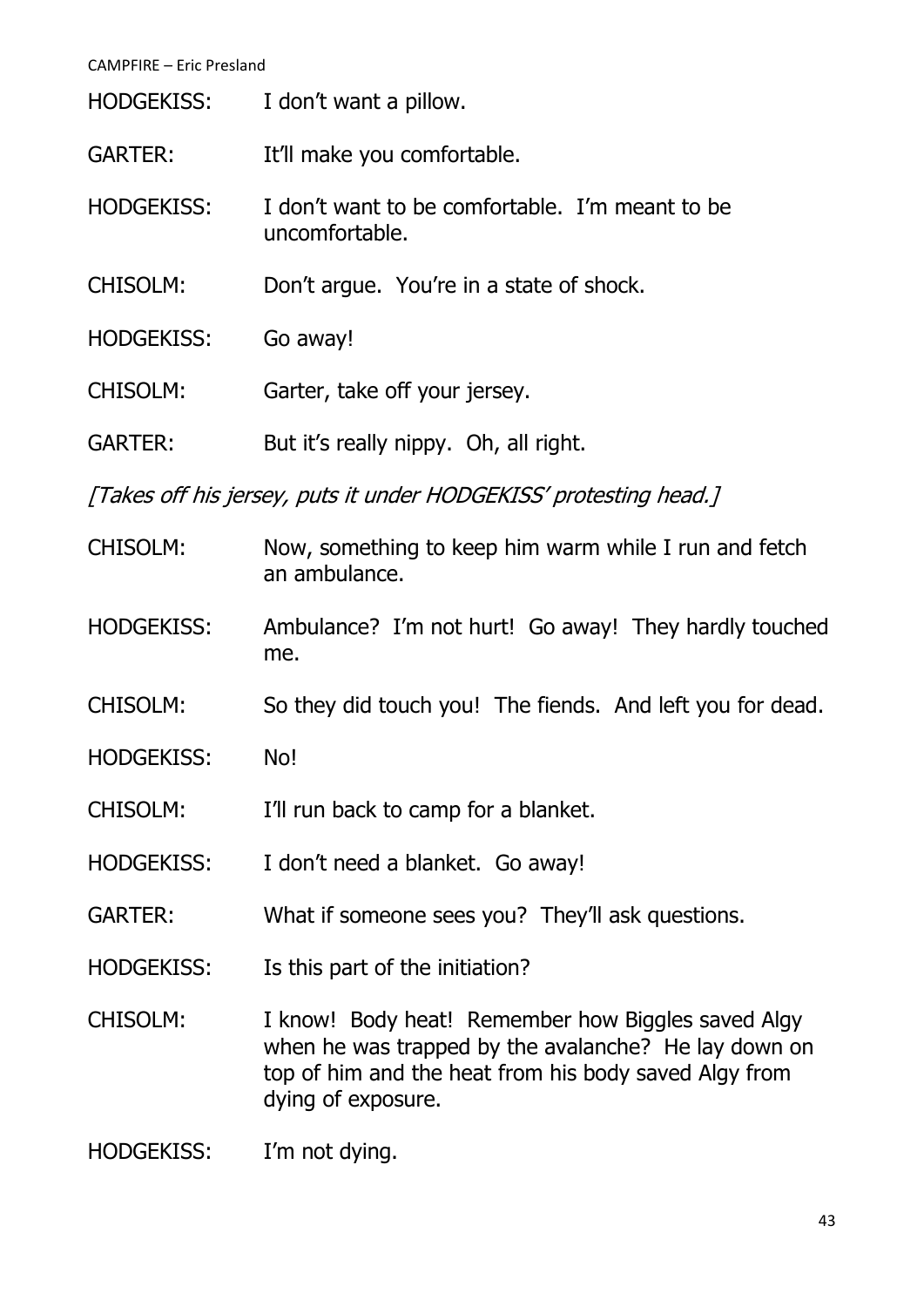HODGEKISS: I don't want a pillow.

GARTER: It'll make you comfortable.

HODGEKISS: I don't want to be comfortable. I'm meant to be uncomfortable.

CHISOLM: Don't argue. You're in a state of shock.

HODGEKISS: Go away!

CHISOLM: Garter, take off your jersey.

GARTER: But it's really nippy. Oh, all right.

*[Takes off his jersey, puts it under HODGEKISS' protesting head.]*

CHISOLM: Now, something to keep him warm while I run and fetch an ambulance.

HODGEKISS: Ambulance? I'm not hurt! Go away! They hardly touched me.

CHISOLM: So they did touch you! The fiends. And left you for dead.

HODGEKISS: No!

CHISOLM: I'll run back to camp for a blanket.

HODGEKISS: I don't need a blanket. Go away!

GARTER: What if someone sees you? They'll ask questions.

HODGEKISS: Is this part of the initiation?

CHISOLM: I know! Body heat! Remember how Biggles saved Algy when he was trapped by the avalanche? He lay down on top of him and the heat from his body saved Algy from dying of exposure.

HODGEKISS: I'm not dying.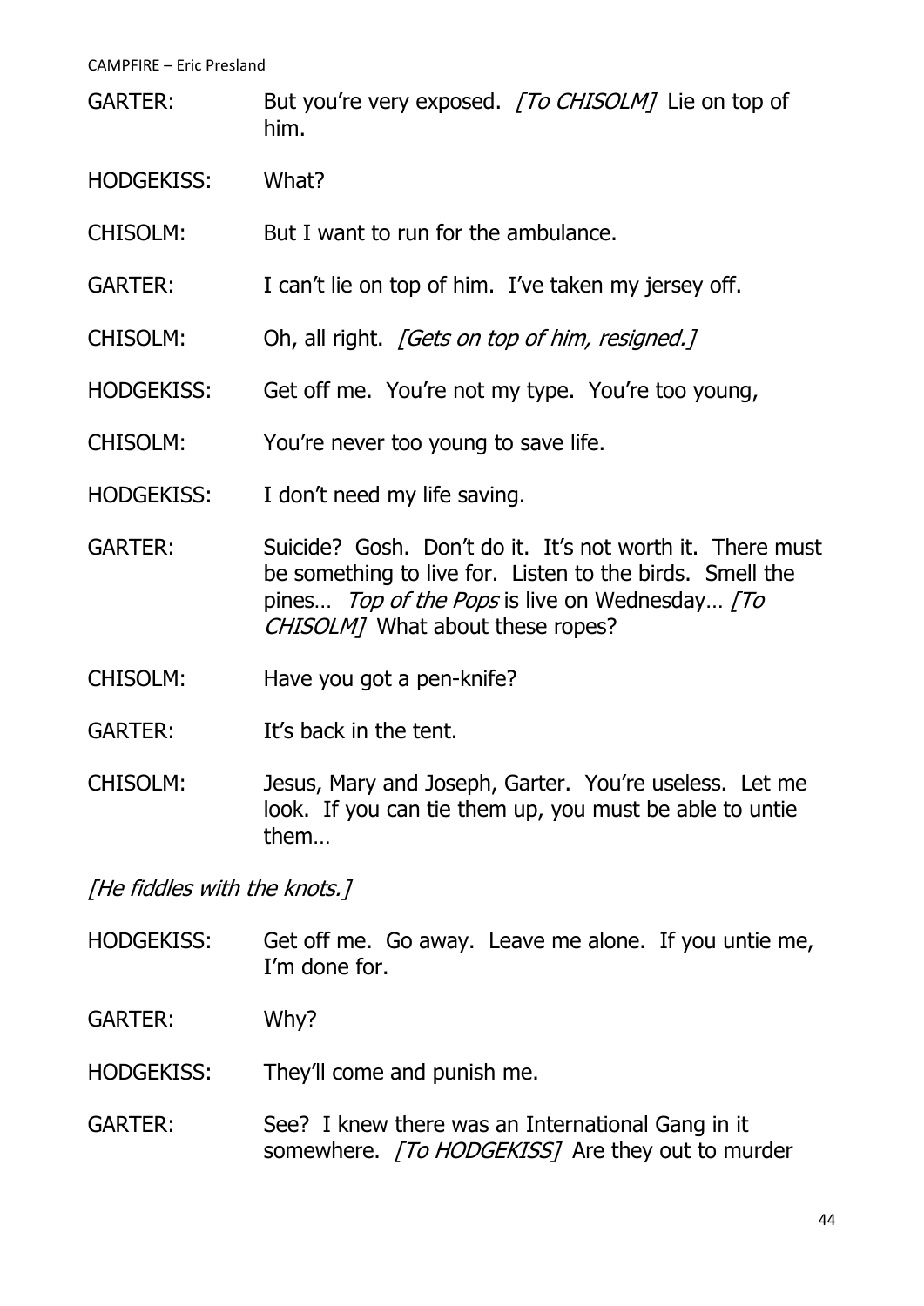GARTER: But you're very exposed. *[To CHISOLM]* Lie on top of him.

HODGEKISS: What?

CHISOLM: But I want to run for the ambulance.

GARTER: I can't lie on top of him. I've taken my jersey off.

CHISOLM: Oh, all right. *[Gets on top of him, resigned.]*

HODGEKISS: Get off me. You're not my type. You're too young,

CHISOLM: You're never too young to save life.

HODGEKISS: I don't need my life saving.

GARTER: Suicide? Gosh. Don't do it. It's not worth it. There must be something to live for. Listen to the birds. Smell the pines… *Top of the Pops* is live on Wednesday… *[To CHISOLM]* What about these ropes?

CHISOLM: Have you got a pen-knife?

GARTER: It's back in the tent.

CHISOLM: Jesus, Mary and Joseph, Garter. You're useless. Let me look. If you can tie them up, you must be able to untie them…

*[He fiddles with the knots.]*

HODGEKISS: Get off me. Go away. Leave me alone. If you untie me, I'm done for.

GARTER: Why?

HODGEKISS: They'll come and punish me.

GARTER: See? I knew there was an International Gang in it somewhere. *[To HODGEKISS]* Are they out to murder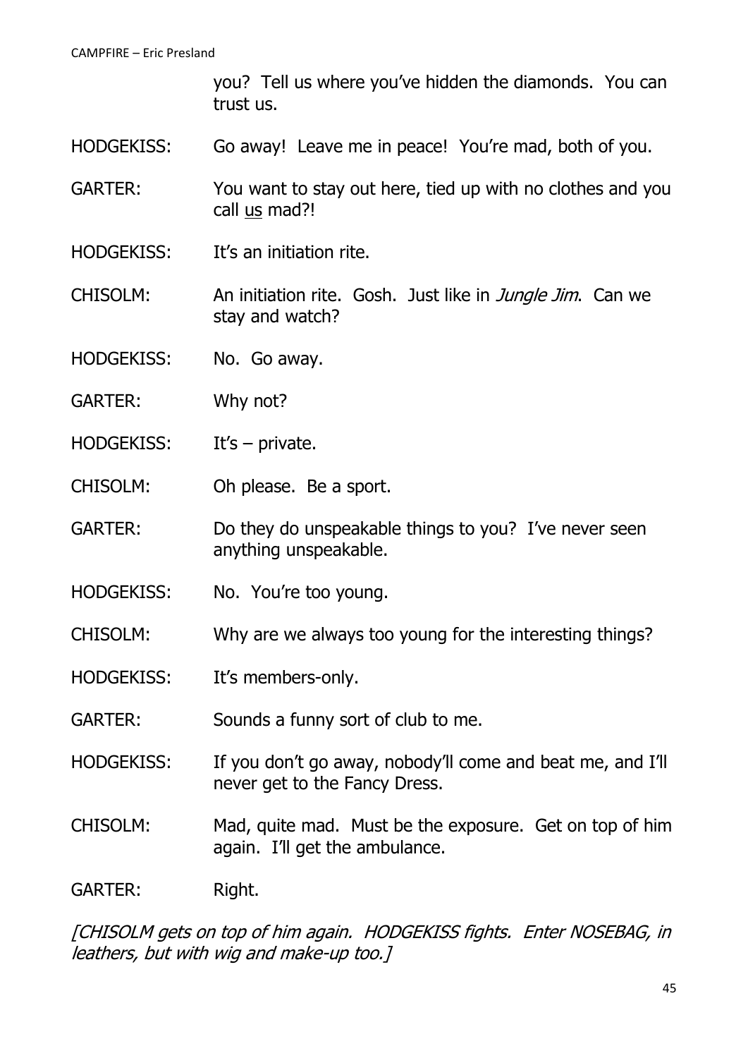you? Tell us where you've hidden the diamonds. You can trust us.

HODGEKISS: Go away! Leave me in peace! You're mad, both of you.

GARTER: You want to stay out here, tied up with no clothes and you call us mad?!

HODGEKISS: It's an initiation rite.

CHISOLM: An initiation rite. Gosh. Just like in *Jungle Jim*. Can we stay and watch?

HODGEKISS: No. Go away.

GARTER: Why not?

HODGEKISS: It's – private.

CHISOLM: Oh please. Be a sport.

GARTER: Do they do unspeakable things to you? I've never seen anything unspeakable.

HODGEKISS: No. You're too young.

CHISOLM: Why are we always too young for the interesting things?

HODGEKISS: It's members-only.

GARTER: Sounds a funny sort of club to me.

HODGEKISS: If you don't go away, nobody'll come and beat me, and I'll never get to the Fancy Dress.

CHISOLM: Mad, quite mad. Must be the exposure. Get on top of him again. I'll get the ambulance.

GARTER: Right.

*[CHISOLM gets on top of him again. HODGEKISS fights. Enter NOSEBAG, in leathers, but with wig and make-up too.]*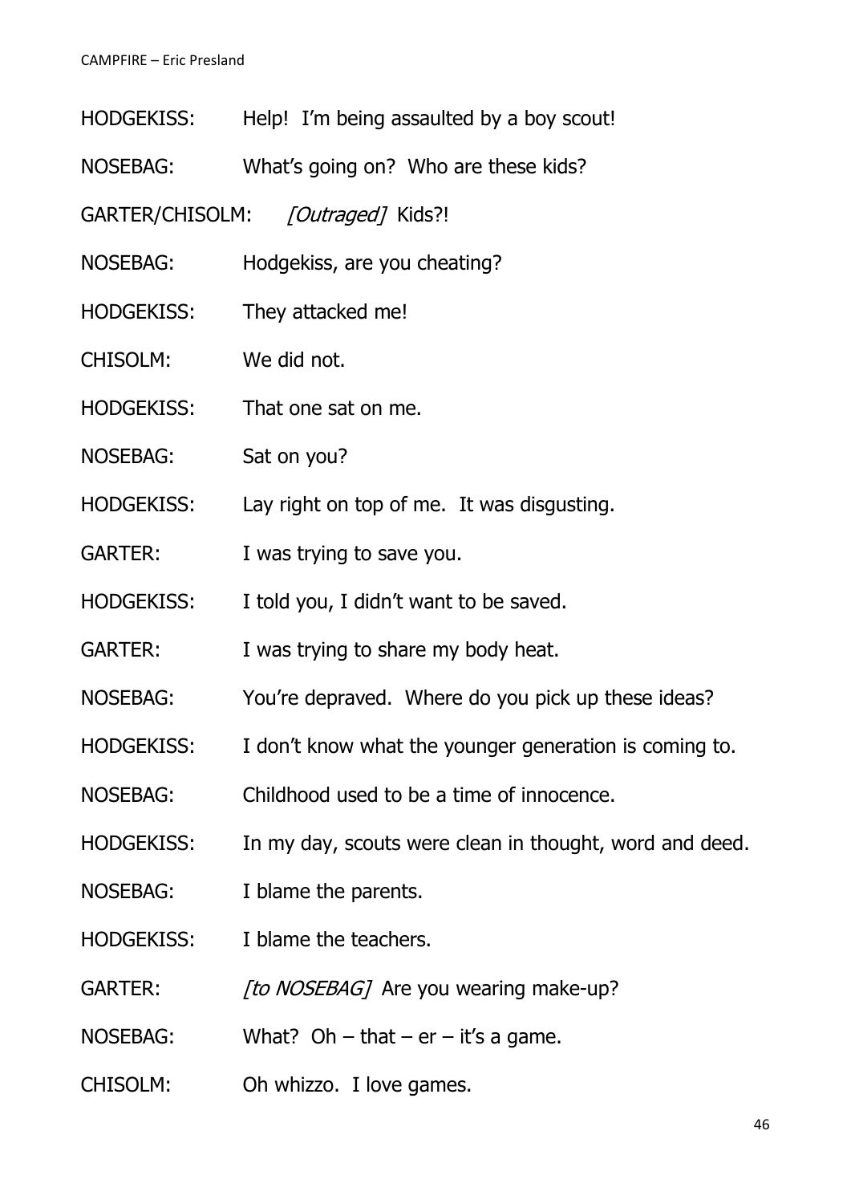HODGEKISS: Help! I'm being assaulted by a boy scout!

NOSEBAG: What's going on? Who are these kids?

GARTER/CHISOLM: *[Outraged]* Kids?!

NOSEBAG: Hodgekiss, are you cheating?

HODGEKISS: They attacked me!

CHISOLM: We did not.

HODGEKISS: That one sat on me.

NOSEBAG: Sat on you?

HODGEKISS: Lay right on top of me. It was disgusting.

GARTER: I was trying to save you.

HODGEKISS: I told you, I didn't want to be saved.

GARTER: I was trying to share my body heat.

NOSEBAG: You're depraved. Where do you pick up these ideas?

HODGEKISS: I don't know what the younger generation is coming to.

NOSEBAG: Childhood used to be a time of innocence.

HODGEKISS: In my day, scouts were clean in thought, word and deed.

NOSEBAG: I blame the parents.

HODGEKISS: I blame the teachers.

GARTER: *[to NOSEBAG]* Are you wearing make-up?

NOSEBAG: What? Oh – that – er – it's a game.

CHISOLM: Oh whizzo. I love games.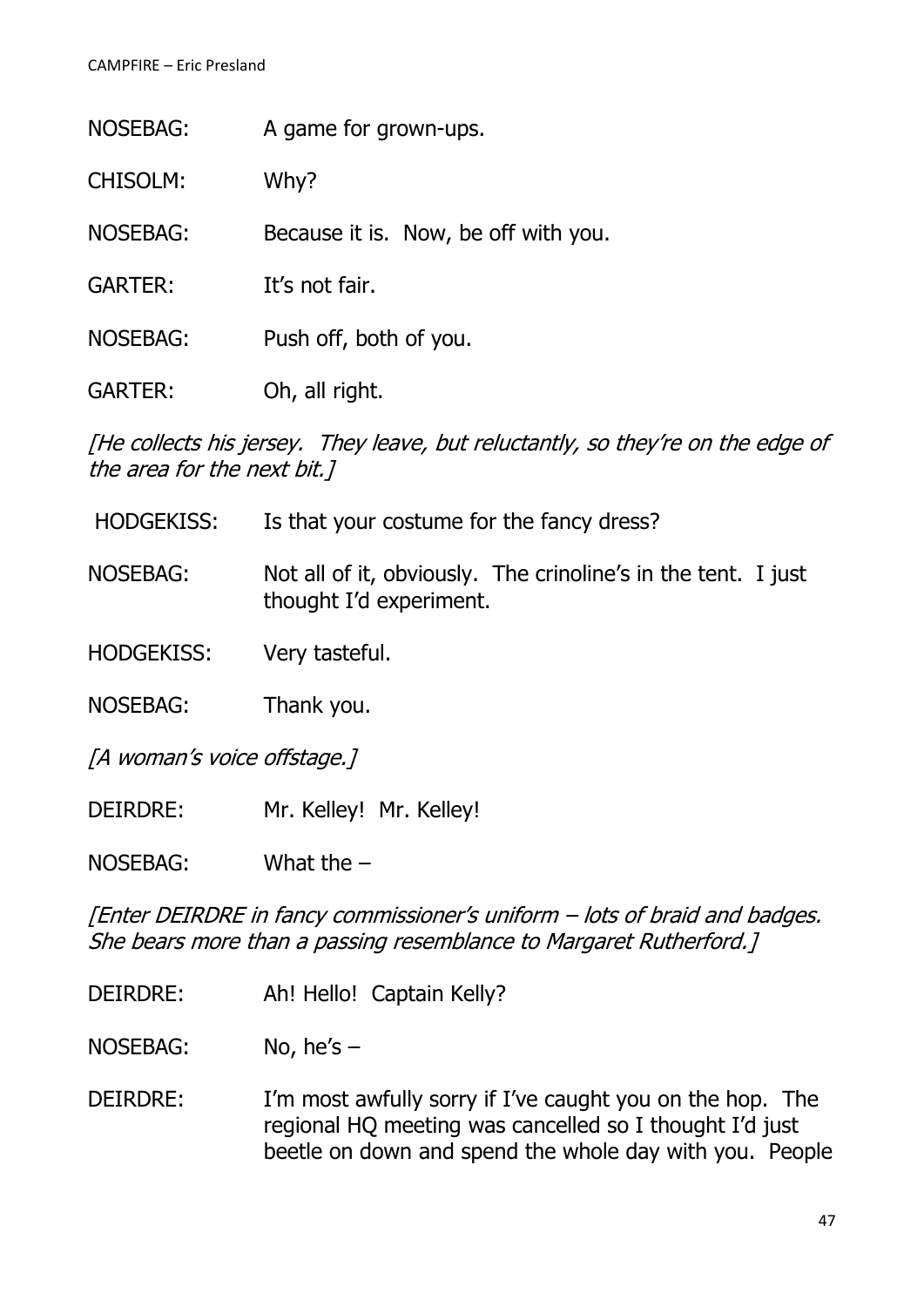NOSEBAG: A game for grown-ups.

CHISOLM: Why?

NOSEBAG: Because it is. Now, be off with you.

GARTER: It's not fair.

NOSEBAG: Push off, both of you.

GARTER: Oh, all right.

*[He collects his jersey. They leave, but reluctantly, so they're on the edge of the area for the next bit.]*

HODGEKISS: Is that your costume for the fancy dress?

NOSEBAG: Not all of it, obviously. The crinoline's in the tent. I just thought I'd experiment.

HODGEKISS: Very tasteful.

NOSEBAG: Thank you.

*[A woman's voice offstage.]*

DEIRDRE: Mr. Kelley! Mr. Kelley!

NOSEBAG: What the –

*[Enter DEIRDRE in fancy commissioner's uniform – lots of braid and badges. She bears more than a passing resemblance to Margaret Rutherford.]*

DEIRDRE: Ah! Hello! Captain Kelly?

NOSEBAG: No, he's –

DEIRDRE: I'm most awfully sorry if I've caught you on the hop. The regional HQ meeting was cancelled so I thought I'd just beetle on down and spend the whole day with you. People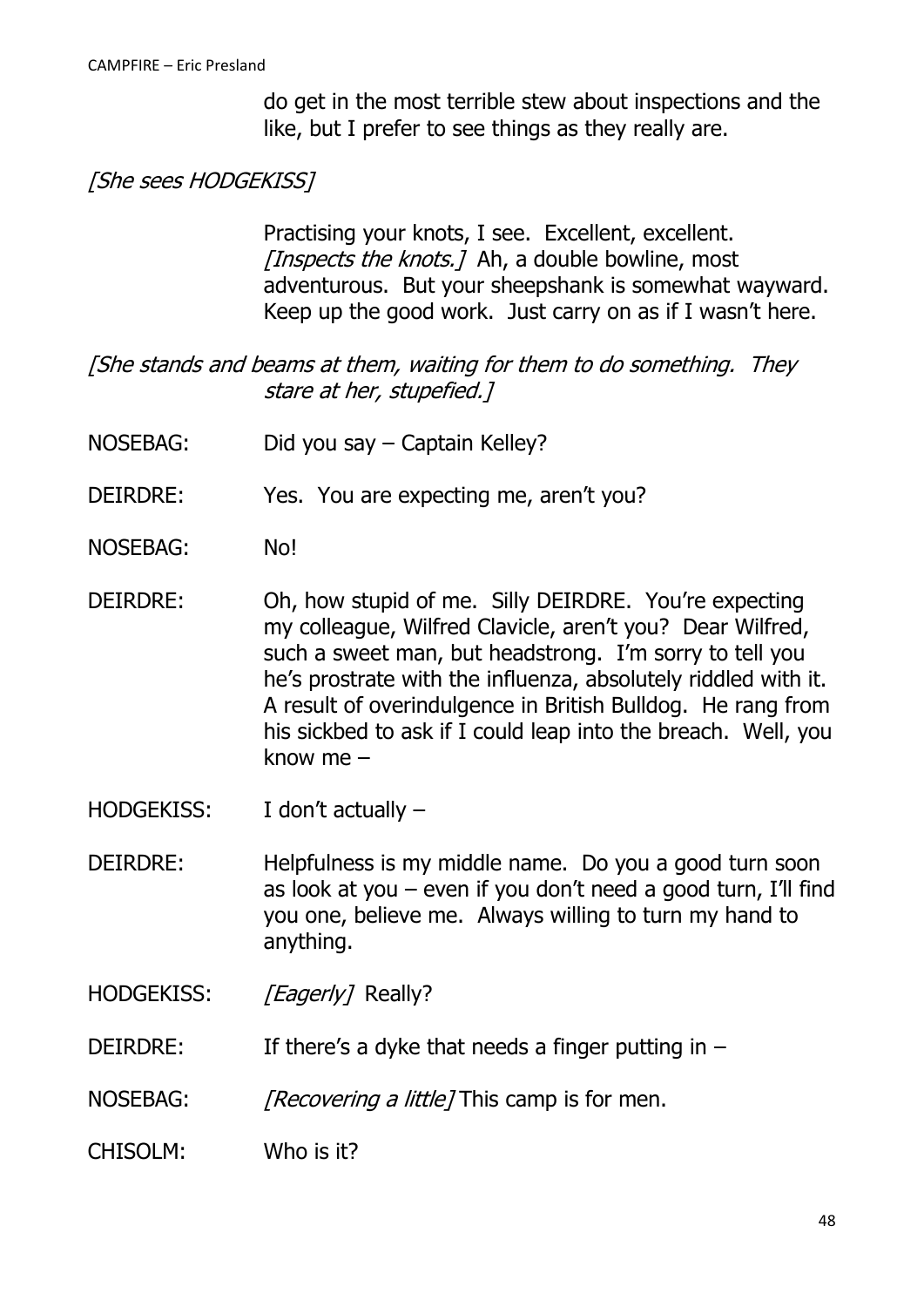do get in the most terrible stew about inspections and the like, but I prefer to see things as they really are.

*[She sees HODGEKISS]*

Practising your knots, I see. Excellent, excellent. *[Inspects the knots.]* Ah, a double bowline, most adventurous. But your sheepshank is somewhat wayward. Keep up the good work. Just carry on as if I wasn't here.

*[She stands and beams at them, waiting for them to do something. They stare at her, stupefied.]*

NOSEBAG: Did you say – Captain Kelley?

DEIRDRE: Yes. You are expecting me, aren't you?

NOSEBAG: No!

DEIRDRE: Oh, how stupid of me. Silly DEIRDRE. You're expecting my colleague, Wilfred Clavicle, aren't you? Dear Wilfred, such a sweet man, but headstrong. I'm sorry to tell you he's prostrate with the influenza, absolutely riddled with it. A result of overindulgence in British Bulldog. He rang from his sickbed to ask if I could leap into the breach. Well, you know me –

HODGEKISS: I don't actually –

DEIRDRE: Helpfulness is my middle name. Do you a good turn soon as look at you – even if you don't need a good turn, I'll find you one, believe me. Always willing to turn my hand to anything.

HODGEKISS: *[Eagerly]* Really?

DEIRDRE: If there's a dyke that needs a finger putting in –

NOSEBAG: *[Recovering a little]* This camp is for men.

CHISOLM: Who is it?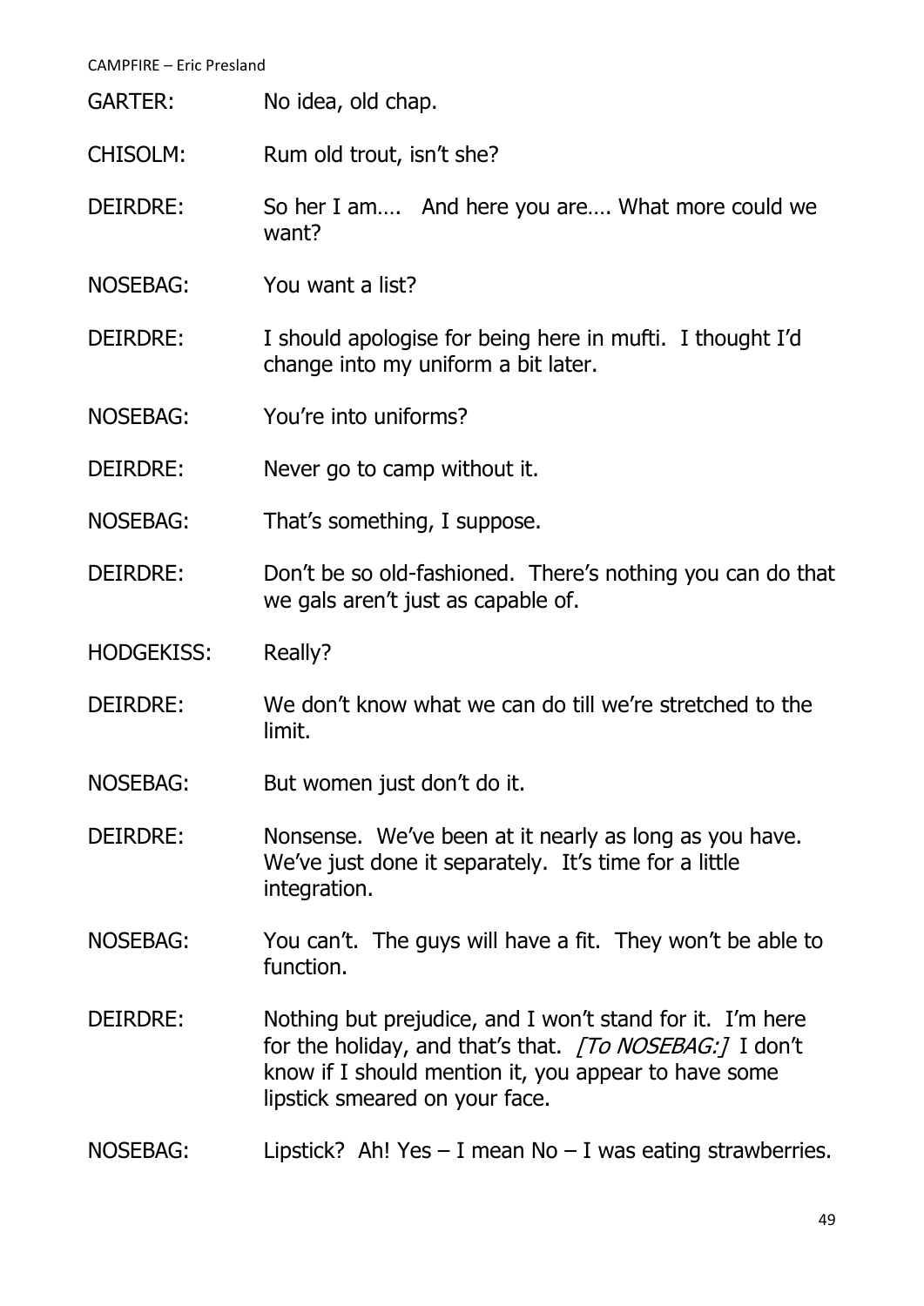GARTER: No idea, old chap.

CHISOLM: Rum old trout, isn't she?

DEIRDRE: So her I am…. And here you are…. What more could we want?

NOSEBAG: You want a list?

DEIRDRE: I should apologise for being here in mufti. I thought I'd change into my uniform a bit later.

NOSEBAG: You're into uniforms?

DEIRDRE: Never go to camp without it.

NOSEBAG: That's something, I suppose.

DEIRDRE: Don't be so old-fashioned. There's nothing you can do that we gals aren't just as capable of.

HODGEKISS: Really?

DEIRDRE: We don't know what we can do till we're stretched to the limit.

NOSEBAG: But women just don't do it.

DEIRDRE: Nonsense. We've been at it nearly as long as you have. We've just done it separately. It's time for a little integration.

NOSEBAG: You can't. The guys will have a fit. They won't be able to function.

DEIRDRE: Nothing but prejudice, and I won't stand for it. I'm here for the holiday, and that's that. *[To NOSEBAG:]* I don't know if I should mention it, you appear to have some lipstick smeared on your face.

NOSEBAG: Lipstick? Ah! Yes – I mean No – I was eating strawberries.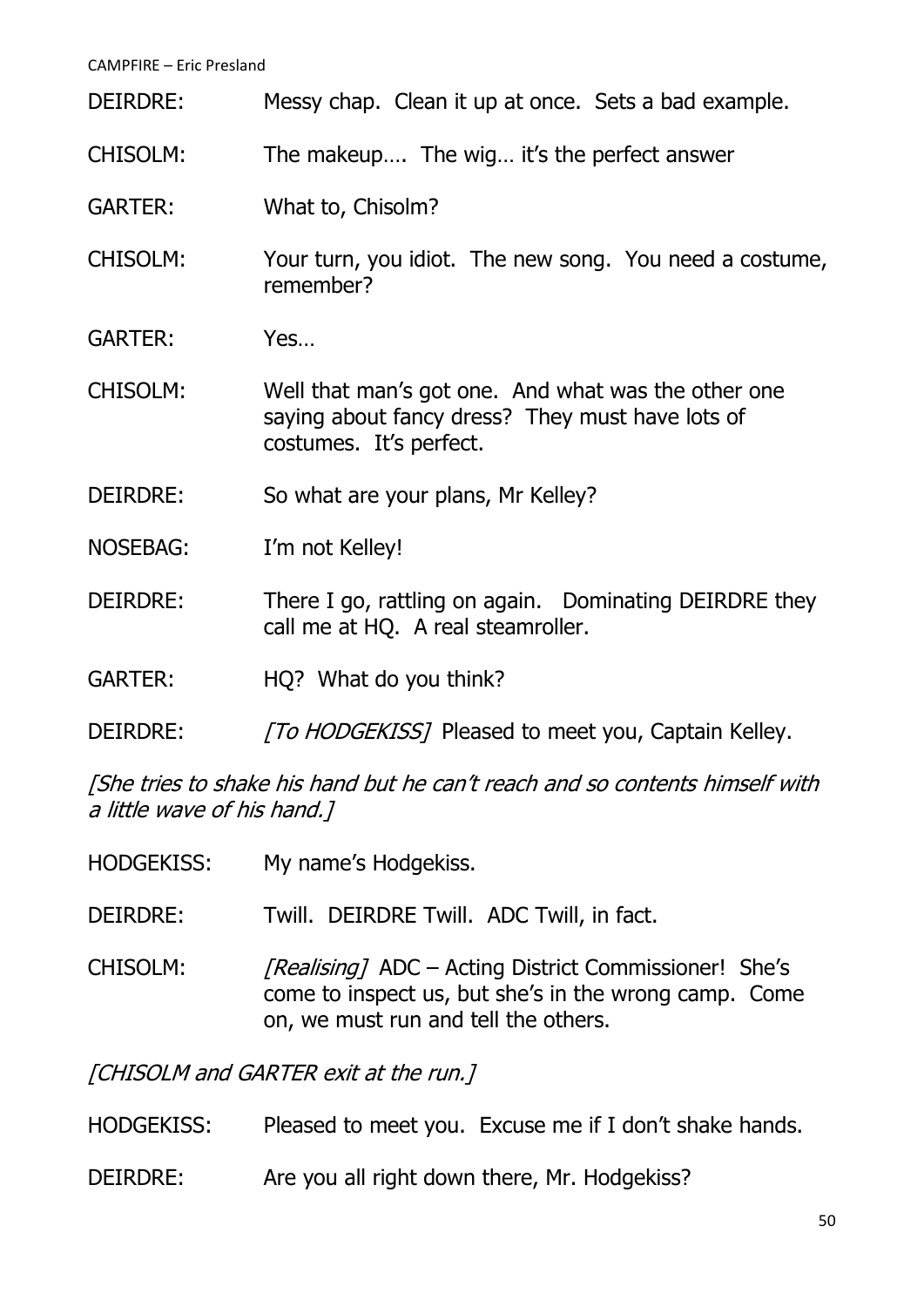DEIRDRE: Messy chap. Clean it up at once. Sets a bad example.

CHISOLM: The makeup…. The wig… it's the perfect answer

GARTER: What to, Chisolm?

CHISOLM: Your turn, you idiot. The new song. You need a costume, remember?

GARTER: Yes…

CHISOLM: Well that man's got one. And what was the other one saying about fancy dress? They must have lots of costumes. It's perfect.

DEIRDRE: So what are your plans, Mr Kelley?

NOSEBAG: I'm not Kelley!

DEIRDRE: There I go, rattling on again. Dominating DEIRDRE they call me at HQ. A real steamroller.

GARTER: HQ? What do you think?

DEIRDRE: *[To HODGEKISS]* Pleased to meet you, Captain Kelley.

*[She tries to shake his hand but he can't reach and so contents himself with a little wave of his hand.]*

HODGEKISS: My name's Hodgekiss.

DEIRDRE: Twill. DEIRDRE Twill. ADC Twill, in fact.

CHISOLM: *[Realising]* ADC – Acting District Commissioner! She's come to inspect us, but she's in the wrong camp. Come on, we must run and tell the others.

*[CHISOLM and GARTER exit at the run.]*

HODGEKISS: Pleased to meet you. Excuse me if I don't shake hands.

DEIRDRE: Are you all right down there, Mr. Hodgekiss?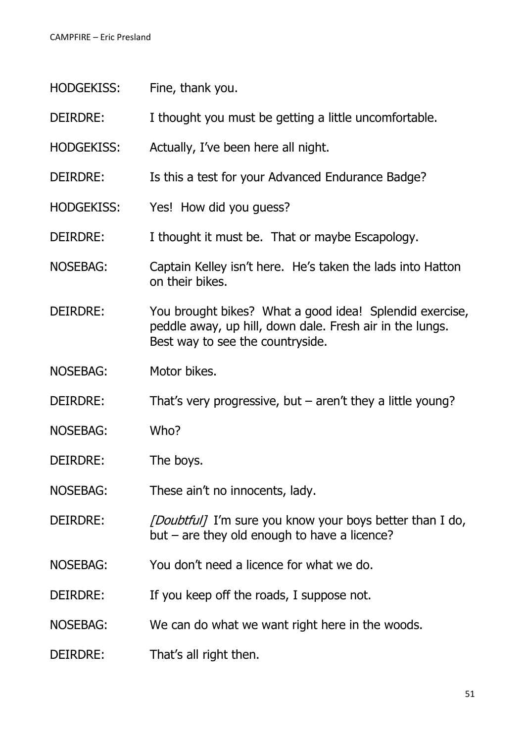HODGEKISS: Fine, thank you.

DEIRDRE: I thought you must be getting a little uncomfortable.

HODGEKISS: Actually, I've been here all night.

DEIRDRE: Is this a test for your Advanced Endurance Badge?

HODGEKISS: Yes! How did you guess?

DEIRDRE: I thought it must be. That or maybe Escapology.

NOSEBAG: Captain Kelley isn't here. He's taken the lads into Hatton on their bikes.

DEIRDRE: You brought bikes? What a good idea! Splendid exercise, peddle away, up hill, down dale. Fresh air in the lungs. Best way to see the countryside.

NOSEBAG: Motor bikes.

DEIRDRE: That's very progressive, but – aren't they a little young?

NOSEBAG: Who?

DEIRDRE: The boys.

NOSEBAG: These ain't no innocents, lady.

DEIRDRE: *[Doubtful]* I'm sure you know your boys better than I do, but – are they old enough to have a licence?

NOSEBAG: You don't need a licence for what we do.

DEIRDRE: If you keep off the roads, I suppose not.

NOSEBAG: We can do what we want right here in the woods.

DEIRDRE: That's all right then.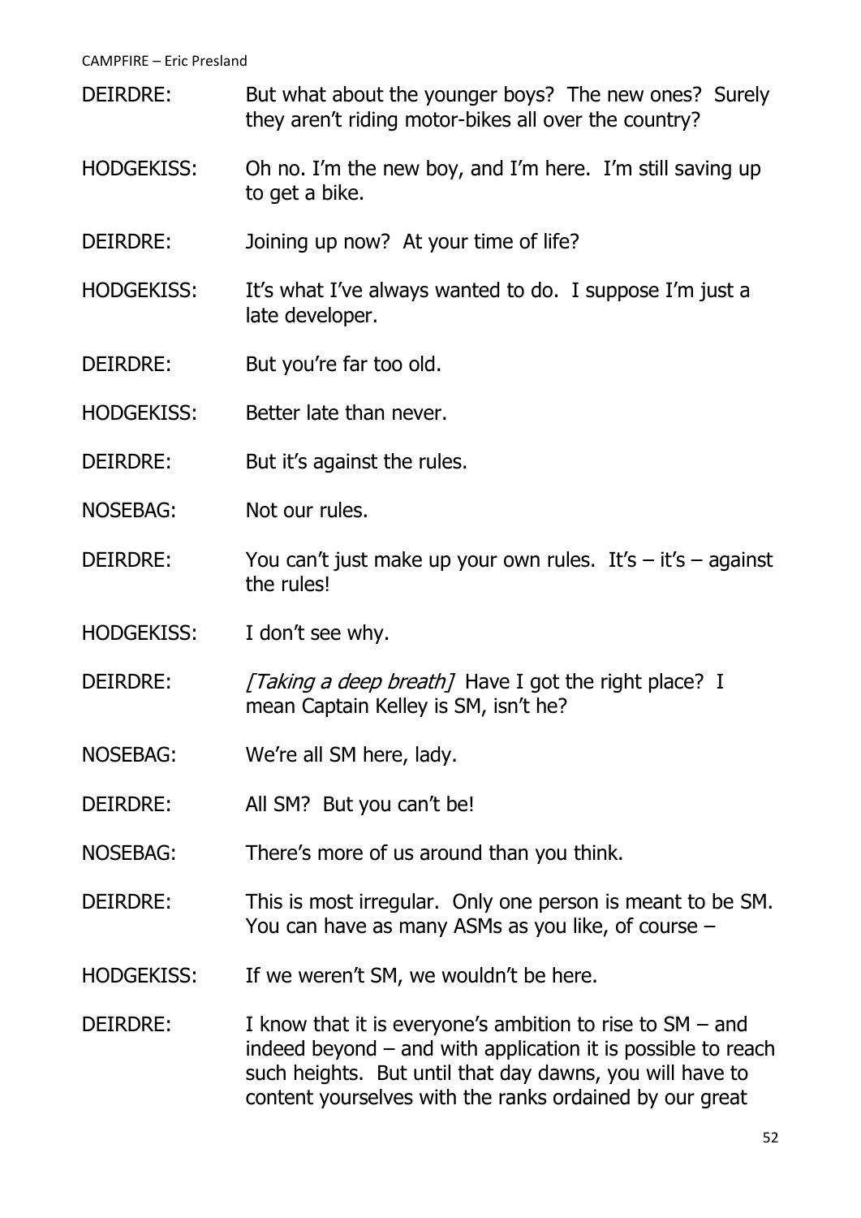DEIRDRE: But what about the younger boys? The new ones? Surely they aren't riding motor-bikes all over the country?

HODGEKISS: Oh no. I'm the new boy, and I'm here. I'm still saving up to get a bike.

DEIRDRE: Joining up now? At your time of life?

HODGEKISS: It's what I've always wanted to do. I suppose I'm just a late developer.

DEIRDRE: But you're far too old.

HODGEKISS: Better late than never.

DEIRDRE: But it's against the rules.

NOSEBAG: Not our rules.

DEIRDRE: You can't just make up your own rules. It's – it's – against the rules!

HODGEKISS: I don't see why.

DEIRDRE: *[Taking a deep breath]* Have I got the right place? I mean Captain Kelley is SM, isn't he?

NOSEBAG: We're all SM here, lady.

DEIRDRE: All SM? But you can't be!

NOSEBAG: There's more of us around than you think.

DEIRDRE: This is most irregular. Only one person is meant to be SM. You can have as many ASMs as you like, of course –

HODGEKISS: If we weren't SM, we wouldn't be here.

DEIRDRE: I know that it is everyone's ambition to rise to SM – and indeed beyond – and with application it is possible to reach such heights. But until that day dawns, you will have to content yourselves with the ranks ordained by our great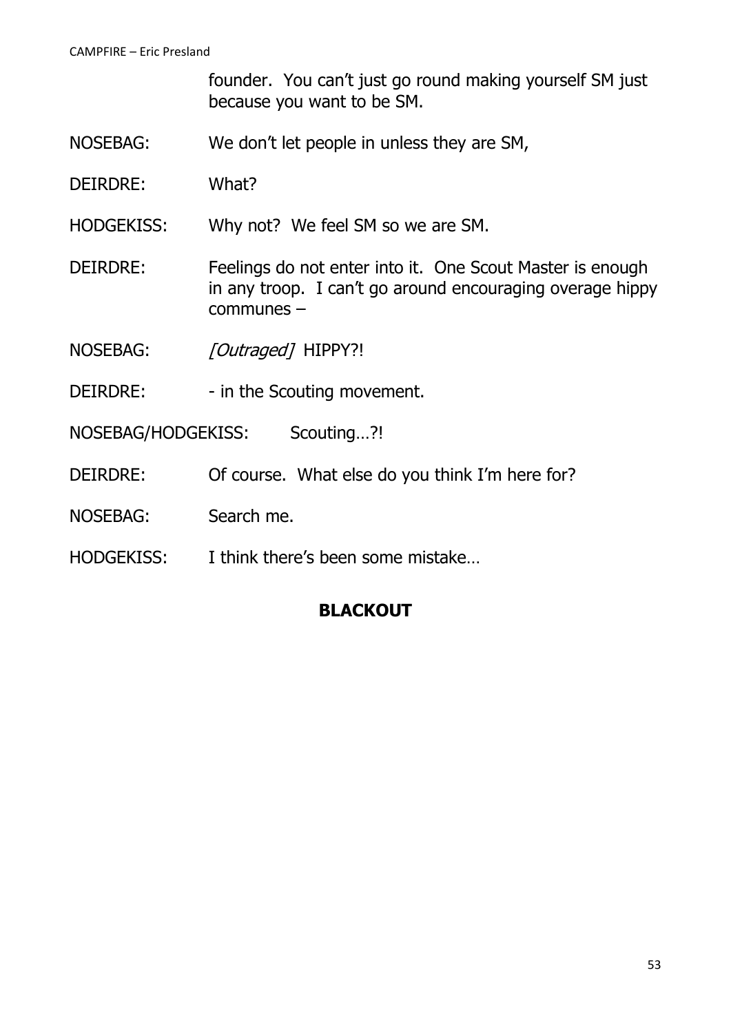founder. You can't just go round making yourself SM just because you want to be SM.

NOSEBAG: We don't let people in unless they are SM,

DEIRDRE: What?

HODGEKISS: Why not? We feel SM so we are SM.

DEIRDRE: Feelings do not enter into it. One Scout Master is enough in any troop. I can't go around encouraging overage hippy communes –

NOSEBAG: *[Outraged]* HIPPY?!

DEIRDRE: - in the Scouting movement.

NOSEBAG/HODGEKISS: Scouting…?!

DEIRDRE: Of course. What else do you think I'm here for?

NOSEBAG: Search me.

HODGEKISS: I think there's been some mistake…

**BLACKOUT**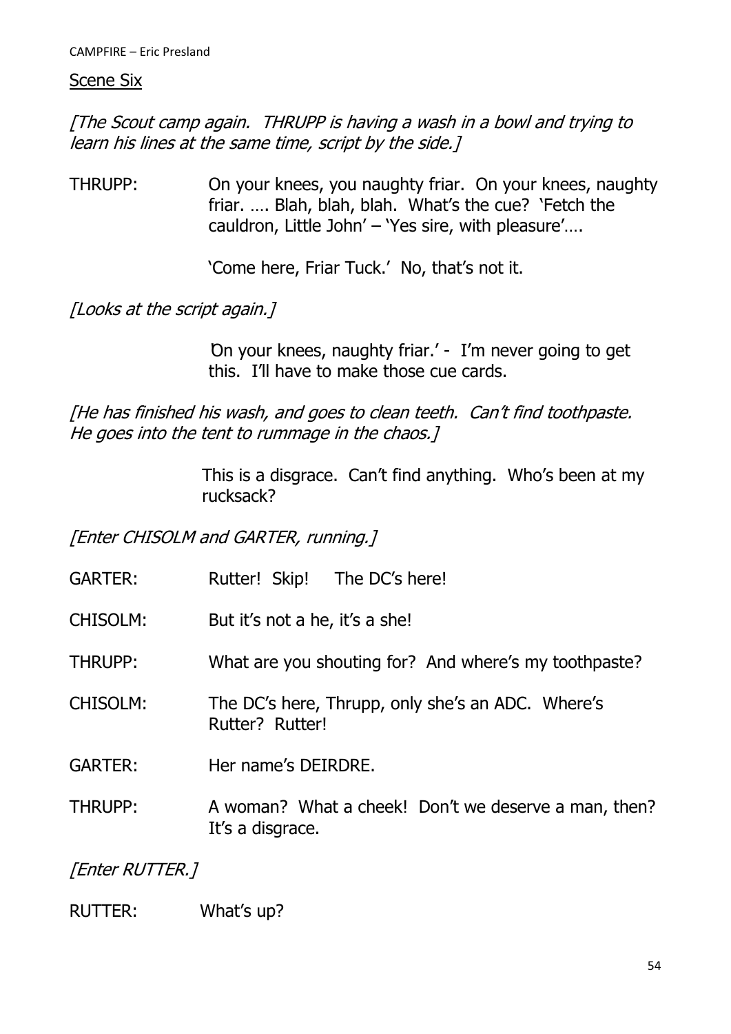Scene Six

*[The Scout camp again. THRUPP is having a wash in a bowl and trying to learn his lines at the same time, script by the side.]*

THRUPP: On your knees, you naughty friar. On your knees, naughty friar. …. Blah, blah, blah. What's the cue? 'Fetch the cauldron, Little John' – 'Yes sire, with pleasure'….

'Come here, Friar Tuck.' No, that's not it.

*[Looks at the script again.]*

'On your knees, naughty friar.' - I'm never going to get this. I'll have to make those cue cards.

*[He has finished his wash, and goes to clean teeth. Can't find toothpaste. He goes into the tent to rummage in the chaos.]*

This is a disgrace. Can't find anything. Who's been at my rucksack?

*[Enter CHISOLM and GARTER, running.]*

GARTER: Rutter! Skip! The DC's here!

CHISOLM: But it's not a he, it's a she!

THRUPP: What are you shouting for? And where's my toothpaste?

CHISOLM: The DC's here, Thrupp, only she's an ADC. Where's Rutter? Rutter!

GARTER: Her name's DEIRDRE.

THRUPP: A woman? What a cheek! Don't we deserve a man, then? It's a disgrace.

*[Enter RUTTER.]*

RUTTER: What's up?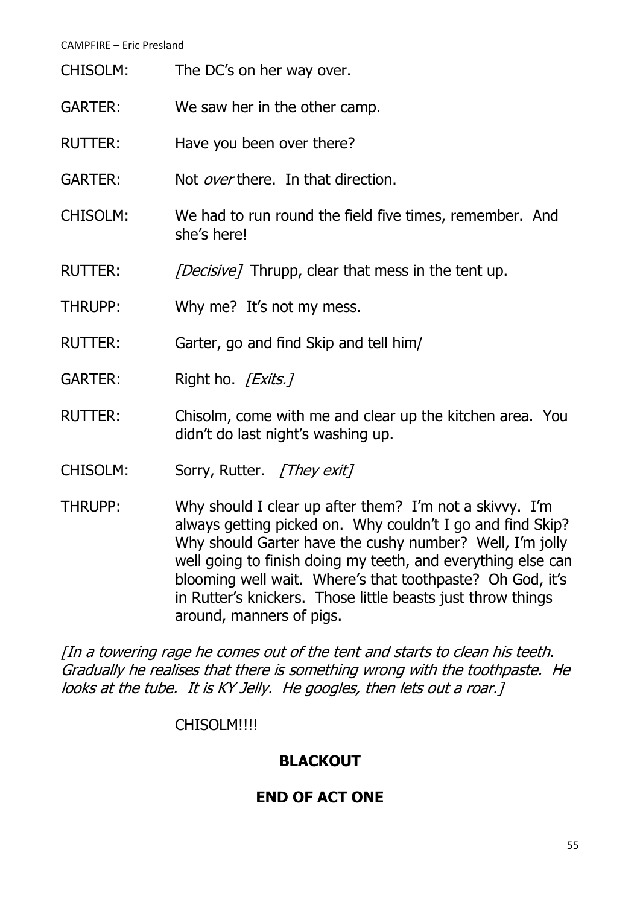CHISOLM: The DC's on her way over.

GARTER: We saw her in the other camp.

RUTTER: Have you been over there?

GARTER: Not *over* there. In that direction.

CHISOLM: We had to run round the field five times, remember. And she's here!

RUTTER: *[Decisive]* Thrupp, clear that mess in the tent up.

THRUPP: Why me? It's not my mess.

RUTTER: Garter, go and find Skip and tell him/

GARTER: Right ho. *[Exits.]*

RUTTER: Chisolm, come with me and clear up the kitchen area. You didn't do last night's washing up.

CHISOLM: Sorry, Rutter. *[They exit]*

THRUPP: Why should I clear up after them? I'm not a skivvy. I'm always getting picked on. Why couldn't I go and find Skip? Why should Garter have the cushy number? Well, I'm jolly well going to finish doing my teeth, and everything else can blooming well wait. Where's that toothpaste? Oh God, it's in Rutter's knickers. Those little beasts just throw things around, manners of pigs.

*[In a towering rage he comes out of the tent and starts to clean his teeth. Gradually he realises that there is something wrong with the toothpaste. He looks at the tube. It is KY Jelly. He googles, then lets out a roar.]*

CHISOLM!!!!

**BLACKOUT**

**END OF ACT ONE**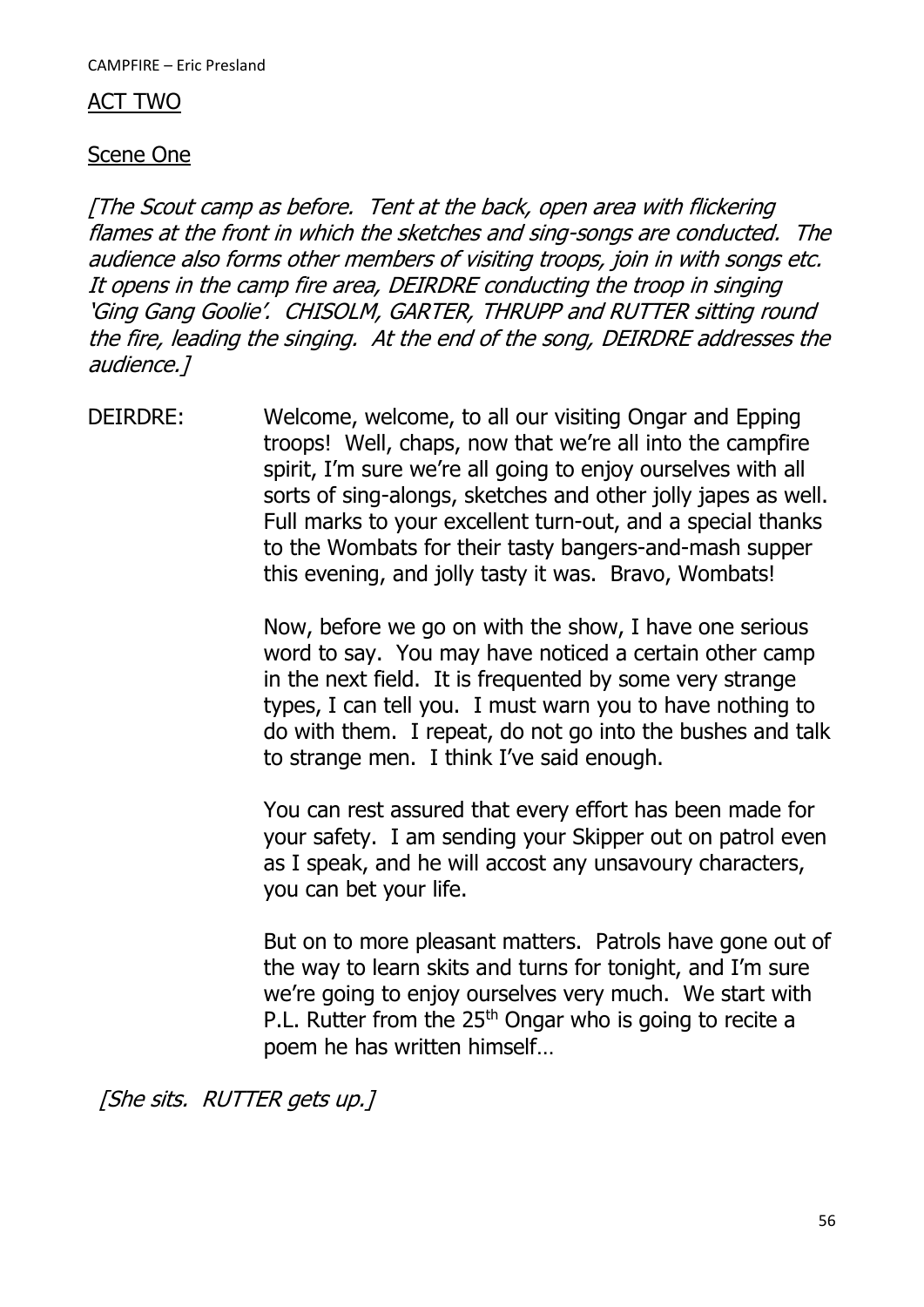## ACT TWO

### Scene One

*[The Scout camp as before. Tent at the back, open area with flickering flames at the front in which the sketches and sing-songs are conducted. The audience also forms other members of visiting troops, join in with songs etc. It opens in the camp fire area, DEIRDRE conducting the troop in singing 'Ging Gang Goolie'. CHISOLM, GARTER, THRUPP and RUTTER sitting round the fire, leading the singing. At the end of the song, DEIRDRE addresses the audience.]*

DEIRDRE: Welcome, welcome, to all our visiting Ongar and Epping troops! Well, chaps, now that we're all into the campfire spirit, I'm sure we're all going to enjoy ourselves with all sorts of sing-alongs, sketches and other jolly japes as well. Full marks to your excellent turn-out, and a special thanks to the Wombats for their tasty bangers-and-mash supper this evening, and jolly tasty it was. Bravo, Wombats!

Now, before we go on with the show, I have one serious word to say. You may have noticed a certain other camp in the next field. It is frequented by some very strange types, I can tell you. I must warn you to have nothing to do with them. I repeat, do not go into the bushes and talk to strange men. I think I've said enough.

You can rest assured that every effort has been made for your safety. I am sending your Skipper out on patrol even as I speak, and he will accost any unsavoury characters, you can bet your life.

But on to more pleasant matters. Patrols have gone out of the way to learn skits and turns for tonight, and I'm sure we're going to enjoy ourselves very much. We start with P.L. Rutter from the 25th Ongar who is going to recite a poem he has written himself…

*[She sits. RUTTER gets up.]*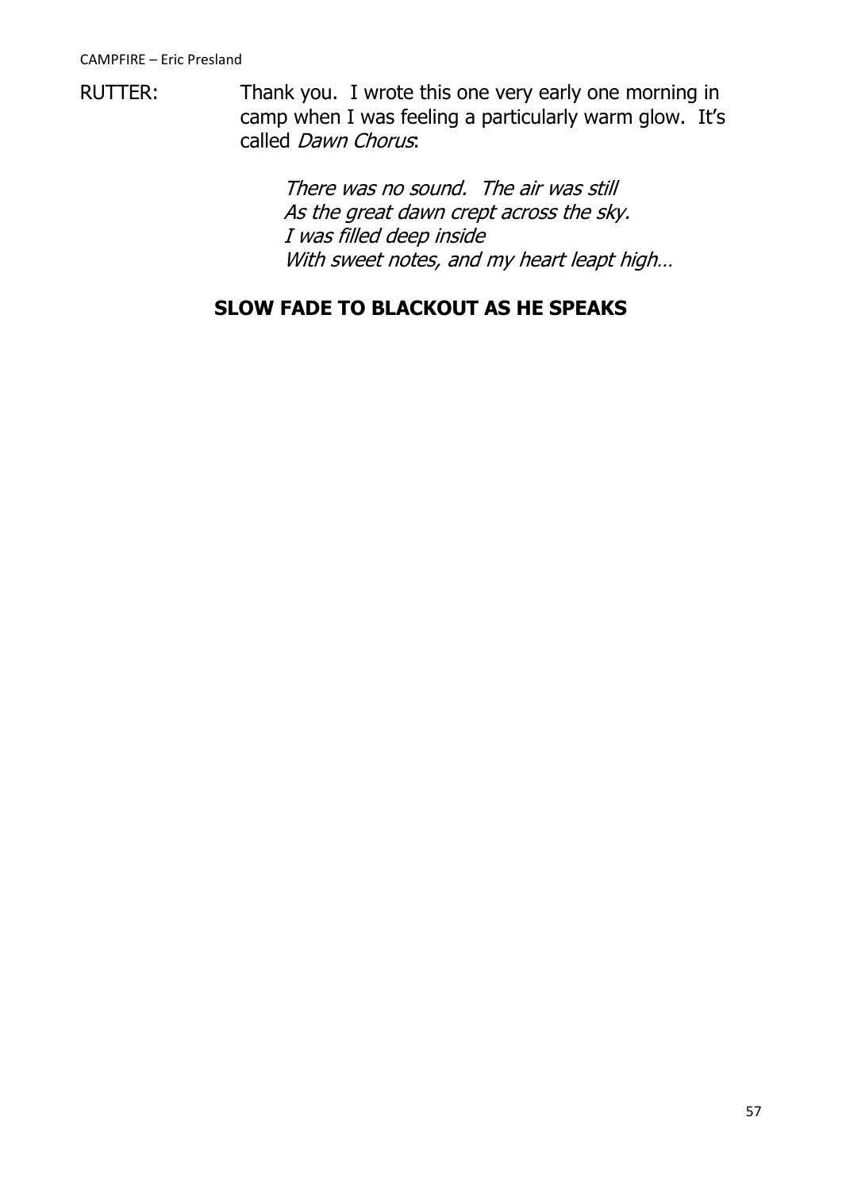RUTTER: Thank you. I wrote this one very early one morning in camp when I was feeling a particularly warm glow. It's called *Dawn Chorus*:

> *There was no sound. The air was still*
> *As the great dawn crept across the sky.*
> *I was filled deep inside*
> *With sweet notes, and my heart leapt high…*

**SLOW FADE TO BLACKOUT AS HE SPEAKS**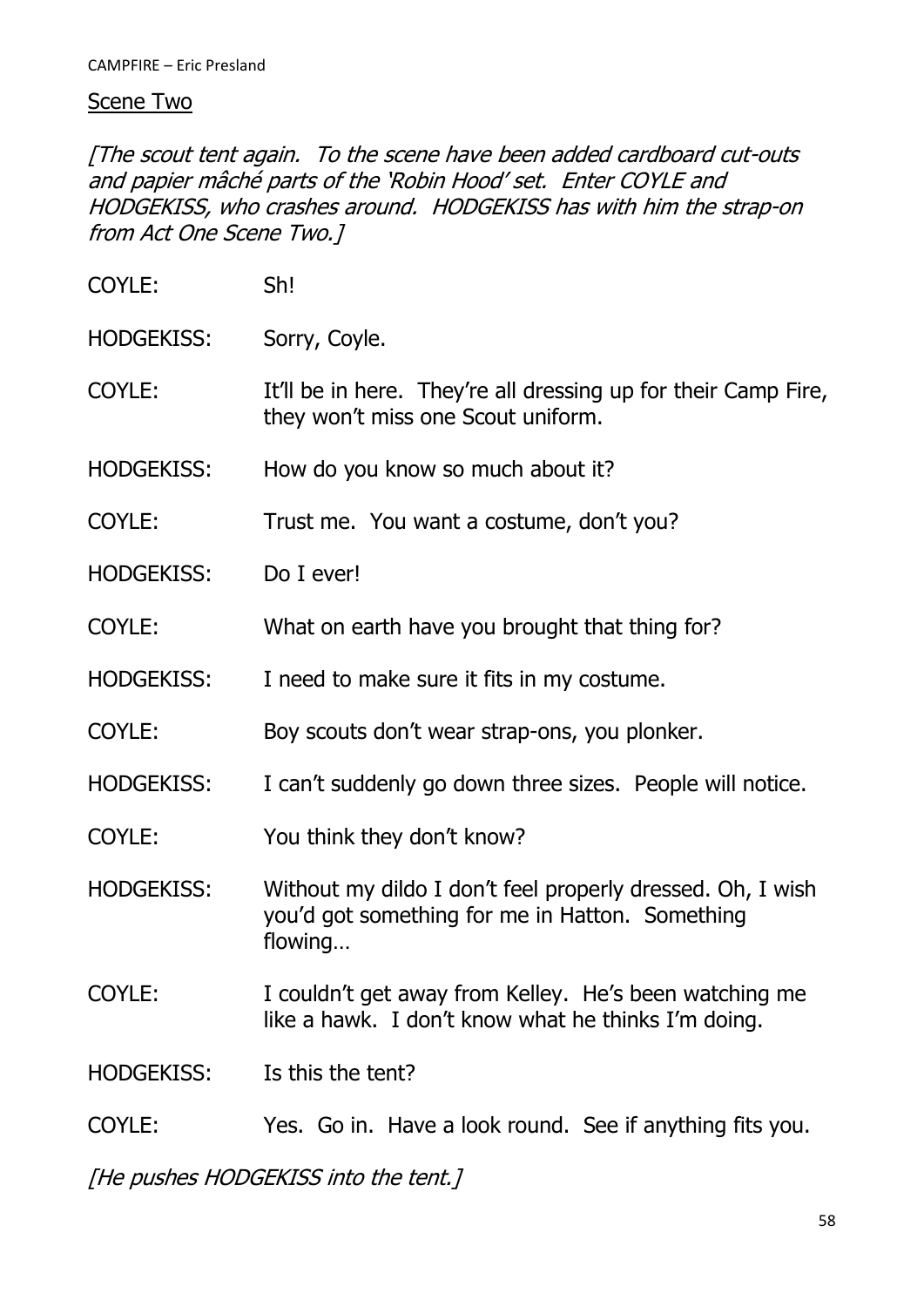## Scene Two

*[The scout tent again. To the scene have been added cardboard cut-outs and papier mâché parts of the 'Robin Hood' set. Enter COYLE and HODGEKISS, who crashes around. HODGEKISS has with him the strap-on from Act One Scene Two.]*

COYLE: Sh!

HODGEKISS: Sorry, Coyle.

COYLE: It'll be in here. They're all dressing up for their Camp Fire, they won't miss one Scout uniform.

HODGEKISS: How do you know so much about it?

COYLE: Trust me. You want a costume, don't you?

HODGEKISS: Do I ever!

COYLE: What on earth have you brought that thing for?

HODGEKISS: I need to make sure it fits in my costume.

COYLE: Boy scouts don't wear strap-ons, you plonker.

HODGEKISS: I can't suddenly go down three sizes. People will notice.

COYLE: You think they don't know?

HODGEKISS: Without my dildo I don't feel properly dressed. Oh, I wish you'd got something for me in Hatton. Something flowing…

COYLE: I couldn't get away from Kelley. He's been watching me like a hawk. I don't know what he thinks I'm doing.

HODGEKISS: Is this the tent?

COYLE: Yes. Go in. Have a look round. See if anything fits you.

*[He pushes HODGEKISS into the tent.]*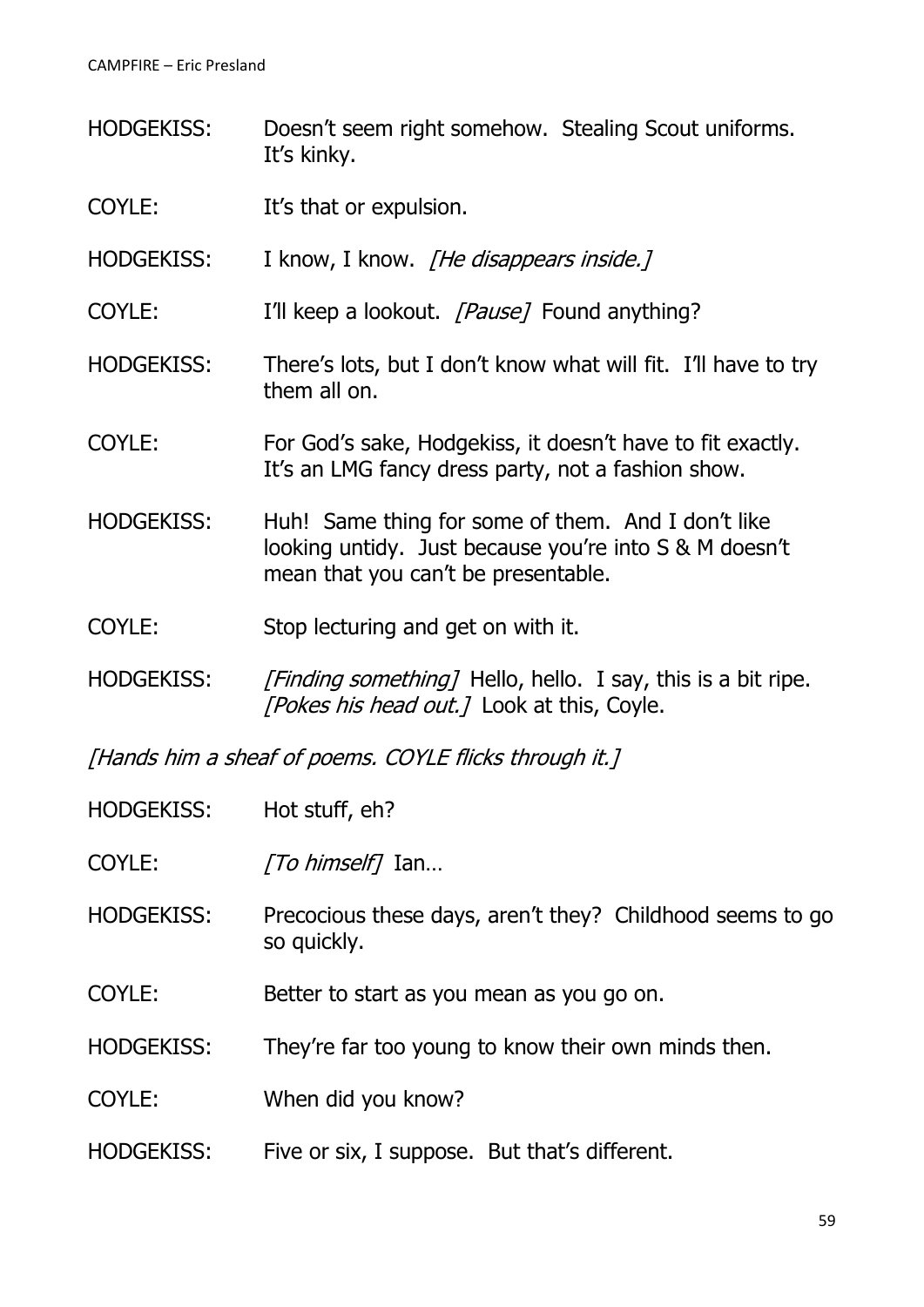HODGEKISS: Doesn't seem right somehow. Stealing Scout uniforms. It's kinky.

COYLE: It's that or expulsion.

HODGEKISS: I know, I know. *[He disappears inside.]*

COYLE: I'll keep a lookout. *[Pause]* Found anything?

HODGEKISS: There's lots, but I don't know what will fit. I'll have to try them all on.

COYLE: For God's sake, Hodgekiss, it doesn't have to fit exactly. It's an LMG fancy dress party, not a fashion show.

HODGEKISS: Huh! Same thing for some of them. And I don't like looking untidy. Just because you're into S & M doesn't mean that you can't be presentable.

COYLE: Stop lecturing and get on with it.

HODGEKISS: *[Finding something]* Hello, hello. I say, this is a bit ripe. *[Pokes his head out.]* Look at this, Coyle.

*[Hands him a sheaf of poems. COYLE flicks through it.]*

HODGEKISS: Hot stuff, eh?

COYLE: *[To himself]* Ian…

HODGEKISS: Precocious these days, aren't they? Childhood seems to go so quickly.

COYLE: Better to start as you mean as you go on.

HODGEKISS: They're far too young to know their own minds then.

COYLE: When did you know?

HODGEKISS: Five or six, I suppose. But that's different.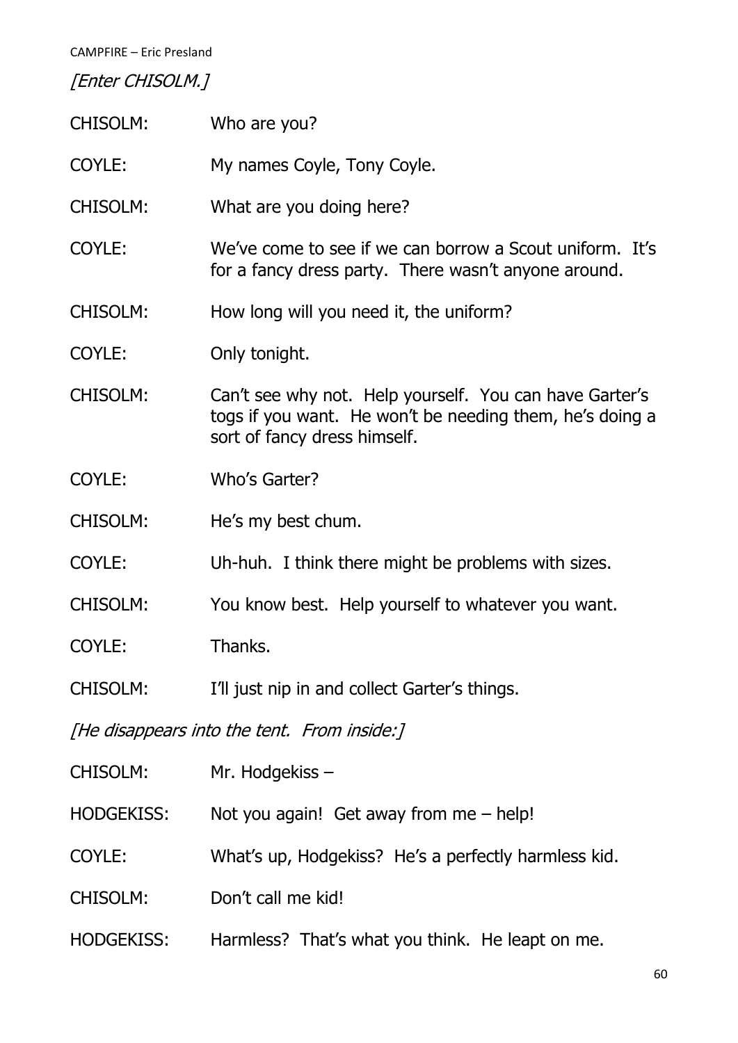*[Enter CHISOLM.]*

CHISOLM: Who are you?

COYLE: My names Coyle, Tony Coyle.

CHISOLM: What are you doing here?

COYLE: We've come to see if we can borrow a Scout uniform. It's for a fancy dress party. There wasn't anyone around.

CHISOLM: How long will you need it, the uniform?

COYLE: Only tonight.

CHISOLM: Can't see why not. Help yourself. You can have Garter's togs if you want. He won't be needing them, he's doing a sort of fancy dress himself.

COYLE: Who's Garter?

CHISOLM: He's my best chum.

COYLE: Uh-huh. I think there might be problems with sizes.

CHISOLM: You know best. Help yourself to whatever you want.

COYLE: Thanks.

CHISOLM: I'll just nip in and collect Garter's things.

*[He disappears into the tent. From inside:]*

CHISOLM: Mr. Hodgekiss –

HODGEKISS: Not you again! Get away from me – help!

COYLE: What's up, Hodgekiss? He's a perfectly harmless kid.

CHISOLM: Don't call me kid!

HODGEKISS: Harmless? That's what you think. He leapt on me.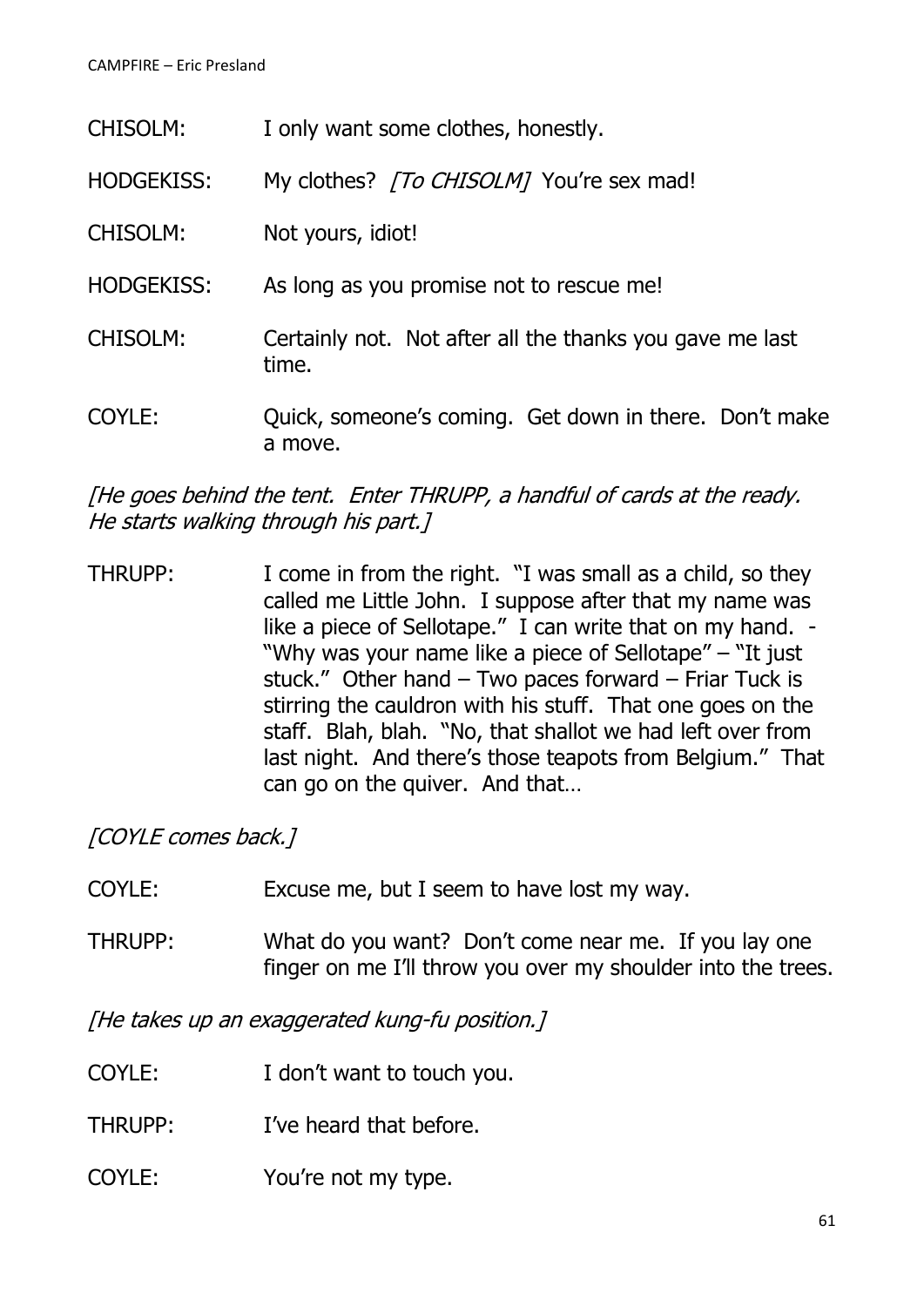CHISOLM: I only want some clothes, honestly.

HODGEKISS: My clothes? *[To CHISOLM]* You're sex mad!

CHISOLM: Not yours, idiot!

HODGEKISS: As long as you promise not to rescue me!

CHISOLM: Certainly not. Not after all the thanks you gave me last time.

COYLE: Quick, someone's coming. Get down in there. Don't make a move.

*[He goes behind the tent. Enter THRUPP, a handful of cards at the ready. He starts walking through his part.]*

THRUPP: I come in from the right. "I was small as a child, so they called me Little John. I suppose after that my name was like a piece of Sellotape." I can write that on my hand. - "Why was your name like a piece of Sellotape" – "It just stuck." Other hand – Two paces forward – Friar Tuck is stirring the cauldron with his stuff. That one goes on the staff. Blah, blah. "No, that shallot we had left over from last night. And there's those teapots from Belgium." That can go on the quiver. And that…

*[COYLE comes back.]*

COYLE: Excuse me, but I seem to have lost my way.

THRUPP: What do you want? Don't come near me. If you lay one finger on me I'll throw you over my shoulder into the trees.

*[He takes up an exaggerated kung-fu position.]*

COYLE: I don't want to touch you.

THRUPP: I've heard that before.

COYLE: You're not my type.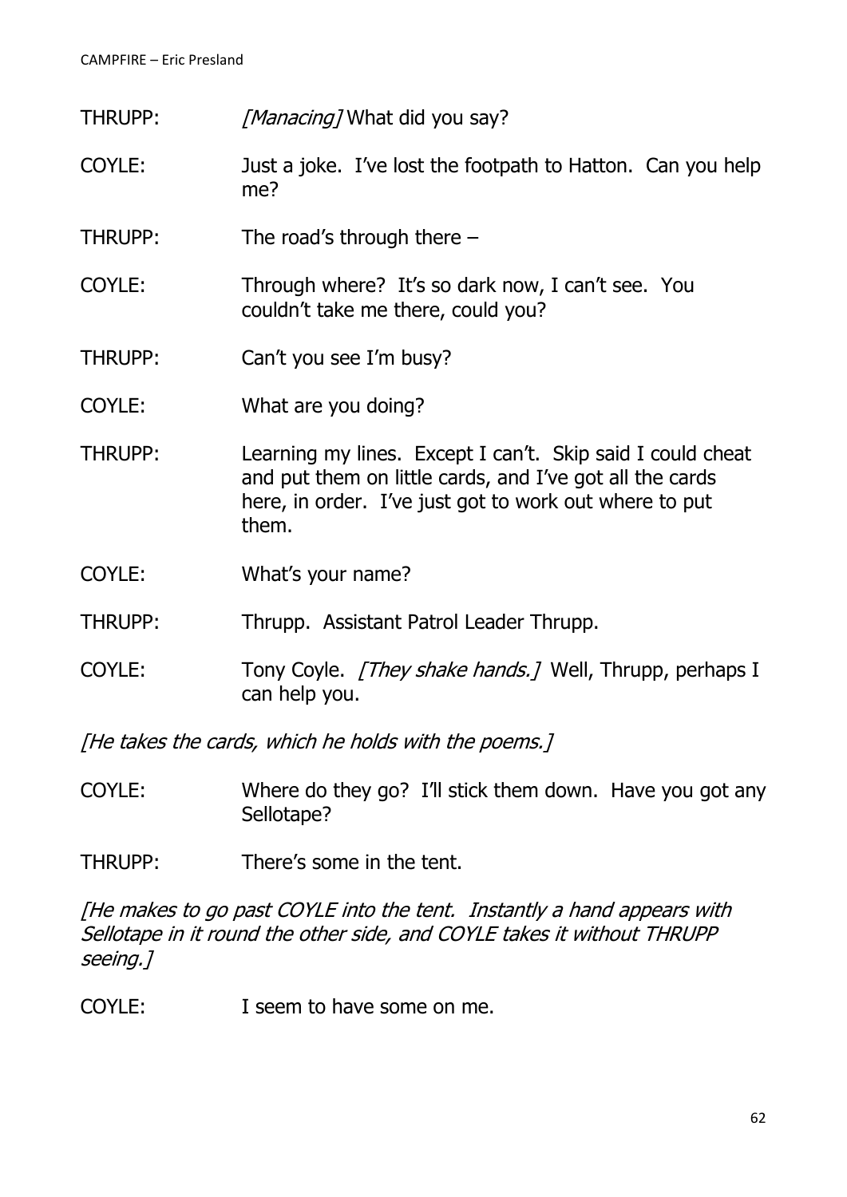THRUPP: *[Manacing]* What did you say?

COYLE: Just a joke. I've lost the footpath to Hatton. Can you help me?

THRUPP: The road's through there –

COYLE: Through where? It's so dark now, I can't see. You couldn't take me there, could you?

THRUPP: Can't you see I'm busy?

COYLE: What are you doing?

THRUPP: Learning my lines. Except I can't. Skip said I could cheat and put them on little cards, and I've got all the cards here, in order. I've just got to work out where to put them.

COYLE: What's your name?

THRUPP: Thrupp. Assistant Patrol Leader Thrupp.

COYLE: Tony Coyle. *[They shake hands.]* Well, Thrupp, perhaps I can help you.

*[He takes the cards, which he holds with the poems.]*

COYLE: Where do they go? I'll stick them down. Have you got any Sellotape?

THRUPP: There's some in the tent.

*[He makes to go past COYLE into the tent. Instantly a hand appears with Sellotape in it round the other side, and COYLE takes it without THRUPP seeing.]*

COYLE: I seem to have some on me.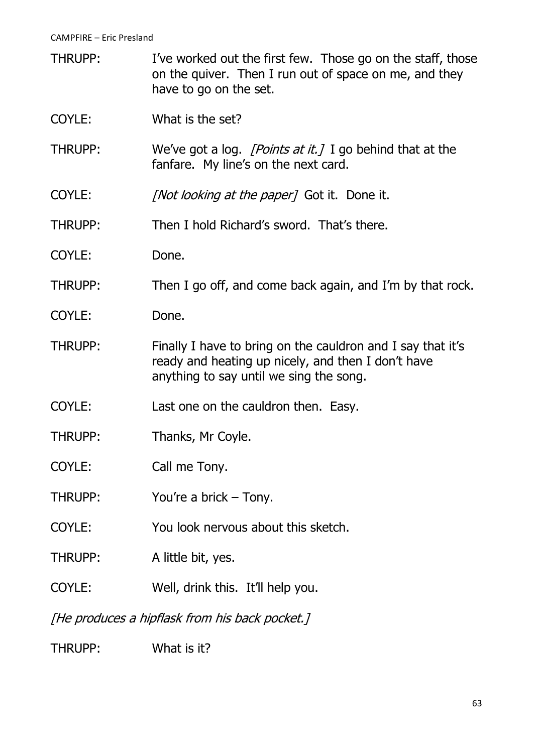THRUPP: I've worked out the first few. Those go on the staff, those on the quiver. Then I run out of space on me, and they have to go on the set.

COYLE: What is the set?

THRUPP: We've got a log. *[Points at it.]* I go behind that at the fanfare. My line's on the next card.

COYLE: *[Not looking at the paper]* Got it. Done it.

THRUPP: Then I hold Richard's sword. That's there.

COYLE: Done.

THRUPP: Then I go off, and come back again, and I'm by that rock.

COYLE: Done.

THRUPP: Finally I have to bring on the cauldron and I say that it's ready and heating up nicely, and then I don't have anything to say until we sing the song.

COYLE: Last one on the cauldron then. Easy.

THRUPP: Thanks, Mr Coyle.

COYLE: Call me Tony.

THRUPP: You're a brick – Tony.

COYLE: You look nervous about this sketch.

THRUPP: A little bit, yes.

COYLE: Well, drink this. It'll help you.

*[He produces a hipflask from his back pocket.]*

THRUPP: What is it?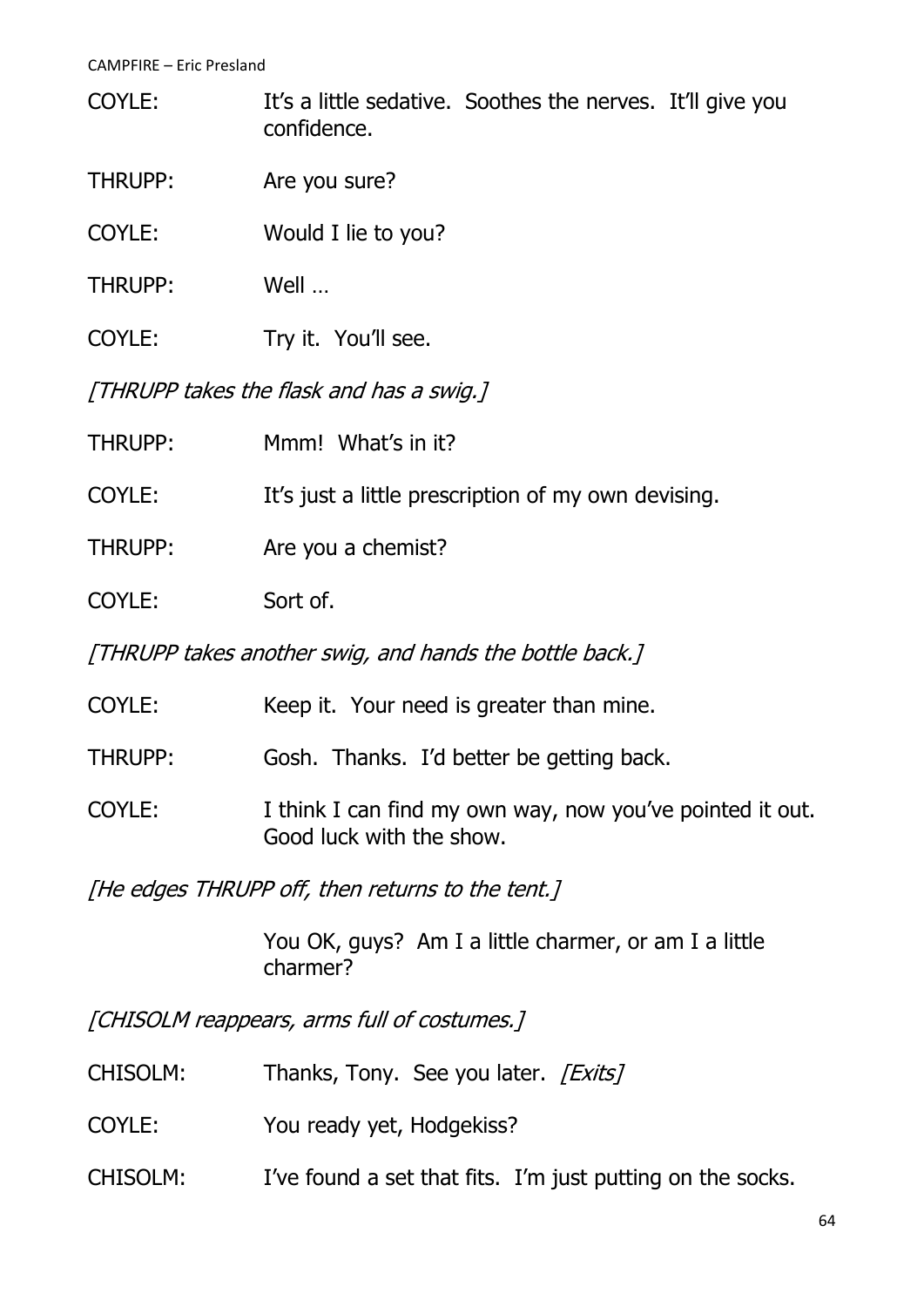COYLE: It's a little sedative. Soothes the nerves. It'll give you confidence.

THRUPP: Are you sure?

COYLE: Would I lie to you?

THRUPP: Well …

COYLE: Try it. You'll see.

*[THRUPP takes the flask and has a swig.]*

THRUPP: Mmm! What's in it?

COYLE: It's just a little prescription of my own devising.

THRUPP: Are you a chemist?

COYLE: Sort of.

*[THRUPP takes another swig, and hands the bottle back.]*

COYLE: Keep it. Your need is greater than mine.

THRUPP: Gosh. Thanks. I'd better be getting back.

COYLE: I think I can find my own way, now you've pointed it out. Good luck with the show.

*[He edges THRUPP off, then returns to the tent.]*

You OK, guys? Am I a little charmer, or am I a little charmer?

*[CHISOLM reappears, arms full of costumes.]*

CHISOLM: Thanks, Tony. See you later. *[Exits]*

COYLE: You ready yet, Hodgekiss?

CHISOLM: I've found a set that fits. I'm just putting on the socks.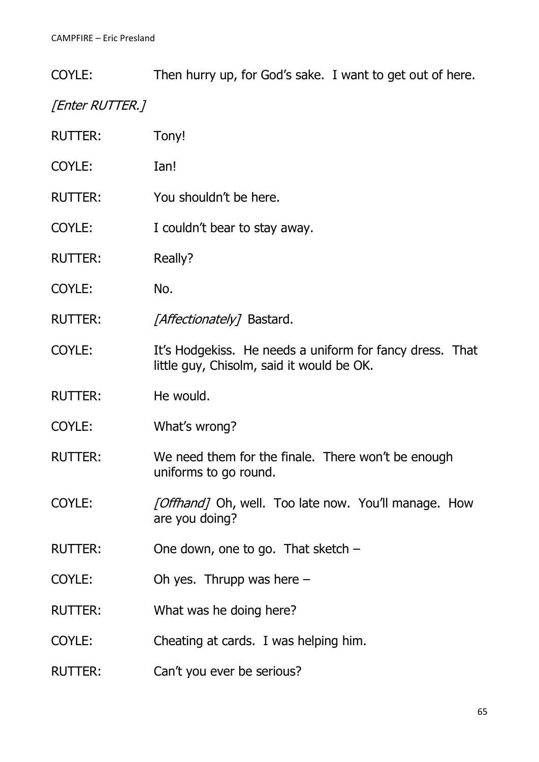COYLE: Then hurry up, for God's sake. I want to get out of here.

*[Enter RUTTER.]*

RUTTER: Tony!

COYLE: Ian!

RUTTER: You shouldn't be here.

COYLE: I couldn't bear to stay away.

RUTTER: Really?

COYLE: No.

RUTTER: *[Affectionately]* Bastard.

COYLE: It's Hodgekiss. He needs a uniform for fancy dress. That little guy, Chisolm, said it would be OK.

RUTTER: He would.

COYLE: What's wrong?

RUTTER: We need them for the finale. There won't be enough uniforms to go round.

COYLE: *[Offhand]* Oh, well. Too late now. You'll manage. How are you doing?

RUTTER: One down, one to go. That sketch –

COYLE: Oh yes. Thrupp was here –

RUTTER: What was he doing here?

COYLE: Cheating at cards. I was helping him.

RUTTER: Can't you ever be serious?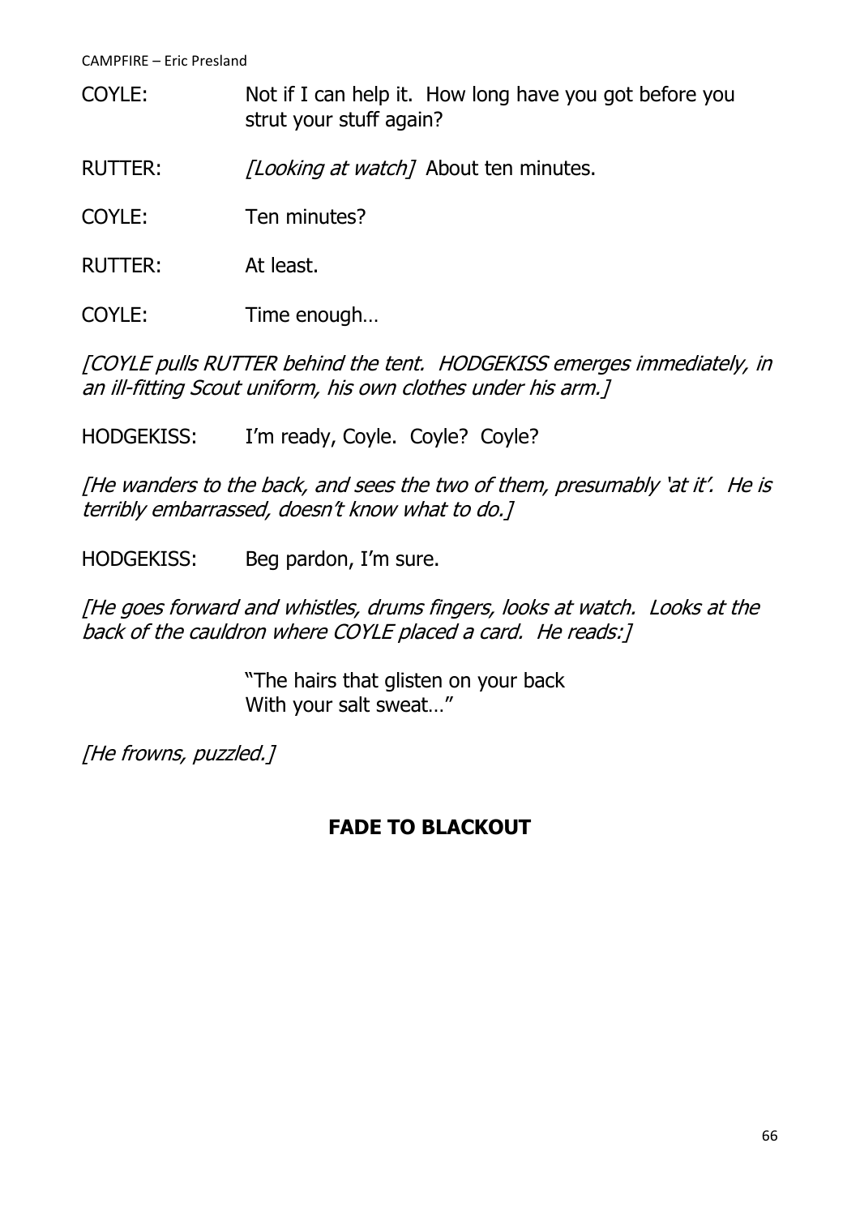COYLE: Not if I can help it. How long have you got before you strut your stuff again?

RUTTER: *[Looking at watch]* About ten minutes.

COYLE: Ten minutes?

RUTTER: At least.

COYLE: Time enough…

*[COYLE pulls RUTTER behind the tent. HODGEKISS emerges immediately, in an ill-fitting Scout uniform, his own clothes under his arm.]*

HODGEKISS: I'm ready, Coyle. Coyle? Coyle?

*[He wanders to the back, and sees the two of them, presumably 'at it'. He is terribly embarrassed, doesn't know what to do.]*

HODGEKISS: Beg pardon, I'm sure.

*[He goes forward and whistles, drums fingers, looks at watch. Looks at the back of the cauldron where COYLE placed a card. He reads:]*

"The hairs that glisten on your back
With your salt sweat…"

*[He frowns, puzzled.]*

**FADE TO BLACKOUT**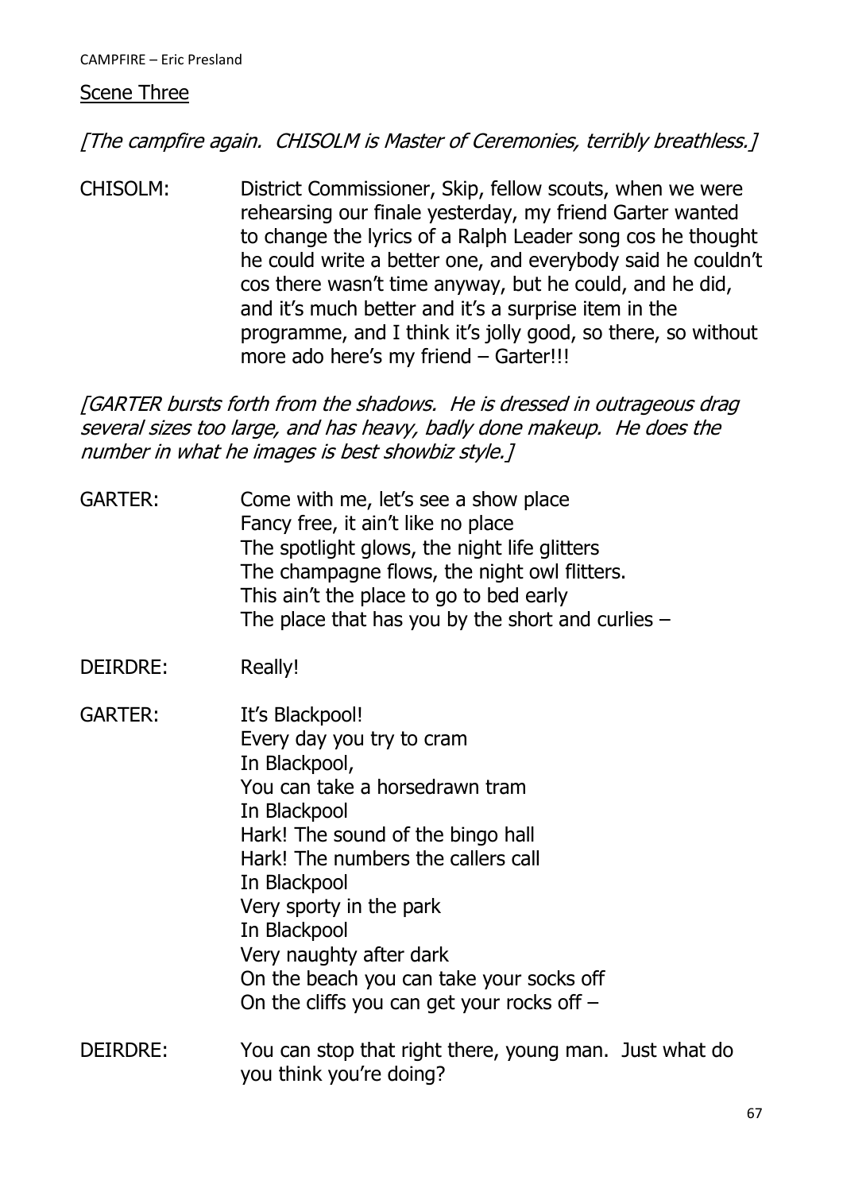Scene Three

*[The campfire again. CHISOLM is Master of Ceremonies, terribly breathless.]*

CHISOLM: District Commissioner, Skip, fellow scouts, when we were rehearsing our finale yesterday, my friend Garter wanted to change the lyrics of a Ralph Leader song cos he thought he could write a better one, and everybody said he couldn't cos there wasn't time anyway, but he could, and he did, and it's much better and it's a surprise item in the programme, and I think it's jolly good, so there, so without more ado here's my friend – Garter!!!

*[GARTER bursts forth from the shadows. He is dressed in outrageous drag several sizes too large, and has heavy, badly done makeup. He does the number in what he images is best showbiz style.]*

GARTER: Come with me, let's see a show place
Fancy free, it ain't like no place
The spotlight glows, the night life glitters
The champagne flows, the night owl flitters.
This ain't the place to go to bed early
The place that has you by the short and curlies –

DEIRDRE: Really!

GARTER: It's Blackpool!
Every day you try to cram
In Blackpool,
You can take a horsedrawn tram
In Blackpool
Hark! The sound of the bingo hall
Hark! The numbers the callers call
In Blackpool
Very sporty in the park
In Blackpool
Very naughty after dark
On the beach you can take your socks off
On the cliffs you can get your rocks off –

DEIRDRE: You can stop that right there, young man. Just what do you think you're doing?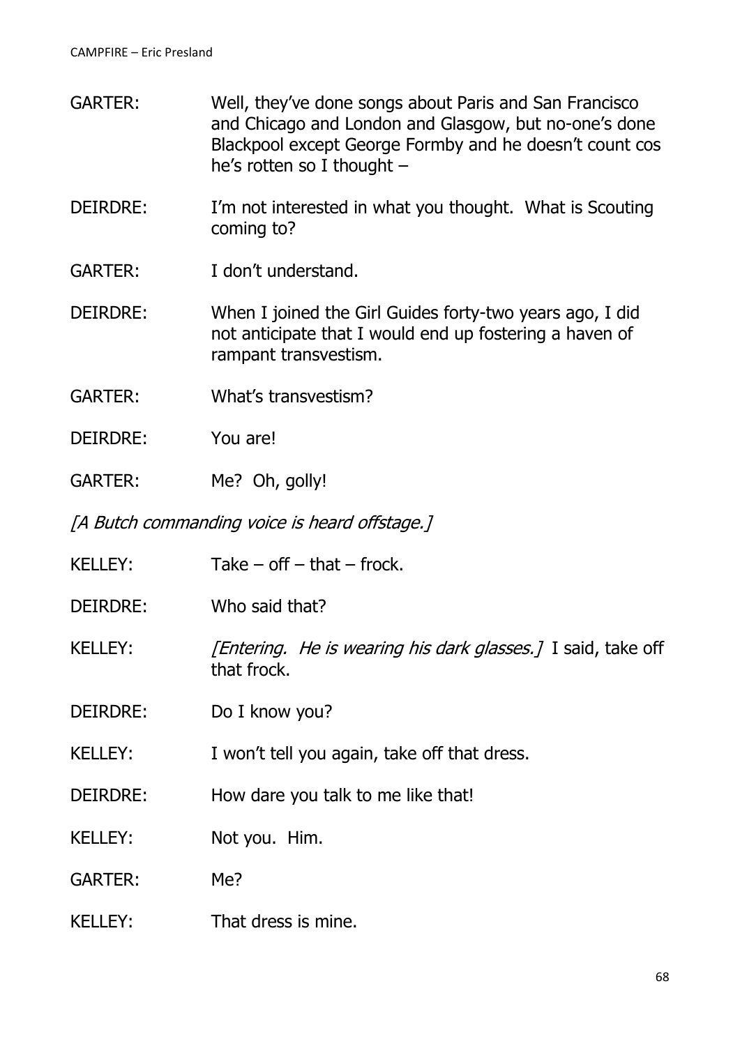GARTER: Well, they've done songs about Paris and San Francisco and Chicago and London and Glasgow, but no-one's done Blackpool except George Formby and he doesn't count cos he's rotten so I thought –

DEIRDRE: I'm not interested in what you thought. What is Scouting coming to?

GARTER: I don't understand.

DEIRDRE: When I joined the Girl Guides forty-two years ago, I did not anticipate that I would end up fostering a haven of rampant transvestism.

GARTER: What's transvestism?

DEIRDRE: You are!

GARTER: Me? Oh, golly!

*[A Butch commanding voice is heard offstage.]*

KELLEY: Take – off – that – frock.

DEIRDRE: Who said that?

KELLEY: *[Entering. He is wearing his dark glasses.]* I said, take off that frock.

DEIRDRE: Do I know you?

KELLEY: I won't tell you again, take off that dress.

DEIRDRE: How dare you talk to me like that!

KELLEY: Not you. Him.

GARTER: Me?

KELLEY: That dress is mine.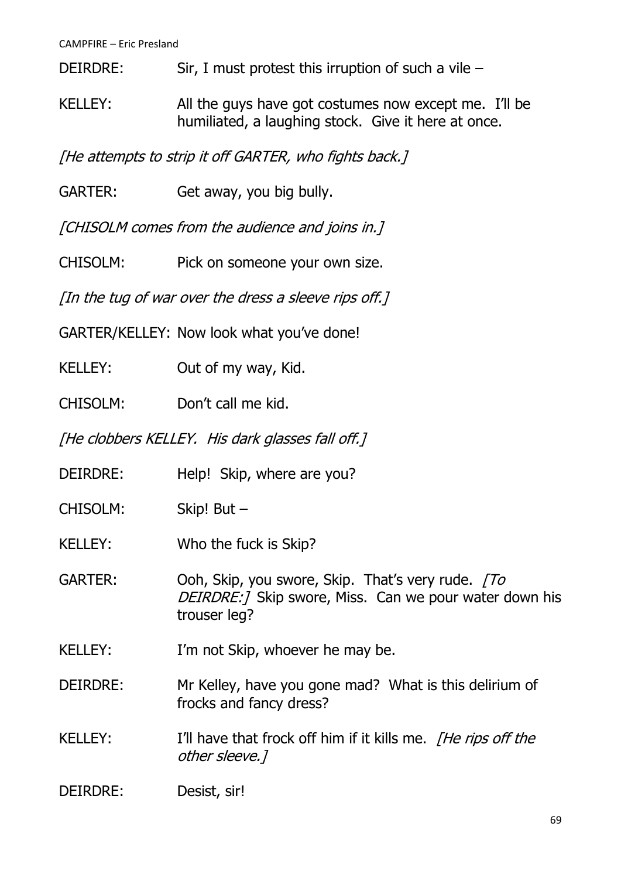DEIRDRE: Sir, I must protest this irruption of such a vile –

KELLEY: All the guys have got costumes now except me. I'll be humiliated, a laughing stock. Give it here at once.

*[He attempts to strip it off GARTER, who fights back.]*

GARTER: Get away, you big bully.

*[CHISOLM comes from the audience and joins in.]*

CHISOLM: Pick on someone your own size.

*[In the tug of war over the dress a sleeve rips off.]*

GARTER/KELLEY: Now look what you've done!

KELLEY: Out of my way, Kid.

CHISOLM: Don't call me kid.

*[He clobbers KELLEY. His dark glasses fall off.]*

DEIRDRE: Help! Skip, where are you?

CHISOLM: Skip! But –

KELLEY: Who the fuck is Skip?

GARTER: Ooh, Skip, you swore, Skip. That's very rude. *[To DEIRDRE:]* Skip swore, Miss. Can we pour water down his trouser leg?

KELLEY: I'm not Skip, whoever he may be.

DEIRDRE: Mr Kelley, have you gone mad? What is this delirium of frocks and fancy dress?

KELLEY: I'll have that frock off him if it kills me. *[He rips off the other sleeve.]*

DEIRDRE: Desist, sir!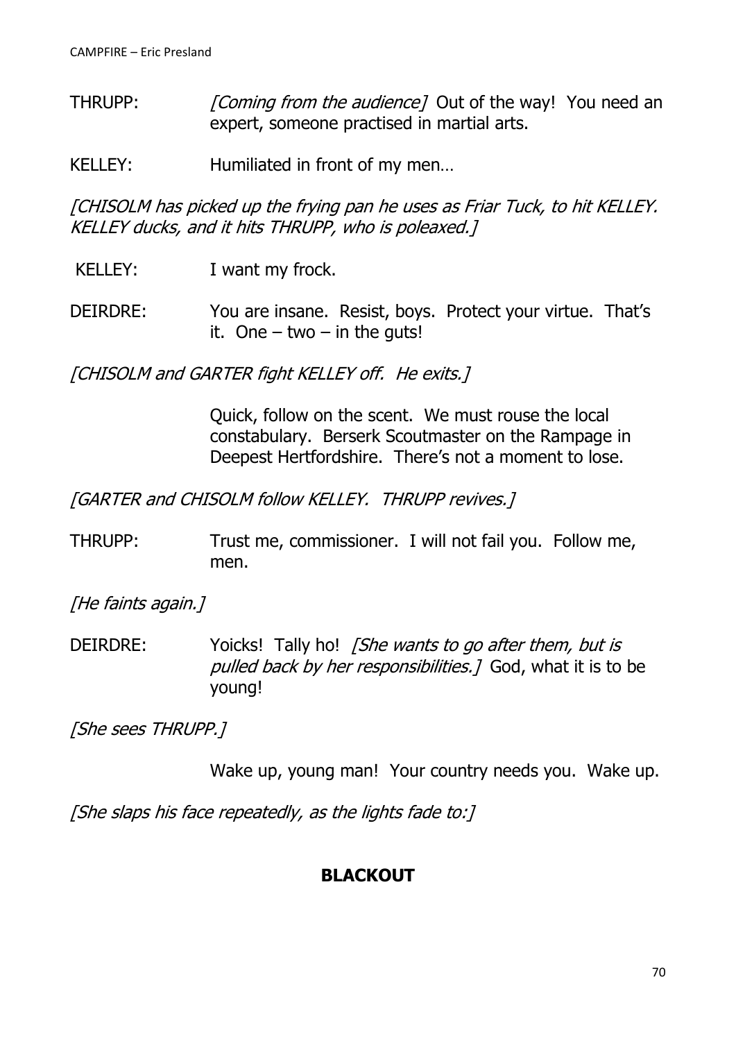THRUPP: *[Coming from the audience]* Out of the way! You need an expert, someone practised in martial arts.

KELLEY: Humiliated in front of my men…

*[CHISOLM has picked up the frying pan he uses as Friar Tuck, to hit KELLEY. KELLEY ducks, and it hits THRUPP, who is poleaxed.]*

KELLEY: I want my frock.

DEIRDRE: You are insane. Resist, boys. Protect your virtue. That's it. One – two – in the guts!

*[CHISOLM and GARTER fight KELLEY off. He exits.]*

Quick, follow on the scent. We must rouse the local constabulary. Berserk Scoutmaster on the Rampage in Deepest Hertfordshire. There's not a moment to lose.

*[GARTER and CHISOLM follow KELLEY. THRUPP revives.]*

THRUPP: Trust me, commissioner. I will not fail you. Follow me, men.

*[He faints again.]*

DEIRDRE: Yoicks! Tally ho! *[She wants to go after them, but is pulled back by her responsibilities.]* God, what it is to be young!

*[She sees THRUPP.]*

Wake up, young man! Your country needs you. Wake up.

*[She slaps his face repeatedly, as the lights fade to:]*

**BLACKOUT**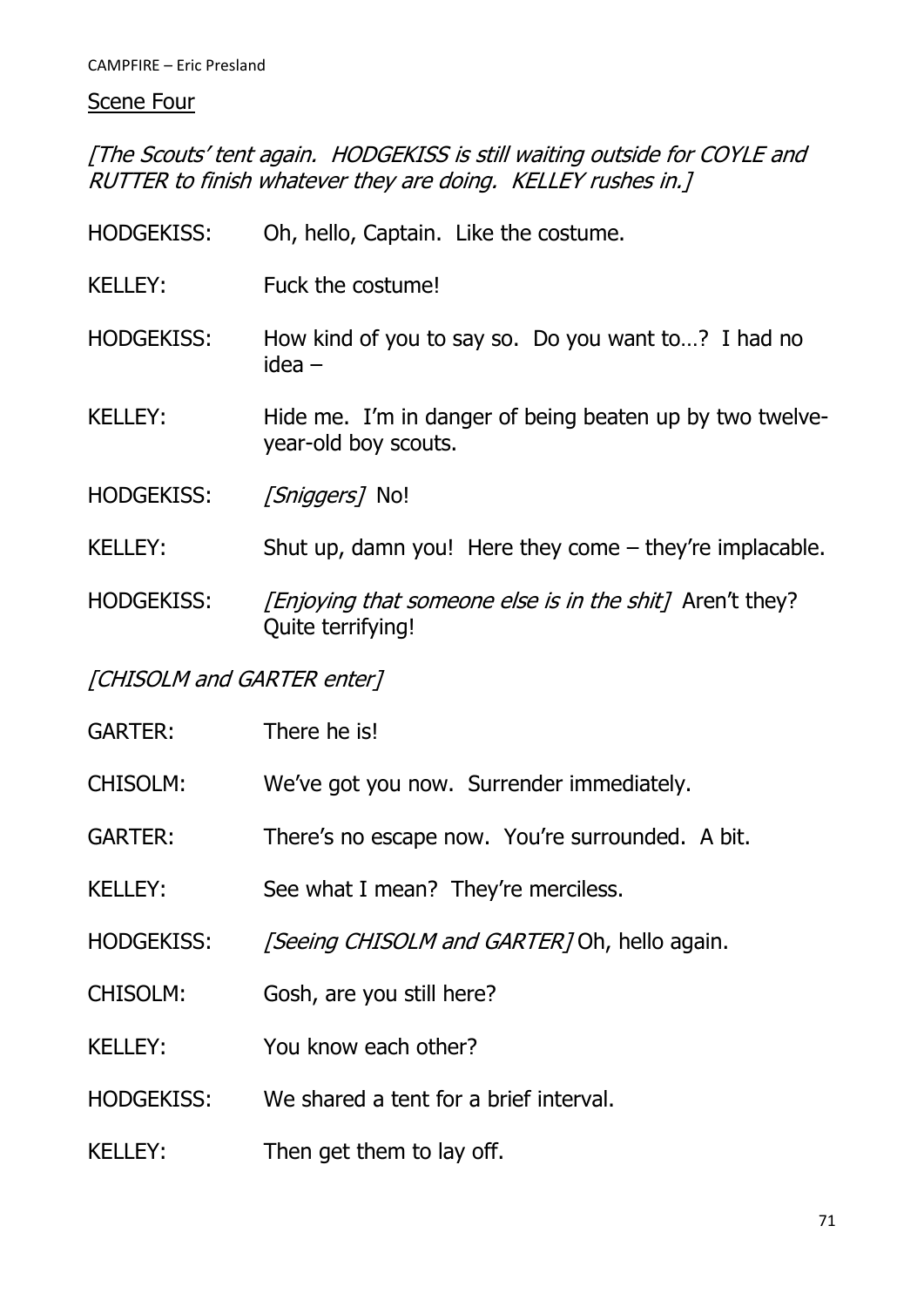## Scene Four

*[The Scouts' tent again. HODGEKISS is still waiting outside for COYLE and RUTTER to finish whatever they are doing. KELLEY rushes in.]*

HODGEKISS: Oh, hello, Captain. Like the costume.

KELLEY: Fuck the costume!

HODGEKISS: How kind of you to say so. Do you want to…? I had no idea –

KELLEY: Hide me. I'm in danger of being beaten up by two twelve-year-old boy scouts.

HODGEKISS: *[Sniggers]* No!

KELLEY: Shut up, damn you! Here they come – they're implacable.

HODGEKISS: *[Enjoying that someone else is in the shit]* Aren't they? Quite terrifying!

*[CHISOLM and GARTER enter]*

GARTER: There he is!

CHISOLM: We've got you now. Surrender immediately.

GARTER: There's no escape now. You're surrounded. A bit.

KELLEY: See what I mean? They're merciless.

HODGEKISS: *[Seeing CHISOLM and GARTER]* Oh, hello again.

CHISOLM: Gosh, are you still here?

KELLEY: You know each other?

HODGEKISS: We shared a tent for a brief interval.

KELLEY: Then get them to lay off.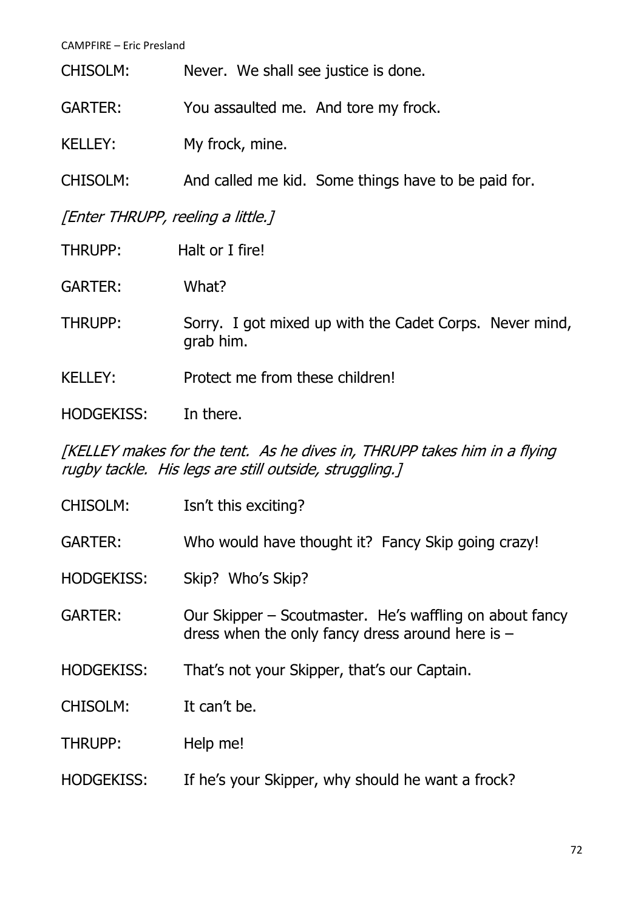CHISOLM: Never. We shall see justice is done.

GARTER: You assaulted me. And tore my frock.

KELLEY: My frock, mine.

CHISOLM: And called me kid. Some things have to be paid for.

*[Enter THRUPP, reeling a little.]*

THRUPP: Halt or I fire!

GARTER: What?

THRUPP: Sorry. I got mixed up with the Cadet Corps. Never mind, grab him.

KELLEY: Protect me from these children!

HODGEKISS: In there.

*[KELLEY makes for the tent. As he dives in, THRUPP takes him in a flying rugby tackle. His legs are still outside, struggling.]*

CHISOLM: Isn't this exciting?

GARTER: Who would have thought it? Fancy Skip going crazy!

HODGEKISS: Skip? Who's Skip?

GARTER: Our Skipper – Scoutmaster. He's waffling on about fancy dress when the only fancy dress around here is –

HODGEKISS: That's not your Skipper, that's our Captain.

CHISOLM: It can't be.

THRUPP: Help me!

HODGEKISS: If he's your Skipper, why should he want a frock?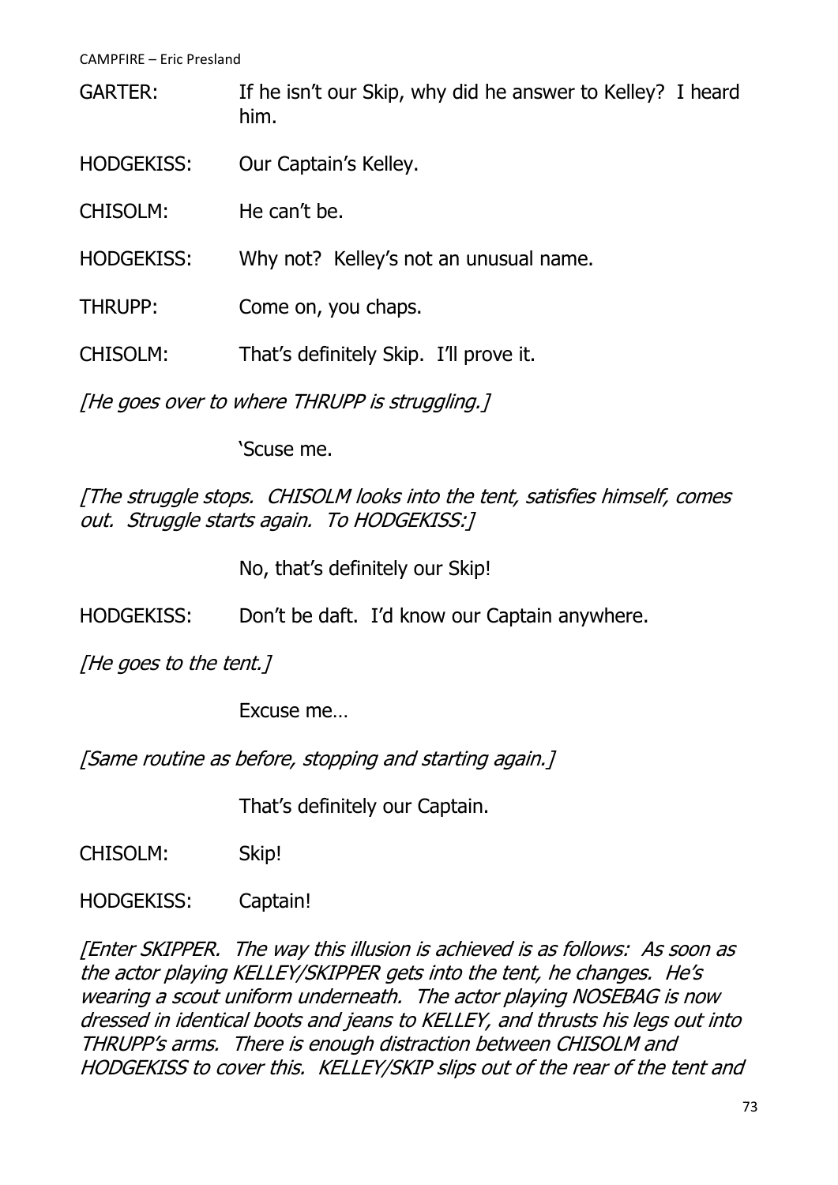GARTER: If he isn't our Skip, why did he answer to Kelley? I heard him.

HODGEKISS: Our Captain's Kelley.

CHISOLM: He can't be.

HODGEKISS: Why not? Kelley's not an unusual name.

THRUPP: Come on, you chaps.

CHISOLM: That's definitely Skip. I'll prove it.

*[He goes over to where THRUPP is struggling.]*

'Scuse me.

*[The struggle stops. CHISOLM looks into the tent, satisfies himself, comes out. Struggle starts again. To HODGEKISS:]*

No, that's definitely our Skip!

HODGEKISS: Don't be daft. I'd know our Captain anywhere.

*[He goes to the tent.]*

Excuse me…

*[Same routine as before, stopping and starting again.]*

That's definitely our Captain.

CHISOLM: Skip!

HODGEKISS: Captain!

*[Enter SKIPPER. The way this illusion is achieved is as follows: As soon as the actor playing KELLEY/SKIPPER gets into the tent, he changes. He's wearing a scout uniform underneath. The actor playing NOSEBAG is now dressed in identical boots and jeans to KELLEY, and thrusts his legs out into THRUPP's arms. There is enough distraction between CHISOLM and HODGEKISS to cover this. KELLEY/SKIP slips out of the rear of the tent and*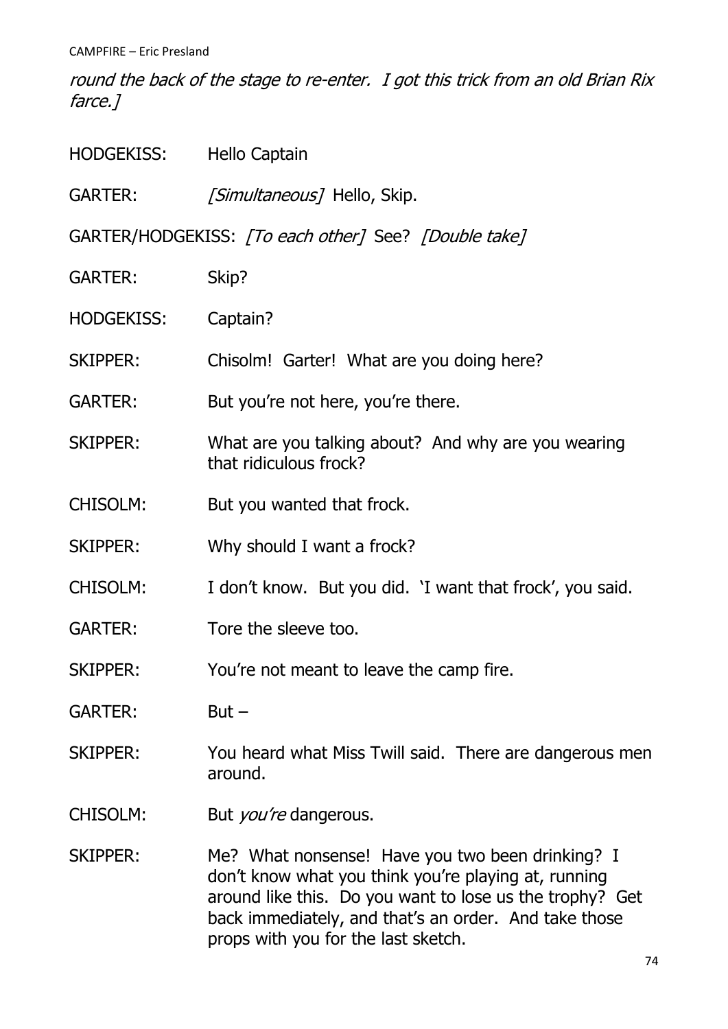*round the back of the stage to re-enter. I got this trick from an old Brian Rix farce.]*

HODGEKISS: Hello Captain

GARTER: *[Simultaneous]* Hello, Skip.

GARTER/HODGEKISS: *[To each other]* See? *[Double take]*

GARTER: Skip?

HODGEKISS: Captain?

SKIPPER: Chisolm! Garter! What are you doing here?

GARTER: But you're not here, you're there.

SKIPPER: What are you talking about? And why are you wearing that ridiculous frock?

CHISOLM: But you wanted that frock.

SKIPPER: Why should I want a frock?

CHISOLM: I don't know. But you did. 'I want that frock', you said.

GARTER: Tore the sleeve too.

SKIPPER: You're not meant to leave the camp fire.

GARTER: But –

SKIPPER: You heard what Miss Twill said. There are dangerous men around.

CHISOLM: But *you're* dangerous.

SKIPPER: Me? What nonsense! Have you two been drinking? I don't know what you think you're playing at, running around like this. Do you want to lose us the trophy? Get back immediately, and that's an order. And take those props with you for the last sketch.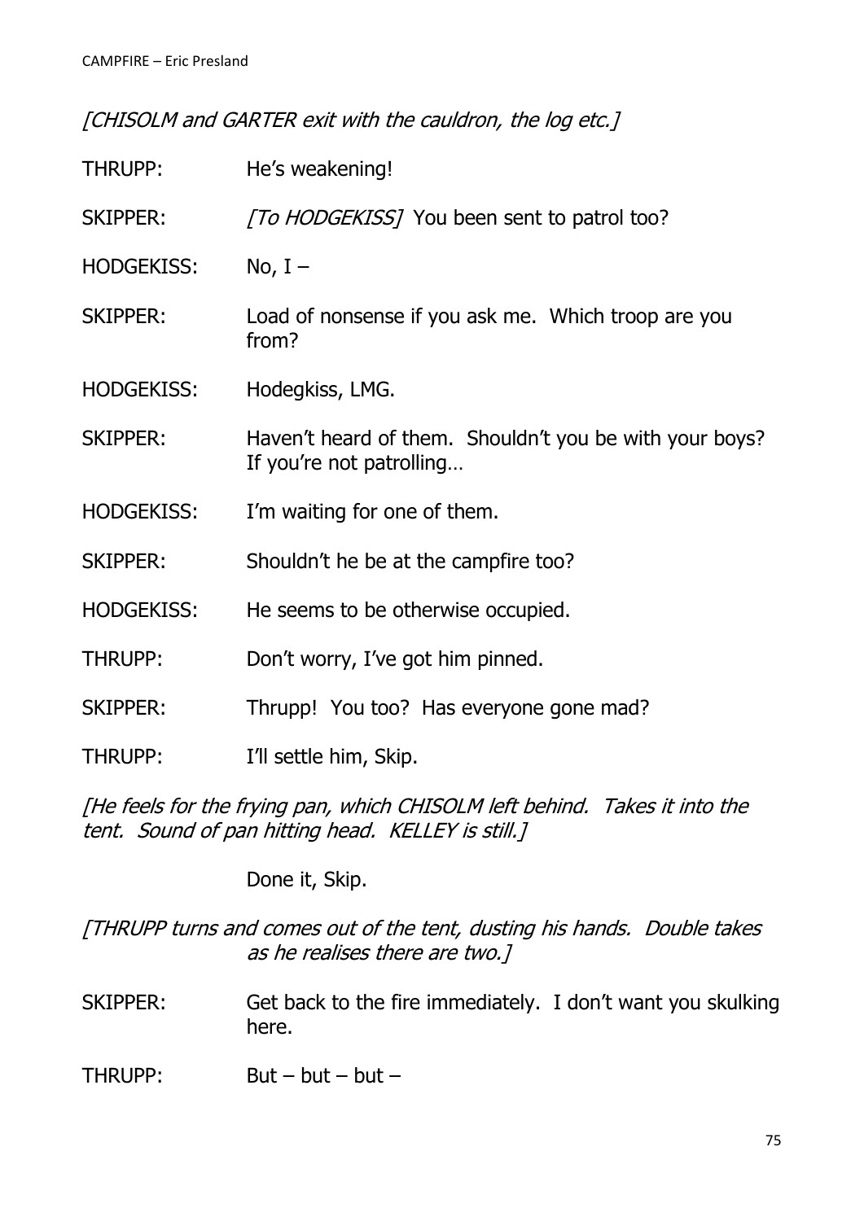*[CHISOLM and GARTER exit with the cauldron, the log etc.]*

THRUPP: He's weakening!

SKIPPER: *[To HODGEKISS]* You been sent to patrol too?

HODGEKISS: No, I –

SKIPPER: Load of nonsense if you ask me. Which troop are you from?

HODGEKISS: Hodegkiss, LMG.

SKIPPER: Haven't heard of them. Shouldn't you be with your boys? If you're not patrolling…

HODGEKISS: I'm waiting for one of them.

SKIPPER: Shouldn't he be at the campfire too?

HODGEKISS: He seems to be otherwise occupied.

THRUPP: Don't worry, I've got him pinned.

SKIPPER: Thrupp! You too? Has everyone gone mad?

THRUPP: I'll settle him, Skip.

*[He feels for the frying pan, which CHISOLM left behind. Takes it into the tent. Sound of pan hitting head. KELLEY is still.]*

Done it, Skip.

*[THRUPP turns and comes out of the tent, dusting his hands. Double takes as he realises there are two.]*

SKIPPER: Get back to the fire immediately. I don't want you skulking here.

THRUPP: But – but – but –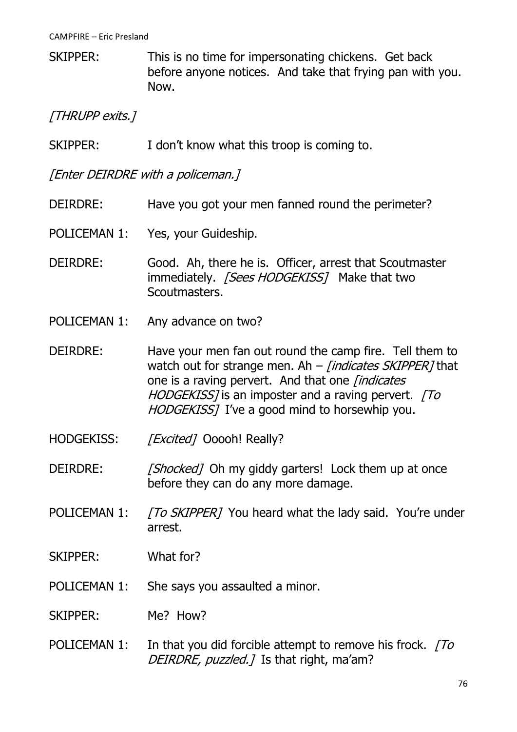SKIPPER: This is no time for impersonating chickens. Get back before anyone notices. And take that frying pan with you. Now.

*[THRUPP exits.]*

SKIPPER: I don't know what this troop is coming to.

*[Enter DEIRDRE with a policeman.]*

DEIRDRE: Have you got your men fanned round the perimeter?

POLICEMAN 1: Yes, your Guideship.

DEIRDRE: Good. Ah, there he is. Officer, arrest that Scoutmaster immediately. *[Sees HODGEKISS]* Make that two Scoutmasters.

POLICEMAN 1: Any advance on two?

DEIRDRE: Have your men fan out round the camp fire. Tell them to watch out for strange men. Ah – *[indicates SKIPPER]* that one is a raving pervert. And that one *[indicates HODGEKISS]* is an imposter and a raving pervert. *[To HODGEKISS]* I've a good mind to horsewhip you.

HODGEKISS: *[Excited]* Ooooh! Really?

DEIRDRE: *[Shocked]* Oh my giddy garters! Lock them up at once before they can do any more damage.

POLICEMAN 1: *[To SKIPPER]* You heard what the lady said. You're under arrest.

SKIPPER: What for?

POLICEMAN 1: She says you assaulted a minor.

SKIPPER: Me? How?

POLICEMAN 1: In that you did forcible attempt to remove his frock. *[To DEIRDRE, puzzled.]* Is that right, ma'am?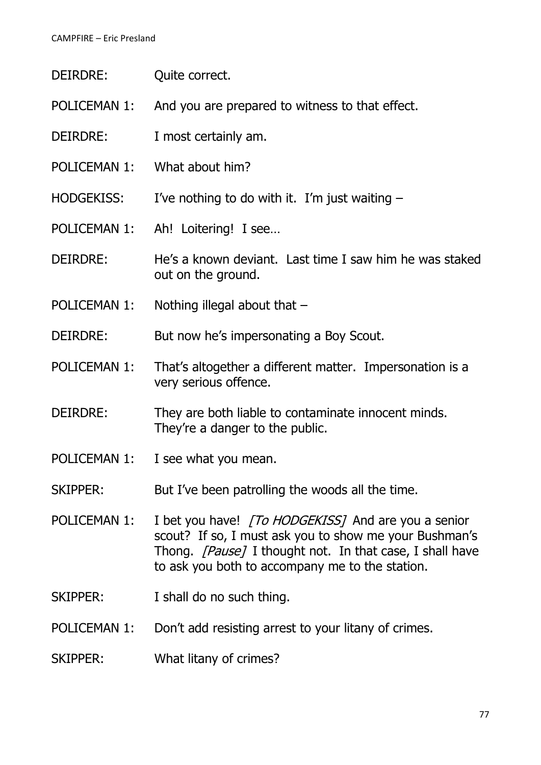DEIRDRE: Quite correct.

POLICEMAN 1: And you are prepared to witness to that effect.

DEIRDRE: I most certainly am.

POLICEMAN 1: What about him?

HODGEKISS: I've nothing to do with it. I'm just waiting –

POLICEMAN 1: Ah! Loitering! I see…

DEIRDRE: He's a known deviant. Last time I saw him he was staked out on the ground.

POLICEMAN 1: Nothing illegal about that –

DEIRDRE: But now he's impersonating a Boy Scout.

POLICEMAN 1: That's altogether a different matter. Impersonation is a very serious offence.

DEIRDRE: They are both liable to contaminate innocent minds. They're a danger to the public.

POLICEMAN 1: I see what you mean.

SKIPPER: But I've been patrolling the woods all the time.

POLICEMAN 1: I bet you have! *[To HODGEKISS]* And are you a senior scout? If so, I must ask you to show me your Bushman's Thong. *[Pause]* I thought not. In that case, I shall have to ask you both to accompany me to the station.

SKIPPER: I shall do no such thing.

POLICEMAN 1: Don't add resisting arrest to your litany of crimes.

SKIPPER: What litany of crimes?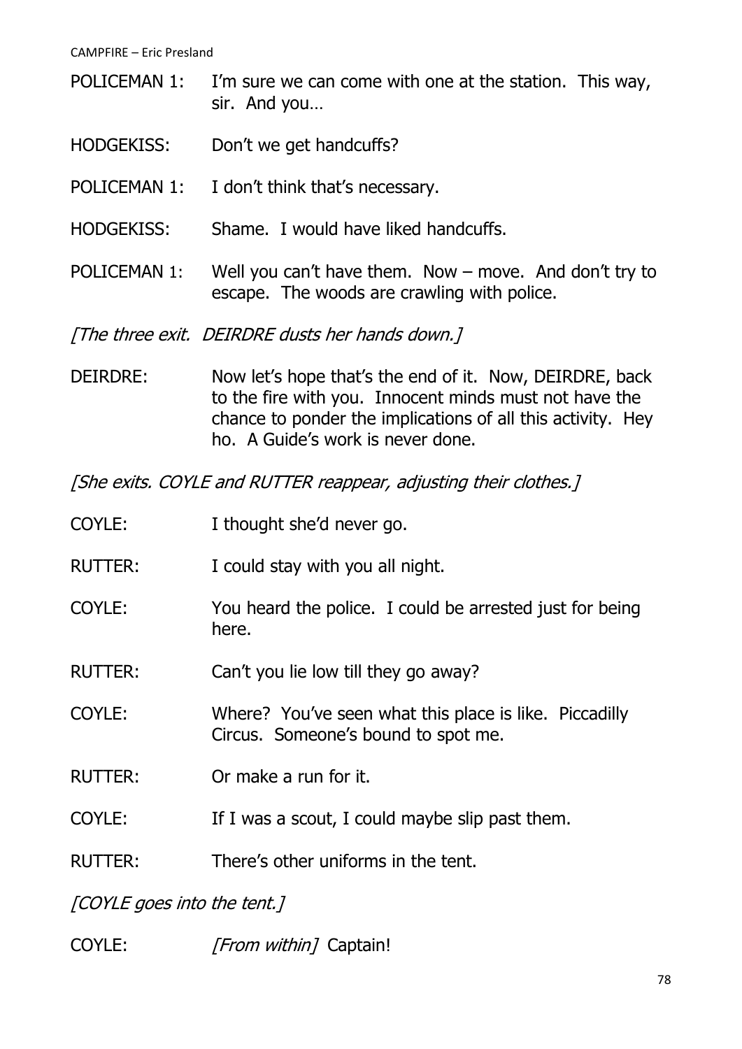POLICEMAN 1: I'm sure we can come with one at the station. This way, sir. And you…

HODGEKISS: Don't we get handcuffs?

POLICEMAN 1: I don't think that's necessary.

HODGEKISS: Shame. I would have liked handcuffs.

POLICEMAN 1: Well you can't have them. Now – move. And don't try to escape. The woods are crawling with police.

*[The three exit. DEIRDRE dusts her hands down.]*

DEIRDRE: Now let's hope that's the end of it. Now, DEIRDRE, back to the fire with you. Innocent minds must not have the chance to ponder the implications of all this activity. Hey ho. A Guide's work is never done.

*[She exits. COYLE and RUTTER reappear, adjusting their clothes.]*

COYLE: I thought she'd never go.

RUTTER: I could stay with you all night.

COYLE: You heard the police. I could be arrested just for being here.

RUTTER: Can't you lie low till they go away?

COYLE: Where? You've seen what this place is like. Piccadilly Circus. Someone's bound to spot me.

RUTTER: Or make a run for it.

COYLE: If I was a scout, I could maybe slip past them.

RUTTER: There's other uniforms in the tent.

*[COYLE goes into the tent.]*

COYLE: *[From within]* Captain!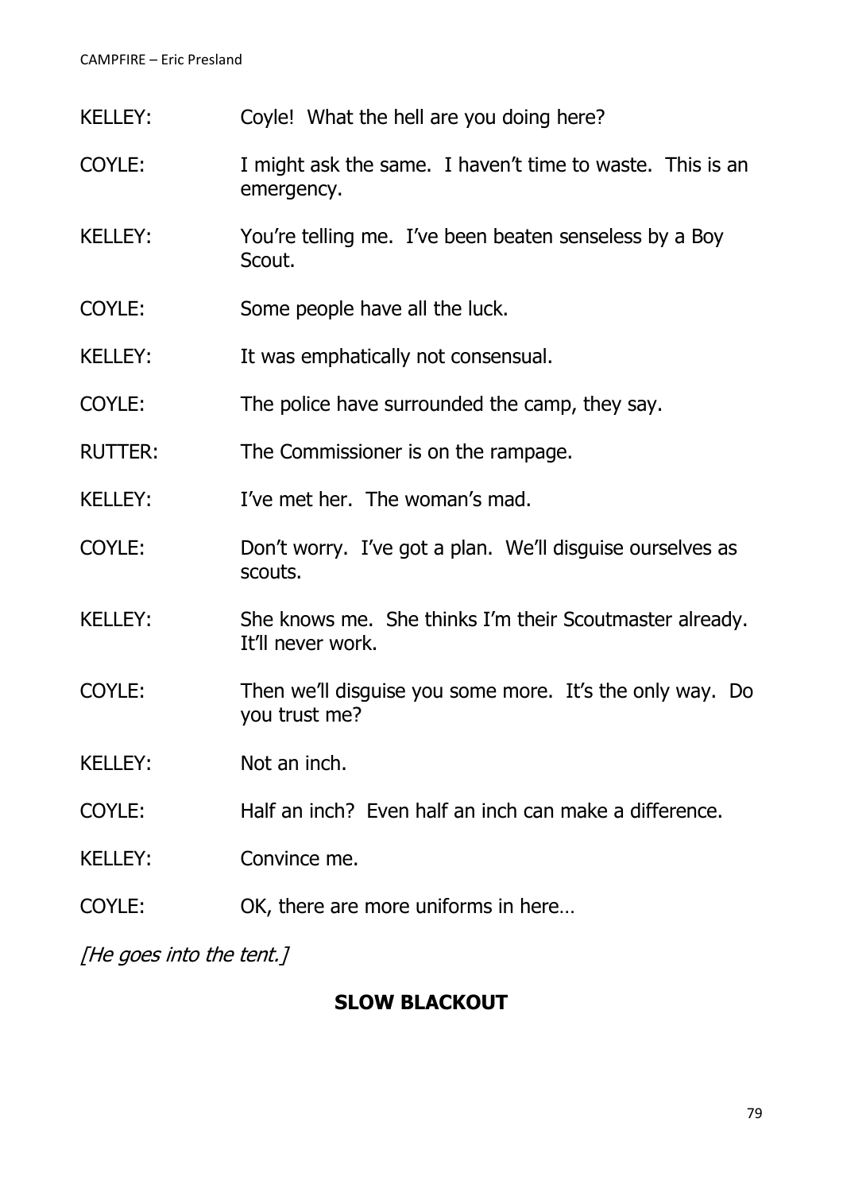KELLEY: Coyle! What the hell are you doing here?

COYLE: I might ask the same. I haven't time to waste. This is an emergency.

KELLEY: You're telling me. I've been beaten senseless by a Boy Scout.

COYLE: Some people have all the luck.

KELLEY: It was emphatically not consensual.

COYLE: The police have surrounded the camp, they say.

RUTTER: The Commissioner is on the rampage.

KELLEY: I've met her. The woman's mad.

COYLE: Don't worry. I've got a plan. We'll disguise ourselves as scouts.

KELLEY: She knows me. She thinks I'm their Scoutmaster already. It'll never work.

COYLE: Then we'll disguise you some more. It's the only way. Do you trust me?

KELLEY: Not an inch.

COYLE: Half an inch? Even half an inch can make a difference.

KELLEY: Convince me.

COYLE: OK, there are more uniforms in here…

*[He goes into the tent.]*

**SLOW BLACKOUT**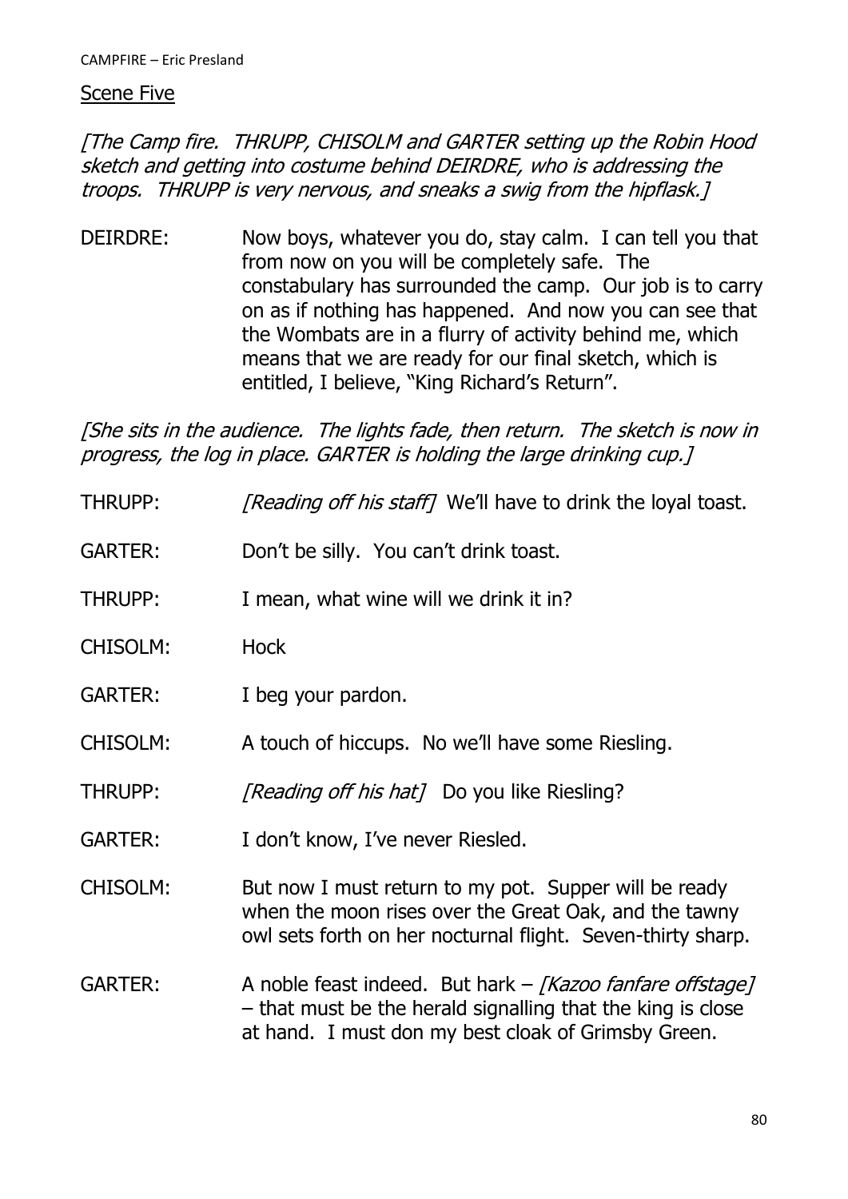Scene Five

*[The Camp fire. THRUPP, CHISOLM and GARTER setting up the Robin Hood sketch and getting into costume behind DEIRDRE, who is addressing the troops. THRUPP is very nervous, and sneaks a swig from the hipflask.]*

DEIRDRE: Now boys, whatever you do, stay calm. I can tell you that from now on you will be completely safe. The constabulary has surrounded the camp. Our job is to carry on as if nothing has happened. And now you can see that the Wombats are in a flurry of activity behind me, which means that we are ready for our final sketch, which is entitled, I believe, "King Richard's Return".

*[She sits in the audience. The lights fade, then return. The sketch is now in progress, the log in place. GARTER is holding the large drinking cup.]*

THRUPP: *[Reading off his staff]* We'll have to drink the loyal toast.

GARTER: Don't be silly. You can't drink toast.

THRUPP: I mean, what wine will we drink it in?

CHISOLM: Hock

GARTER: I beg your pardon.

CHISOLM: A touch of hiccups. No we'll have some Riesling.

THRUPP: *[Reading off his hat]* Do you like Riesling?

GARTER: I don't know, I've never Riesled.

CHISOLM: But now I must return to my pot. Supper will be ready when the moon rises over the Great Oak, and the tawny owl sets forth on her nocturnal flight. Seven-thirty sharp.

GARTER: A noble feast indeed. But hark – *[Kazoo fanfare offstage]* – that must be the herald signalling that the king is close at hand. I must don my best cloak of Grimsby Green.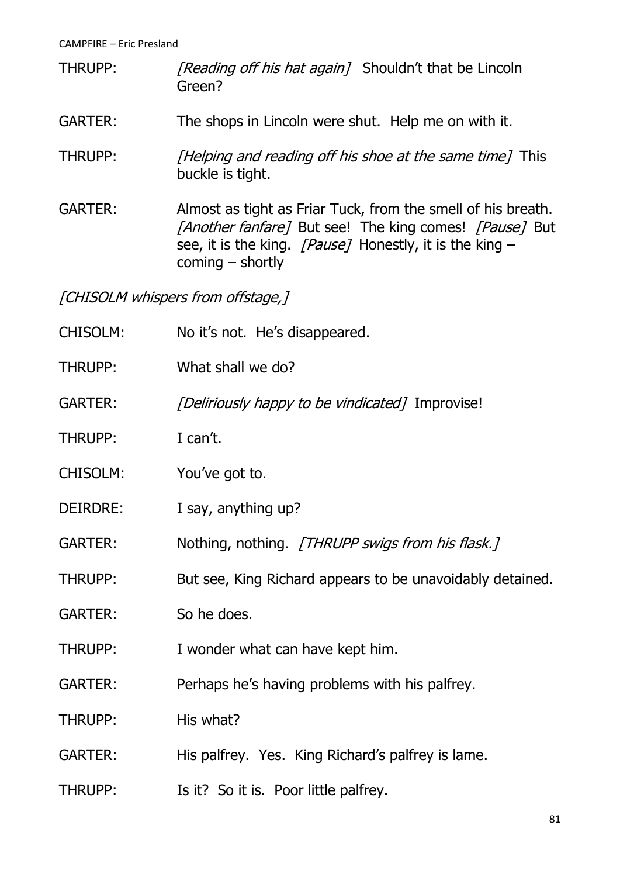THRUPP: *[Reading off his hat again]* Shouldn't that be Lincoln Green?

GARTER: The shops in Lincoln were shut. Help me on with it.

THRUPP: *[Helping and reading off his shoe at the same time]* This buckle is tight.

GARTER: Almost as tight as Friar Tuck, from the smell of his breath. *[Another fanfare]* But see! The king comes! *[Pause]* But see, it is the king. *[Pause]* Honestly, it is the king – coming – shortly

*[CHISOLM whispers from offstage,]*

CHISOLM: No it's not. He's disappeared.

THRUPP: What shall we do?

GARTER: *[Deliriously happy to be vindicated]* Improvise!

THRUPP: I can't.

CHISOLM: You've got to.

DEIRDRE: I say, anything up?

GARTER: Nothing, nothing. *[THRUPP swigs from his flask.]*

THRUPP: But see, King Richard appears to be unavoidably detained.

GARTER: So he does.

THRUPP: I wonder what can have kept him.

GARTER: Perhaps he's having problems with his palfrey.

THRUPP: His what?

GARTER: His palfrey. Yes. King Richard's palfrey is lame.

THRUPP: Is it? So it is. Poor little palfrey.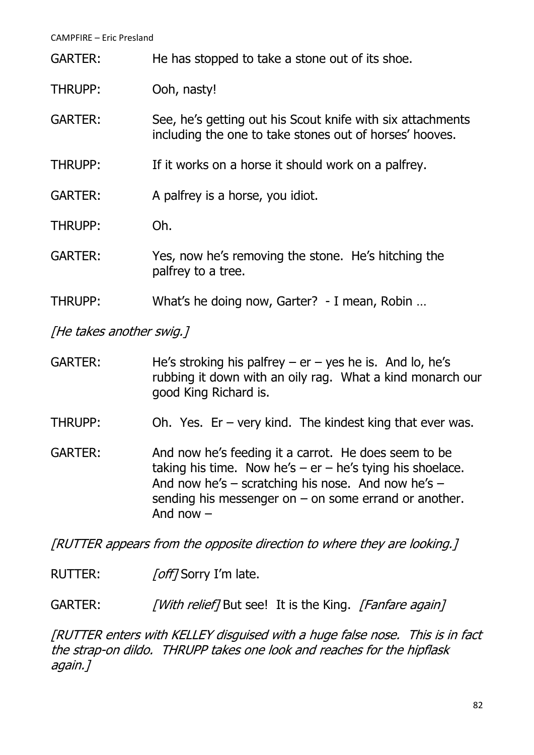GARTER: He has stopped to take a stone out of its shoe.

THRUPP: Ooh, nasty!

GARTER: See, he's getting out his Scout knife with six attachments including the one to take stones out of horses' hooves.

THRUPP: If it works on a horse it should work on a palfrey.

GARTER: A palfrey is a horse, you idiot.

THRUPP: Oh.

GARTER: Yes, now he's removing the stone. He's hitching the palfrey to a tree.

THRUPP: What's he doing now, Garter? - I mean, Robin …

*[He takes another swig.]*

GARTER: He's stroking his palfrey – er – yes he is. And lo, he's rubbing it down with an oily rag. What a kind monarch our good King Richard is.

THRUPP: Oh. Yes. Er – very kind. The kindest king that ever was.

GARTER: And now he's feeding it a carrot. He does seem to be taking his time. Now he's – er – he's tying his shoelace. And now he's – scratching his nose. And now he's – sending his messenger on – on some errand or another. And now –

*[RUTTER appears from the opposite direction to where they are looking.]*

RUTTER: *[off]* Sorry I'm late.

GARTER: *[With relief]* But see! It is the King. *[Fanfare again]*

*[RUTTER enters with KELLEY disguised with a huge false nose. This is in fact the strap-on dildo. THRUPP takes one look and reaches for the hipflask again.]*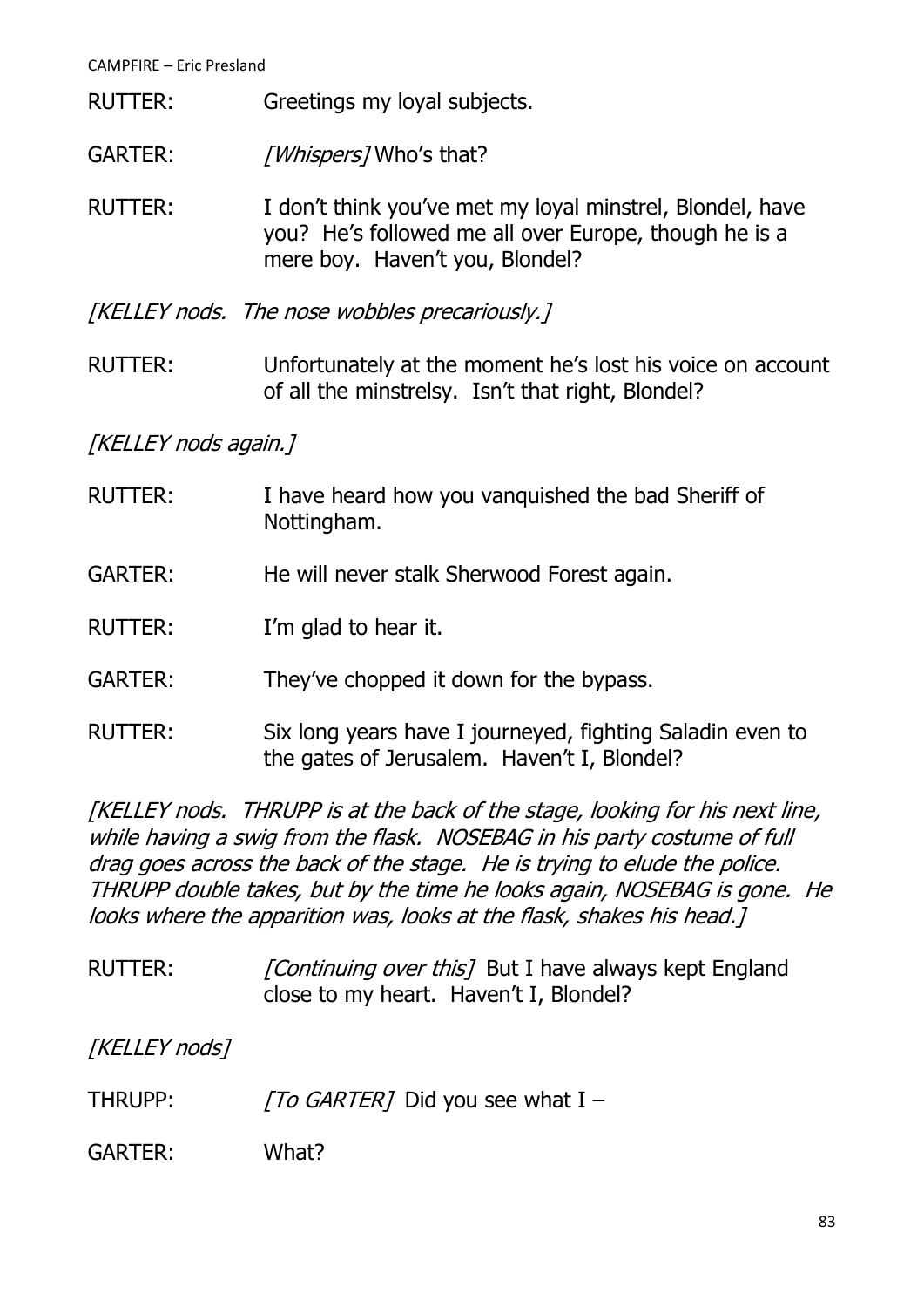RUTTER: Greetings my loyal subjects.

GARTER: *[Whispers]* Who's that?

RUTTER: I don't think you've met my loyal minstrel, Blondel, have you? He's followed me all over Europe, though he is a mere boy. Haven't you, Blondel?

*[KELLEY nods. The nose wobbles precariously.]*

RUTTER: Unfortunately at the moment he's lost his voice on account of all the minstrelsy. Isn't that right, Blondel?

*[KELLEY nods again.]*

RUTTER: I have heard how you vanquished the bad Sheriff of Nottingham.

GARTER: He will never stalk Sherwood Forest again.

RUTTER: I'm glad to hear it.

GARTER: They've chopped it down for the bypass.

RUTTER: Six long years have I journeyed, fighting Saladin even to the gates of Jerusalem. Haven't I, Blondel?

*[KELLEY nods. THRUPP is at the back of the stage, looking for his next line, while having a swig from the flask. NOSEBAG in his party costume of full drag goes across the back of the stage. He is trying to elude the police. THRUPP double takes, but by the time he looks again, NOSEBAG is gone. He looks where the apparition was, looks at the flask, shakes his head.]*

RUTTER: *[Continuing over this]* But I have always kept England close to my heart. Haven't I, Blondel?

*[KELLEY nods]*

THRUPP: *[To GARTER]* Did you see what I –

GARTER: What?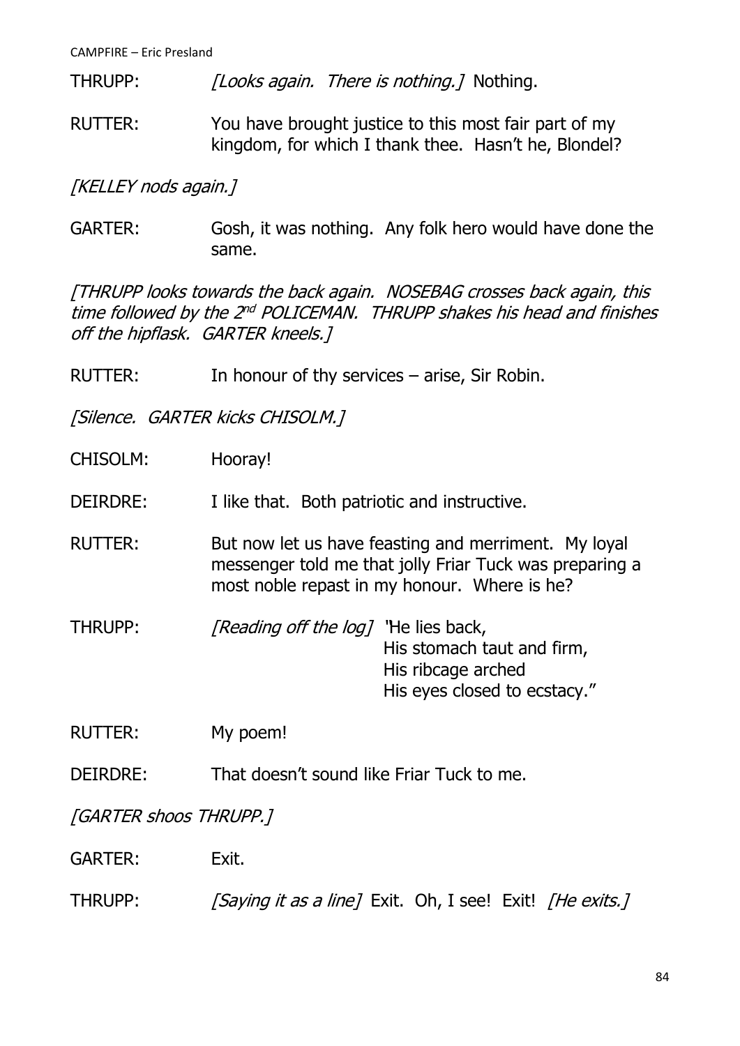THRUPP: *[Looks again. There is nothing.]* Nothing.

RUTTER: You have brought justice to this most fair part of my kingdom, for which I thank thee. Hasn't he, Blondel?

*[KELLEY nods again.]*

GARTER: Gosh, it was nothing. Any folk hero would have done the same.

*[THRUPP looks towards the back again. NOSEBAG crosses back again, this time followed by the 2nd POLICEMAN. THRUPP shakes his head and finishes off the hipflask. GARTER kneels.]*

RUTTER: In honour of thy services – arise, Sir Robin.

*[Silence. GARTER kicks CHISOLM.]*

CHISOLM: Hooray!

DEIRDRE: I like that. Both patriotic and instructive.

RUTTER: But now let us have feasting and merriment. My loyal messenger told me that jolly Friar Tuck was preparing a most noble repast in my honour. Where is he?

THRUPP: *[Reading off the log]* "He lies back,
His stomach taut and firm,
His ribcage arched
His eyes closed to ecstacy."

RUTTER: My poem!

DEIRDRE: That doesn't sound like Friar Tuck to me.

*[GARTER shoos THRUPP.]*

GARTER: Exit.

THRUPP: *[Saying it as a line]* Exit. Oh, I see! Exit! *[He exits.]*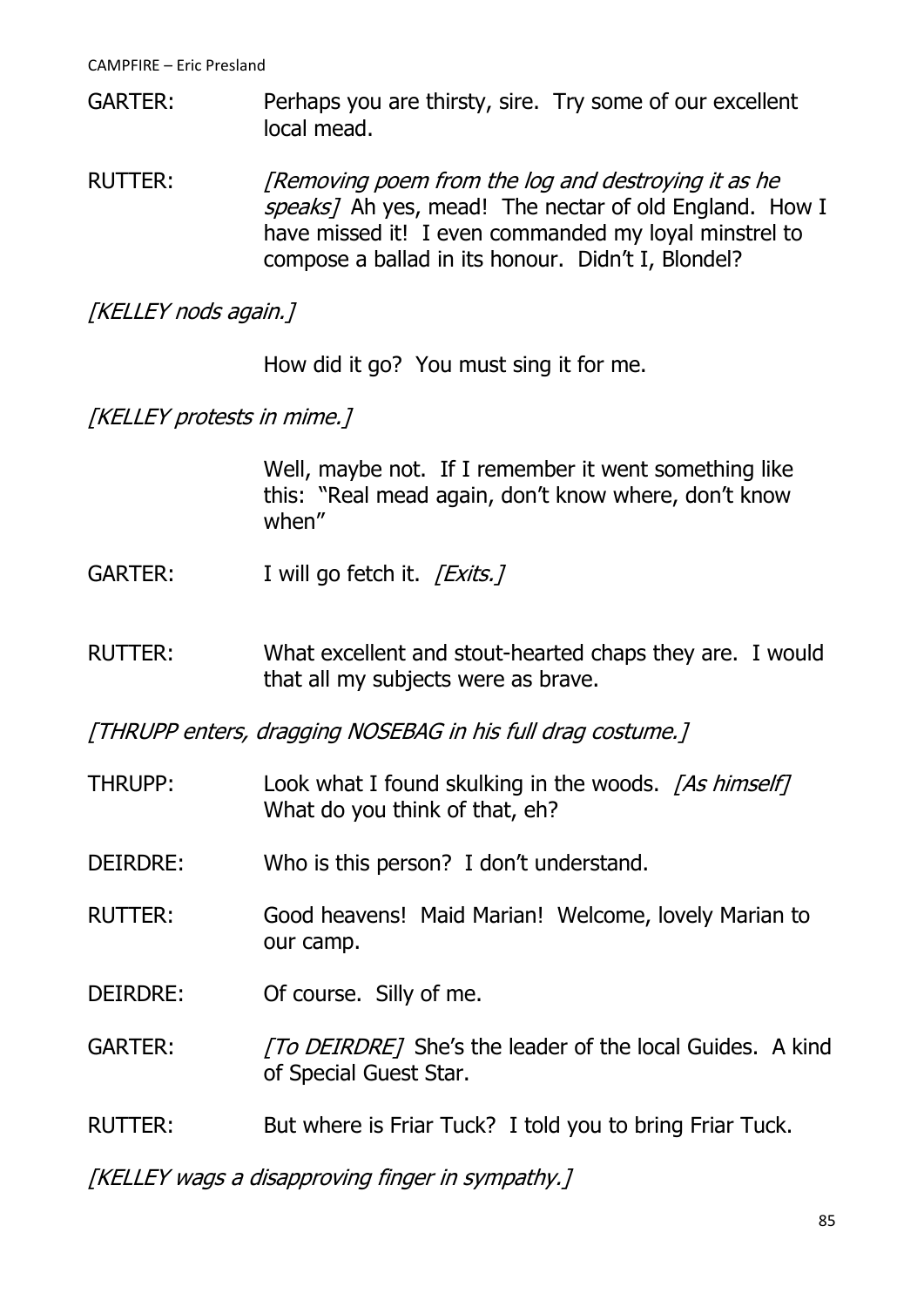GARTER: Perhaps you are thirsty, sire. Try some of our excellent local mead.

RUTTER: *[Removing poem from the log and destroying it as he speaks]* Ah yes, mead! The nectar of old England. How I have missed it! I even commanded my loyal minstrel to compose a ballad in its honour. Didn't I, Blondel?

*[KELLEY nods again.]*

How did it go? You must sing it for me.

*[KELLEY protests in mime.]*

Well, maybe not. If I remember it went something like this: "Real mead again, don't know where, don't know when"

GARTER: I will go fetch it. *[Exits.]*

RUTTER: What excellent and stout-hearted chaps they are. I would that all my subjects were as brave.

*[THRUPP enters, dragging NOSEBAG in his full drag costume.]*

THRUPP: Look what I found skulking in the woods. *[As himself]* What do you think of that, eh?

DEIRDRE: Who is this person? I don't understand.

RUTTER: Good heavens! Maid Marian! Welcome, lovely Marian to our camp.

DEIRDRE: Of course. Silly of me.

GARTER: *[To DEIRDRE]* She's the leader of the local Guides. A kind of Special Guest Star.

RUTTER: But where is Friar Tuck? I told you to bring Friar Tuck.

*[KELLEY wags a disapproving finger in sympathy.]*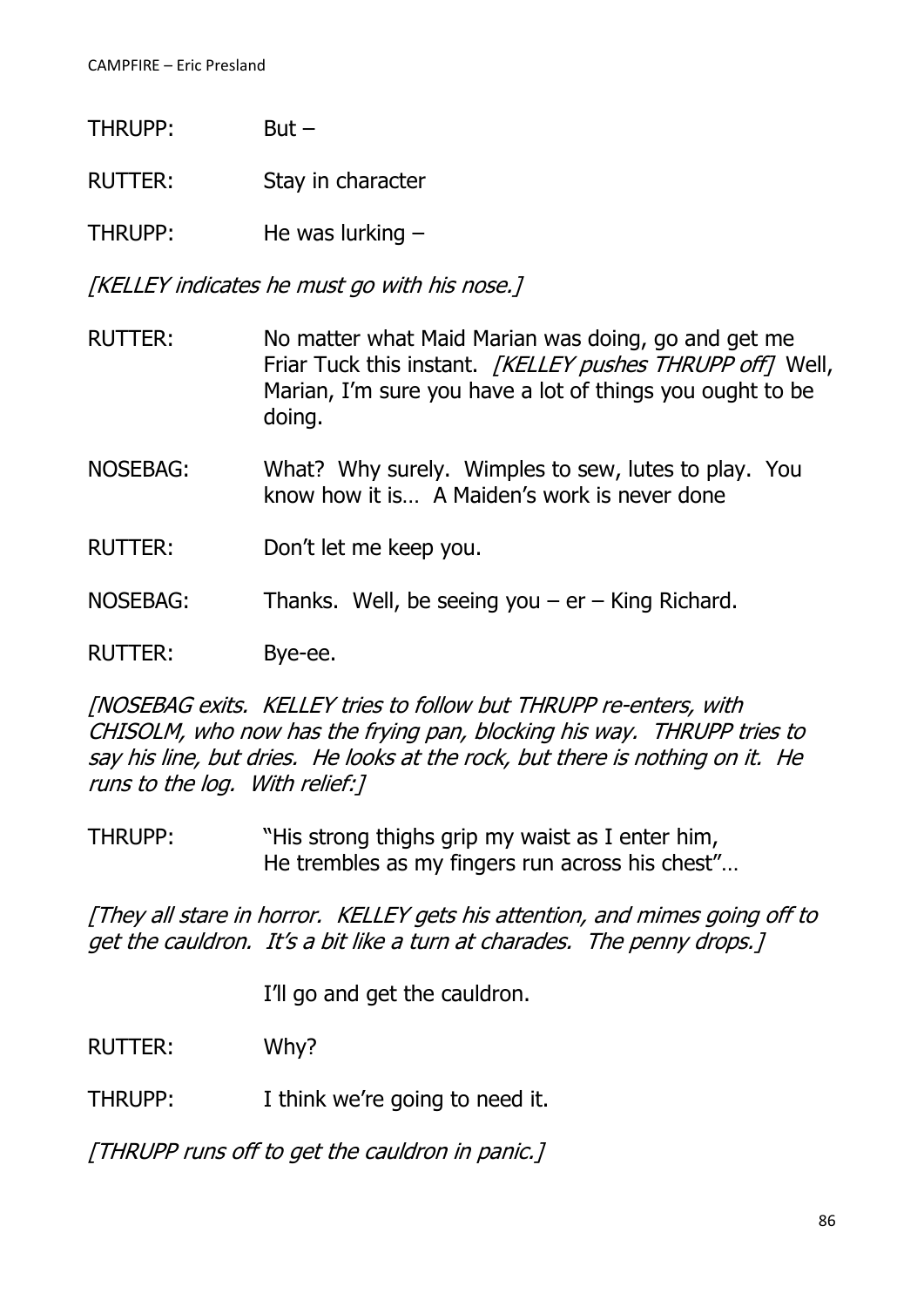THRUPP: But –

RUTTER: Stay in character

THRUPP: He was lurking –

*[KELLEY indicates he must go with his nose.]*

RUTTER: No matter what Maid Marian was doing, go and get me Friar Tuck this instant. *[KELLEY pushes THRUPP off]* Well, Marian, I'm sure you have a lot of things you ought to be doing.

NOSEBAG: What? Why surely. Wimples to sew, lutes to play. You know how it is… A Maiden's work is never done

RUTTER: Don't let me keep you.

NOSEBAG: Thanks. Well, be seeing you – er – King Richard.

RUTTER: Bye-ee.

*[NOSEBAG exits. KELLEY tries to follow but THRUPP re-enters, with CHISOLM, who now has the frying pan, blocking his way. THRUPP tries to say his line, but dries. He looks at the rock, but there is nothing on it. He runs to the log. With relief:]*

THRUPP: "His strong thighs grip my waist as I enter him,
He trembles as my fingers run across his chest"…

*[They all stare in horror. KELLEY gets his attention, and mimes going off to get the cauldron. It's a bit like a turn at charades. The penny drops.]*

I'll go and get the cauldron.

RUTTER: Why?

THRUPP: I think we're going to need it.

*[THRUPP runs off to get the cauldron in panic.]*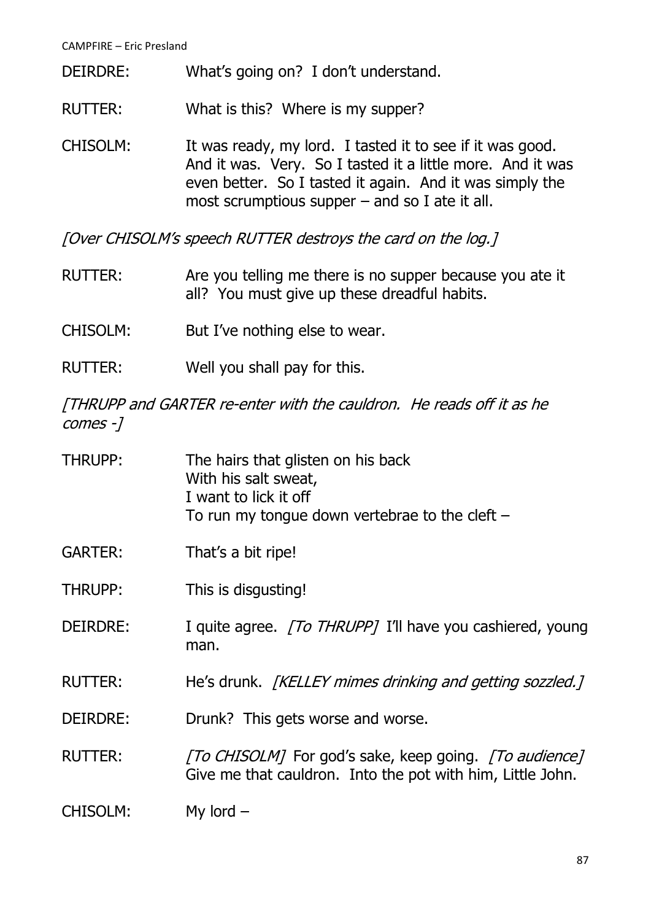DEIRDRE: What's going on? I don't understand.

RUTTER: What is this? Where is my supper?

CHISOLM: It was ready, my lord. I tasted it to see if it was good. And it was. Very. So I tasted it a little more. And it was even better. So I tasted it again. And it was simply the most scrumptious supper – and so I ate it all.

*[Over CHISOLM's speech RUTTER destroys the card on the log.]*

RUTTER: Are you telling me there is no supper because you ate it all? You must give up these dreadful habits.

CHISOLM: But I've nothing else to wear.

RUTTER: Well you shall pay for this.

*[THRUPP and GARTER re-enter with the cauldron. He reads off it as he comes -]*

THRUPP: The hairs that glisten on his back
With his salt sweat,
I want to lick it off
To run my tongue down vertebrae to the cleft –

GARTER: That's a bit ripe!

THRUPP: This is disgusting!

DEIRDRE: I quite agree. *[To THRUPP]* I'll have you cashiered, young man.

RUTTER: He's drunk. *[KELLEY mimes drinking and getting sozzled.]*

DEIRDRE: Drunk? This gets worse and worse.

RUTTER: *[To CHISOLM]* For god's sake, keep going. *[To audience]* Give me that cauldron. Into the pot with him, Little John.

CHISOLM: My lord –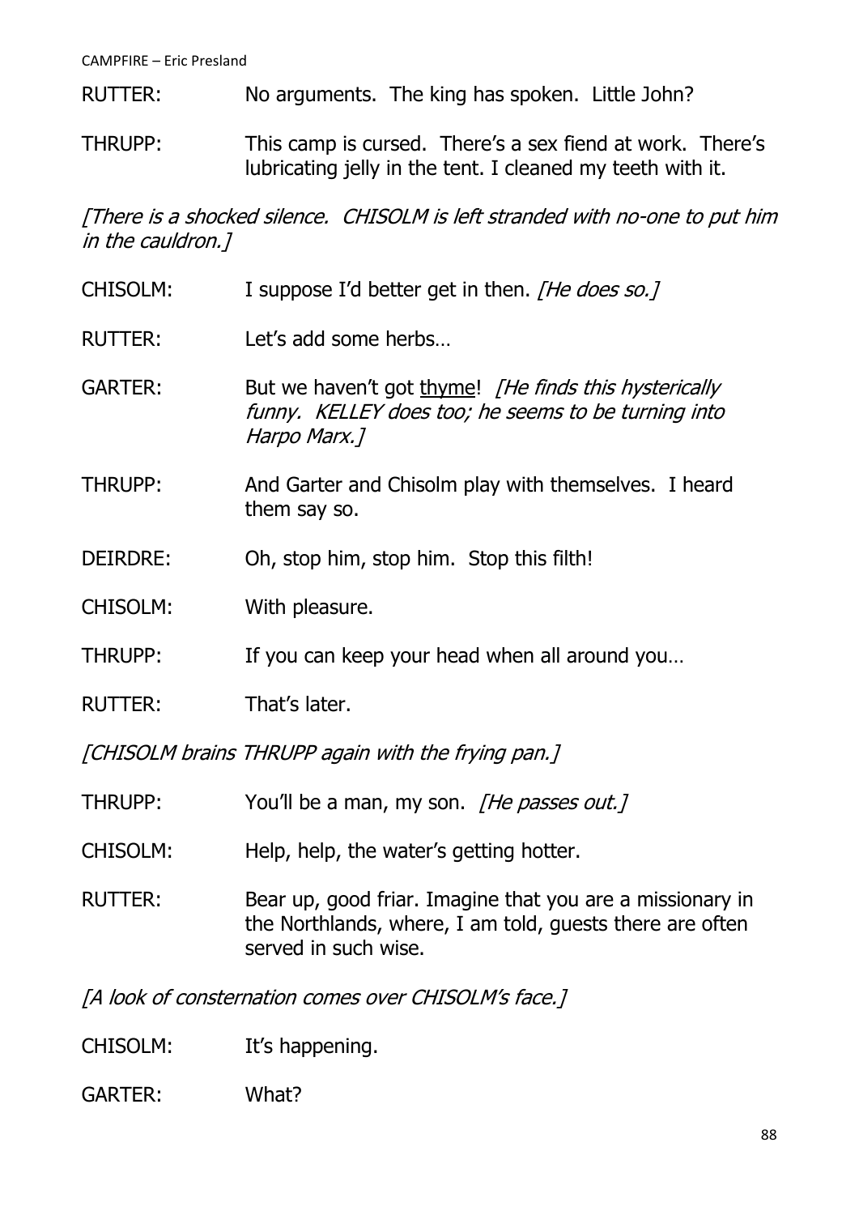RUTTER: No arguments. The king has spoken. Little John?

THRUPP: This camp is cursed. There's a sex fiend at work. There's lubricating jelly in the tent. I cleaned my teeth with it.

*[There is a shocked silence. CHISOLM is left stranded with no-one to put him in the cauldron.]*

CHISOLM: I suppose I'd better get in then. *[He does so.]*

RUTTER: Let's add some herbs…

GARTER: But we haven't got <u>thyme</u>! *[He finds this hysterically funny. KELLEY does too; he seems to be turning into Harpo Marx.]*

THRUPP: And Garter and Chisolm play with themselves. I heard them say so.

DEIRDRE: Oh, stop him, stop him. Stop this filth!

CHISOLM: With pleasure.

THRUPP: If you can keep your head when all around you…

RUTTER: That's later.

*[CHISOLM brains THRUPP again with the frying pan.]*

THRUPP: You'll be a man, my son. *[He passes out.]*

CHISOLM: Help, help, the water's getting hotter.

RUTTER: Bear up, good friar. Imagine that you are a missionary in the Northlands, where, I am told, guests there are often served in such wise.

*[A look of consternation comes over CHISOLM's face.]*

CHISOLM: It's happening.

GARTER: What?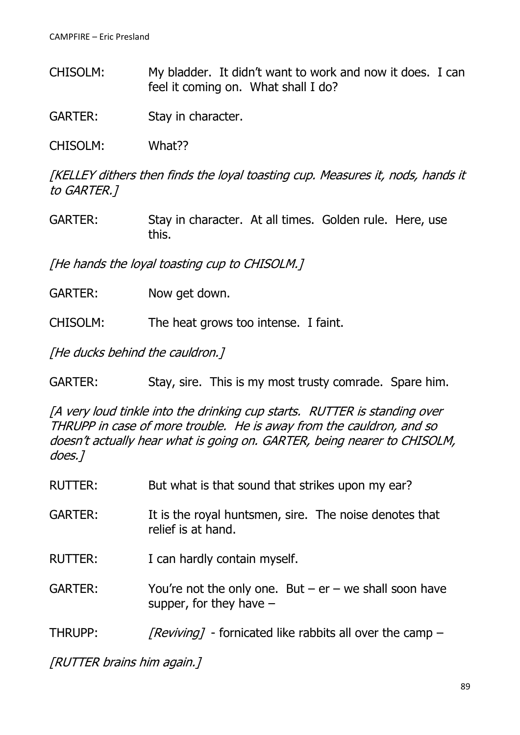CHISOLM: My bladder. It didn't want to work and now it does. I can feel it coming on. What shall I do?

GARTER: Stay in character.

CHISOLM: What??

*[KELLEY dithers then finds the loyal toasting cup. Measures it, nods, hands it to GARTER.]*

GARTER: Stay in character. At all times. Golden rule. Here, use this.

*[He hands the loyal toasting cup to CHISOLM.]*

GARTER: Now get down.

CHISOLM: The heat grows too intense. I faint.

*[He ducks behind the cauldron.]*

GARTER: Stay, sire. This is my most trusty comrade. Spare him.

*[A very loud tinkle into the drinking cup starts. RUTTER is standing over THRUPP in case of more trouble. He is away from the cauldron, and so doesn't actually hear what is going on. GARTER, being nearer to CHISOLM, does.]*

RUTTER: But what is that sound that strikes upon my ear?

GARTER: It is the royal huntsmen, sire. The noise denotes that relief is at hand.

RUTTER: I can hardly contain myself.

GARTER: You're not the only one. But – er – we shall soon have supper, for they have –

THRUPP: *[Reviving]* - fornicated like rabbits all over the camp –

*[RUTTER brains him again.]*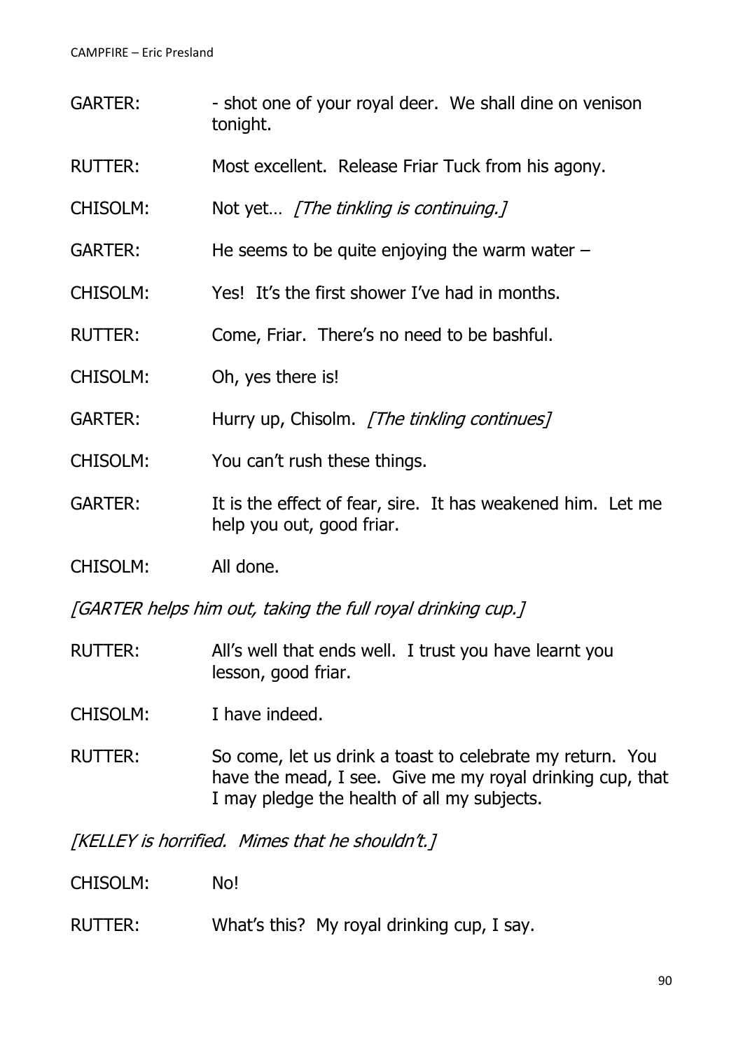GARTER: - shot one of your royal deer. We shall dine on venison tonight.

RUTTER: Most excellent. Release Friar Tuck from his agony.

CHISOLM: Not yet… *[The tinkling is continuing.]*

GARTER: He seems to be quite enjoying the warm water –

CHISOLM: Yes! It's the first shower I've had in months.

RUTTER: Come, Friar. There's no need to be bashful.

CHISOLM: Oh, yes there is!

GARTER: Hurry up, Chisolm. *[The tinkling continues]*

CHISOLM: You can't rush these things.

GARTER: It is the effect of fear, sire. It has weakened him. Let me help you out, good friar.

CHISOLM: All done.

*[GARTER helps him out, taking the full royal drinking cup.]*

RUTTER: All's well that ends well. I trust you have learnt you lesson, good friar.

CHISOLM: I have indeed.

RUTTER: So come, let us drink a toast to celebrate my return. You have the mead, I see. Give me my royal drinking cup, that I may pledge the health of all my subjects.

*[KELLEY is horrified. Mimes that he shouldn't.]*

CHISOLM: No!

RUTTER: What's this? My royal drinking cup, I say.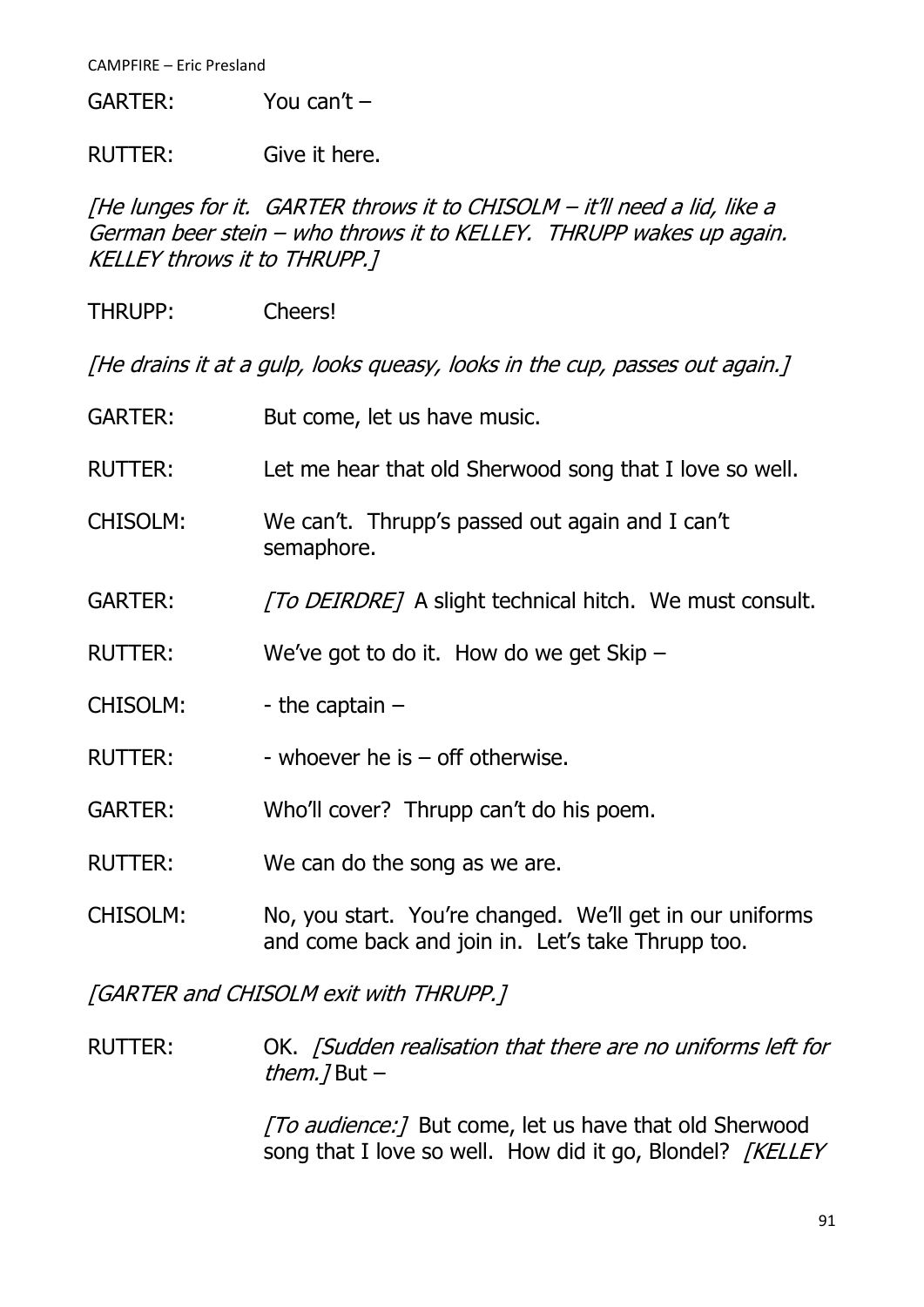GARTER: You can't –

RUTTER: Give it here.

*[He lunges for it. GARTER throws it to CHISOLM – it'll need a lid, like a German beer stein – who throws it to KELLEY. THRUPP wakes up again. KELLEY throws it to THRUPP.]*

THRUPP: Cheers!

*[He drains it at a gulp, looks queasy, looks in the cup, passes out again.]*

GARTER: But come, let us have music.

RUTTER: Let me hear that old Sherwood song that I love so well.

CHISOLM: We can't. Thrupp's passed out again and I can't semaphore.

GARTER: *[To DEIRDRE]* A slight technical hitch. We must consult.

RUTTER: We've got to do it. How do we get Skip –

CHISOLM: - the captain –

RUTTER: - whoever he is – off otherwise.

GARTER: Who'll cover? Thrupp can't do his poem.

RUTTER: We can do the song as we are.

CHISOLM: No, you start. You're changed. We'll get in our uniforms and come back and join in. Let's take Thrupp too.

*[GARTER and CHISOLM exit with THRUPP.]*

RUTTER: OK. *[Sudden realisation that there are no uniforms left for them.]* But –

*[To audience:]* But come, let us have that old Sherwood song that I love so well. How did it go, Blondel? *[KELLEY*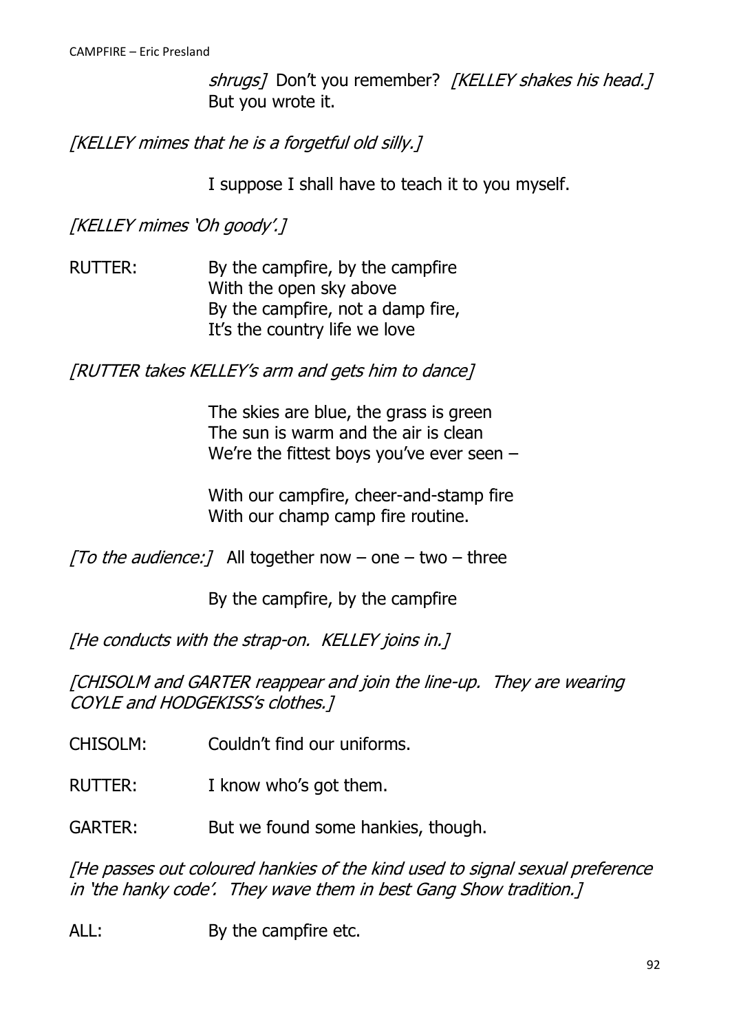*shrugs]* Don't you remember? *[KELLEY shakes his head.]* But you wrote it.

*[KELLEY mimes that he is a forgetful old silly.]*

I suppose I shall have to teach it to you myself.

*[KELLEY mimes 'Oh goody'.]*

RUTTER: By the campfire, by the campfire
With the open sky above
By the campfire, not a damp fire,
It's the country life we love

*[RUTTER takes KELLEY's arm and gets him to dance]*

The skies are blue, the grass is green
The sun is warm and the air is clean
We're the fittest boys you've ever seen –

With our campfire, cheer-and-stamp fire
With our champ camp fire routine.

*[To the audience:]* All together now – one – two – three

By the campfire, by the campfire

*[He conducts with the strap-on. KELLEY joins in.]*

*[CHISOLM and GARTER reappear and join the line-up. They are wearing COYLE and HODGEKISS's clothes.]*

CHISOLM: Couldn't find our uniforms.

RUTTER: I know who's got them.

GARTER: But we found some hankies, though.

*[He passes out coloured hankies of the kind used to signal sexual preference in 'the hanky code'. They wave them in best Gang Show tradition.]*

ALL: By the campfire etc.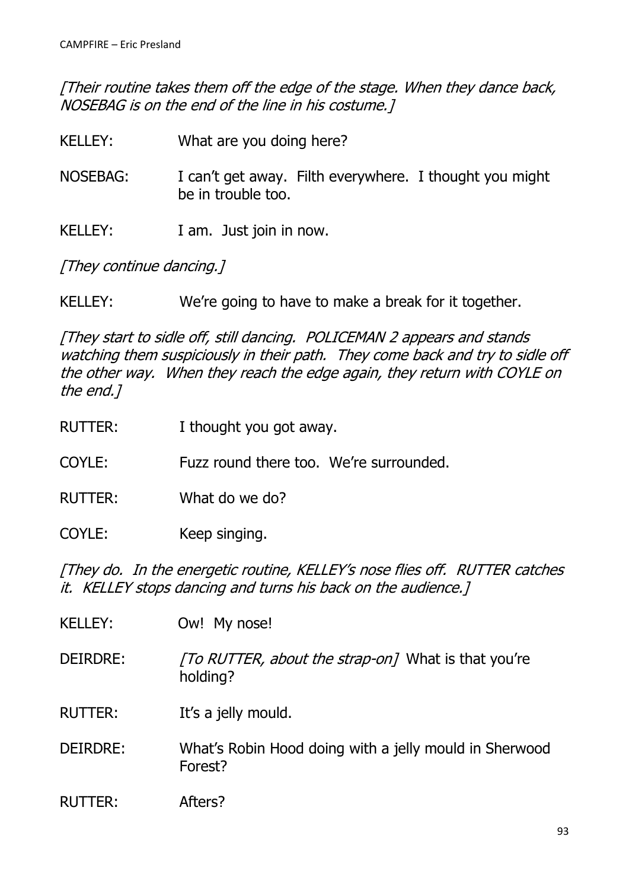*[Their routine takes them off the edge of the stage. When they dance back, NOSEBAG is on the end of the line in his costume.]*

KELLEY: What are you doing here?

NOSEBAG: I can't get away. Filth everywhere. I thought you might be in trouble too.

KELLEY: I am. Just join in now.

*[They continue dancing.]*

KELLEY: We're going to have to make a break for it together.

*[They start to sidle off, still dancing. POLICEMAN 2 appears and stands watching them suspiciously in their path. They come back and try to sidle off the other way. When they reach the edge again, they return with COYLE on the end.]*

RUTTER: I thought you got away.

COYLE: Fuzz round there too. We're surrounded.

RUTTER: What do we do?

COYLE: Keep singing.

*[They do. In the energetic routine, KELLEY's nose flies off. RUTTER catches it. KELLEY stops dancing and turns his back on the audience.]*

KELLEY: Ow! My nose!

DEIRDRE: *[To RUTTER, about the strap-on]* What is that you're holding?

RUTTER: It's a jelly mould.

DEIRDRE: What's Robin Hood doing with a jelly mould in Sherwood Forest?

RUTTER: Afters?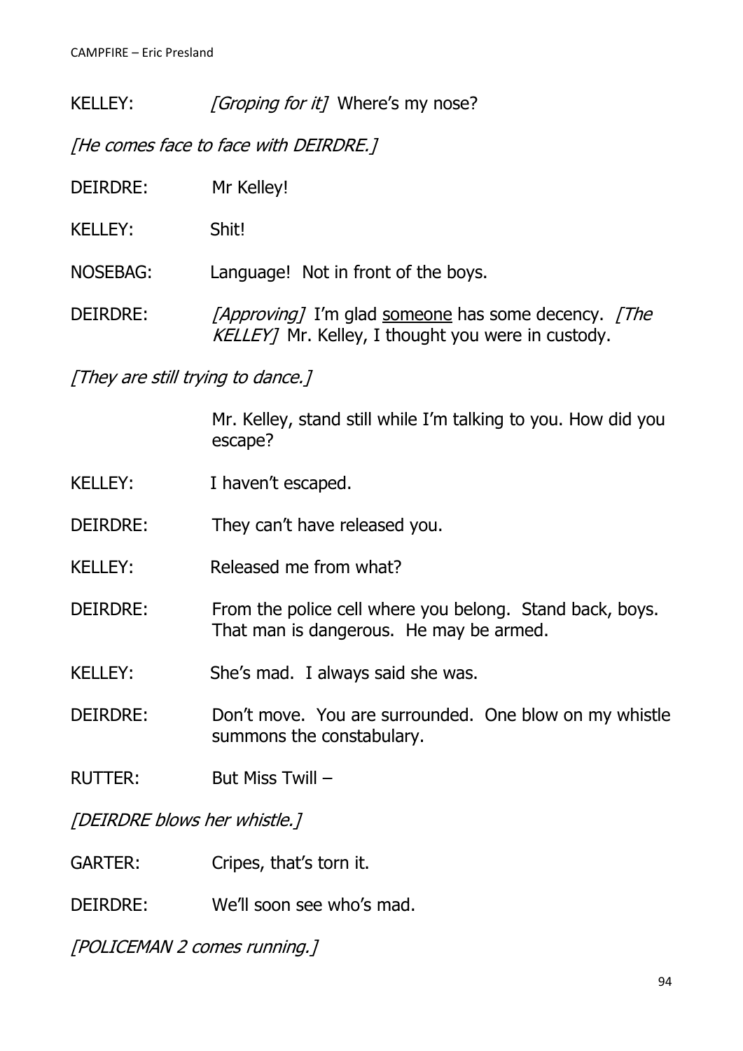KELLEY: *[Groping for it]* Where's my nose?

*[He comes face to face with DEIRDRE.]*

DEIRDRE: Mr Kelley!

KELLEY: Shit!

NOSEBAG: Language! Not in front of the boys.

DEIRDRE: *[Approving]* I'm glad <u>someone</u> has some decency. *[The KELLEY]* Mr. Kelley, I thought you were in custody.

*[They are still trying to dance.]*

Mr. Kelley, stand still while I'm talking to you. How did you escape?

KELLEY: I haven't escaped.

DEIRDRE: They can't have released you.

KELLEY: Released me from what?

DEIRDRE: From the police cell where you belong. Stand back, boys. That man is dangerous. He may be armed.

KELLEY: She's mad. I always said she was.

DEIRDRE: Don't move. You are surrounded. One blow on my whistle summons the constabulary.

RUTTER: But Miss Twill –

*[DEIRDRE blows her whistle.]*

GARTER: Cripes, that's torn it.

DEIRDRE: We'll soon see who's mad.

*[POLICEMAN 2 comes running.]*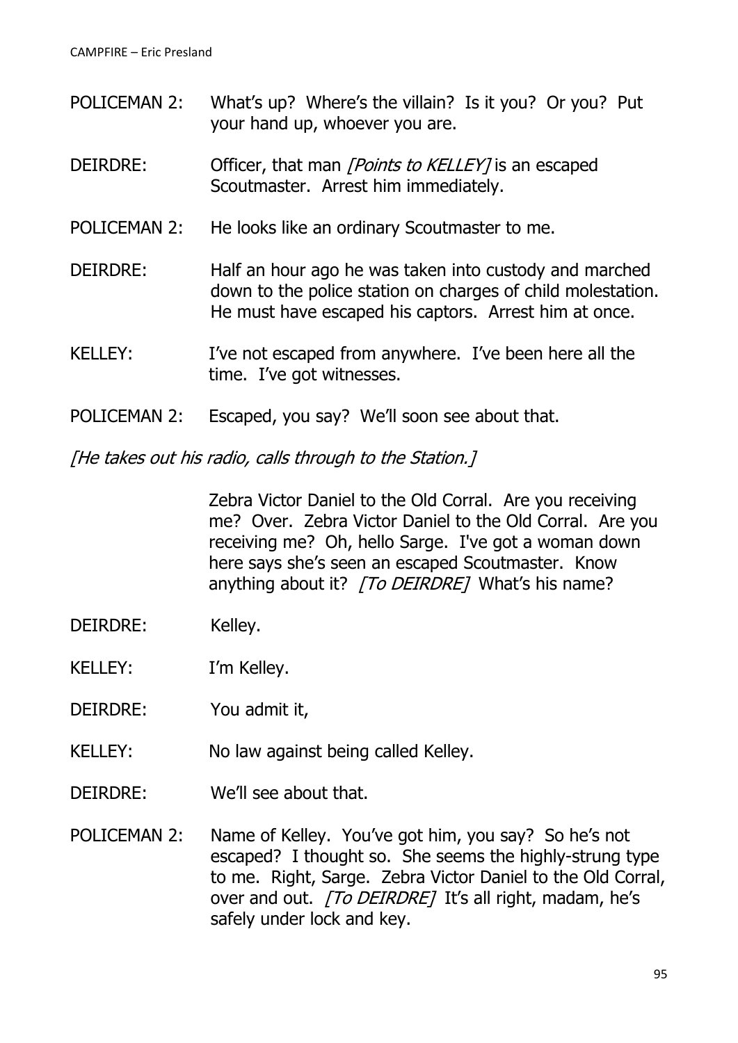POLICEMAN 2: What's up? Where's the villain? Is it you? Or you? Put your hand up, whoever you are.

DEIRDRE: Officer, that man *[Points to KELLEY]* is an escaped Scoutmaster. Arrest him immediately.

POLICEMAN 2: He looks like an ordinary Scoutmaster to me.

DEIRDRE: Half an hour ago he was taken into custody and marched down to the police station on charges of child molestation. He must have escaped his captors. Arrest him at once.

KELLEY: I've not escaped from anywhere. I've been here all the time. I've got witnesses.

POLICEMAN 2: Escaped, you say? We'll soon see about that.

*[He takes out his radio, calls through to the Station.]*

Zebra Victor Daniel to the Old Corral. Are you receiving me? Over. Zebra Victor Daniel to the Old Corral. Are you receiving me? Oh, hello Sarge. I've got a woman down here says she's seen an escaped Scoutmaster. Know anything about it? *[To DEIRDRE]* What's his name?

DEIRDRE: Kelley.

KELLEY: I'm Kelley.

DEIRDRE: You admit it,

KELLEY: No law against being called Kelley.

DEIRDRE: We'll see about that.

POLICEMAN 2: Name of Kelley. You've got him, you say? So he's not escaped? I thought so. She seems the highly-strung type to me. Right, Sarge. Zebra Victor Daniel to the Old Corral, over and out. *[To DEIRDRE]* It's all right, madam, he's safely under lock and key.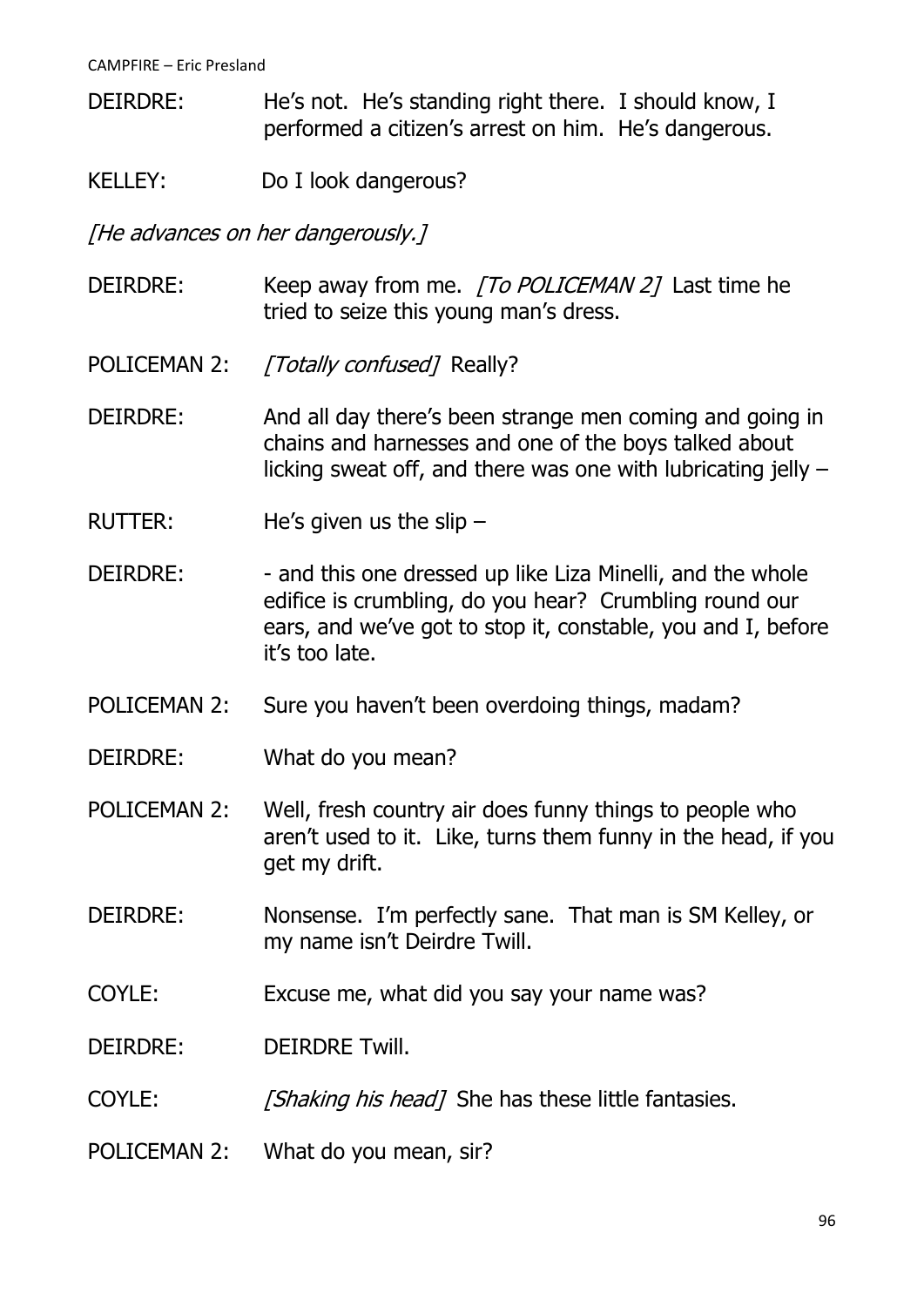DEIRDRE: He's not. He's standing right there. I should know, I performed a citizen's arrest on him. He's dangerous.

KELLEY: Do I look dangerous?

*[He advances on her dangerously.]*

DEIRDRE: Keep away from me. *[To POLICEMAN 2]* Last time he tried to seize this young man's dress.

POLICEMAN 2: *[Totally confused]* Really?

DEIRDRE: And all day there's been strange men coming and going in chains and harnesses and one of the boys talked about licking sweat off, and there was one with lubricating jelly –

RUTTER: He's given us the slip –

DEIRDRE: - and this one dressed up like Liza Minelli, and the whole edifice is crumbling, do you hear? Crumbling round our ears, and we've got to stop it, constable, you and I, before it's too late.

POLICEMAN 2: Sure you haven't been overdoing things, madam?

DEIRDRE: What do you mean?

POLICEMAN 2: Well, fresh country air does funny things to people who aren't used to it. Like, turns them funny in the head, if you get my drift.

DEIRDRE: Nonsense. I'm perfectly sane. That man is SM Kelley, or my name isn't Deirdre Twill.

COYLE: Excuse me, what did you say your name was?

DEIRDRE: DEIRDRE Twill.

COYLE: *[Shaking his head]* She has these little fantasies.

POLICEMAN 2: What do you mean, sir?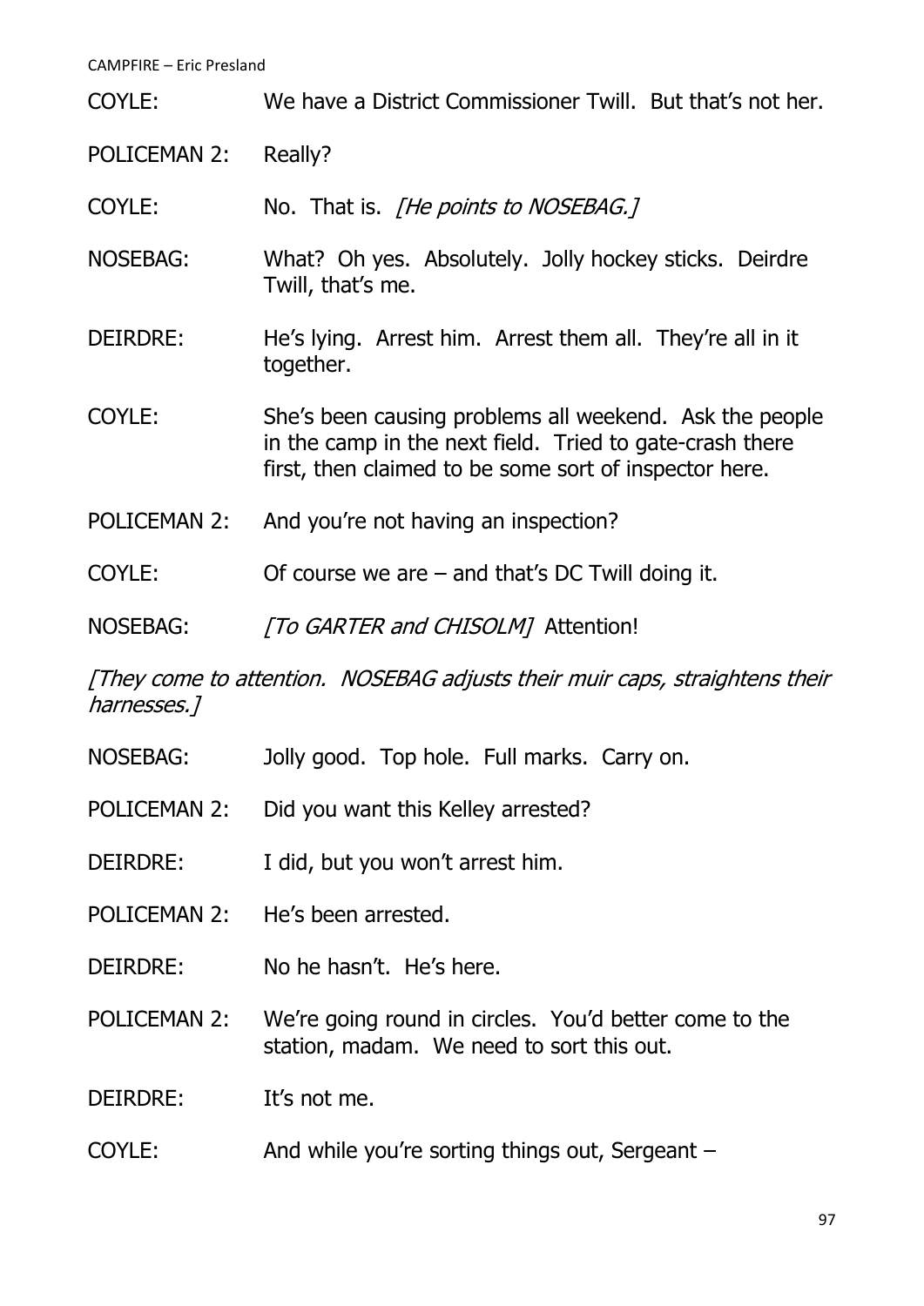COYLE: We have a District Commissioner Twill. But that's not her.

POLICEMAN 2: Really?

COYLE: No. That is. *[He points to NOSEBAG.]*

NOSEBAG: What? Oh yes. Absolutely. Jolly hockey sticks. Deirdre Twill, that's me.

DEIRDRE: He's lying. Arrest him. Arrest them all. They're all in it together.

COYLE: She's been causing problems all weekend. Ask the people in the camp in the next field. Tried to gate-crash there first, then claimed to be some sort of inspector here.

POLICEMAN 2: And you're not having an inspection?

COYLE: Of course we are – and that's DC Twill doing it.

NOSEBAG: *[To GARTER and CHISOLM]* Attention!

*[They come to attention. NOSEBAG adjusts their muir caps, straightens their harnesses.]*

NOSEBAG: Jolly good. Top hole. Full marks. Carry on.

POLICEMAN 2: Did you want this Kelley arrested?

DEIRDRE: I did, but you won't arrest him.

POLICEMAN 2: He's been arrested.

DEIRDRE: No he hasn't. He's here.

POLICEMAN 2: We're going round in circles. You'd better come to the station, madam. We need to sort this out.

DEIRDRE: It's not me.

COYLE: And while you're sorting things out, Sergeant –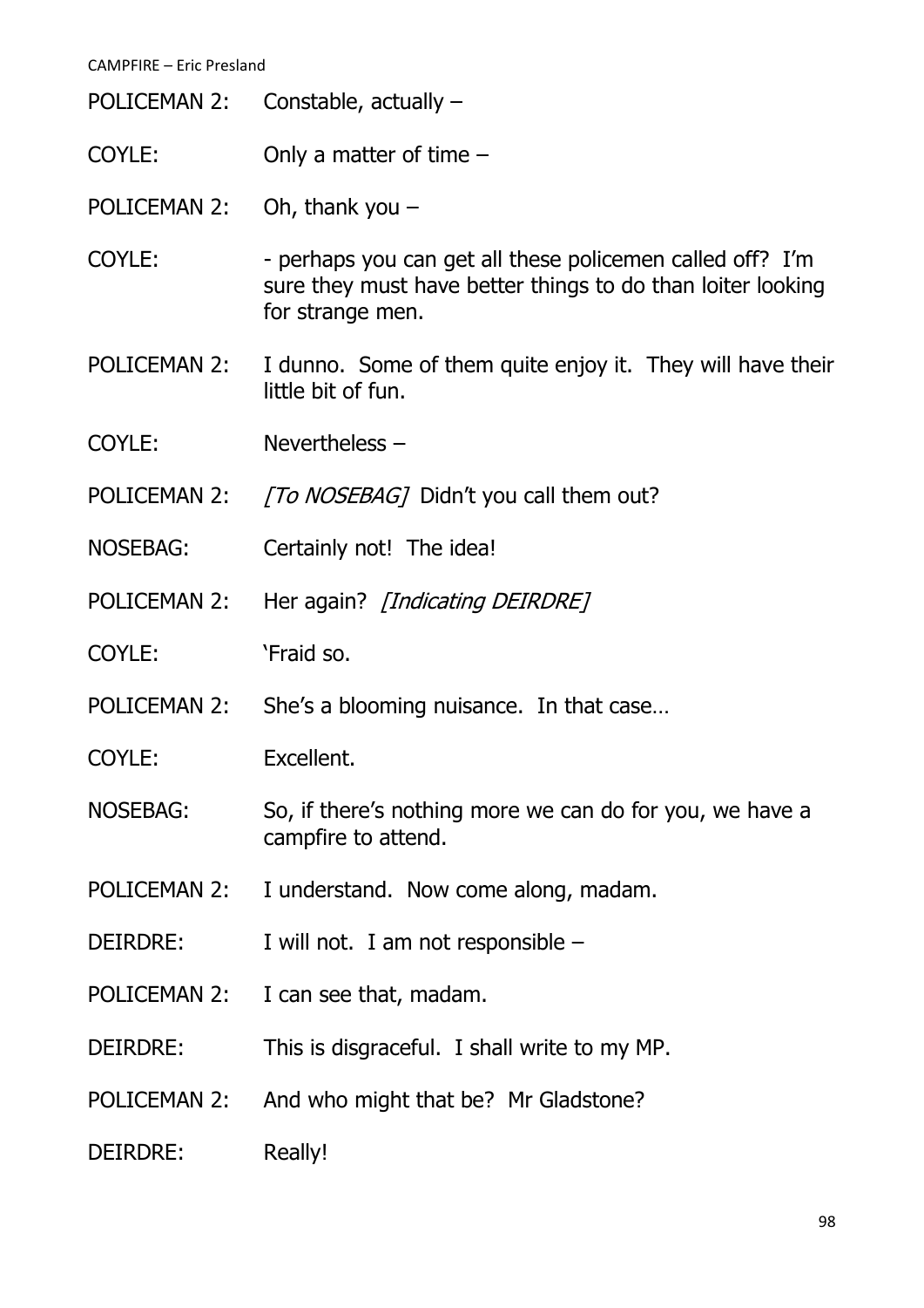POLICEMAN 2: Constable, actually –

COYLE: Only a matter of time –

POLICEMAN 2: Oh, thank you –

COYLE: - perhaps you can get all these policemen called off? I'm sure they must have better things to do than loiter looking for strange men.

POLICEMAN 2: I dunno. Some of them quite enjoy it. They will have their little bit of fun.

COYLE: Nevertheless –

POLICEMAN 2: *[To NOSEBAG]* Didn't you call them out?

NOSEBAG: Certainly not! The idea!

POLICEMAN 2: Her again? *[Indicating DEIRDRE]*

COYLE: 'Fraid so.

POLICEMAN 2: She's a blooming nuisance. In that case…

COYLE: Excellent.

NOSEBAG: So, if there's nothing more we can do for you, we have a campfire to attend.

POLICEMAN 2: I understand. Now come along, madam.

DEIRDRE: I will not. I am not responsible –

POLICEMAN 2: I can see that, madam.

DEIRDRE: This is disgraceful. I shall write to my MP.

POLICEMAN 2: And who might that be? Mr Gladstone?

DEIRDRE: Really!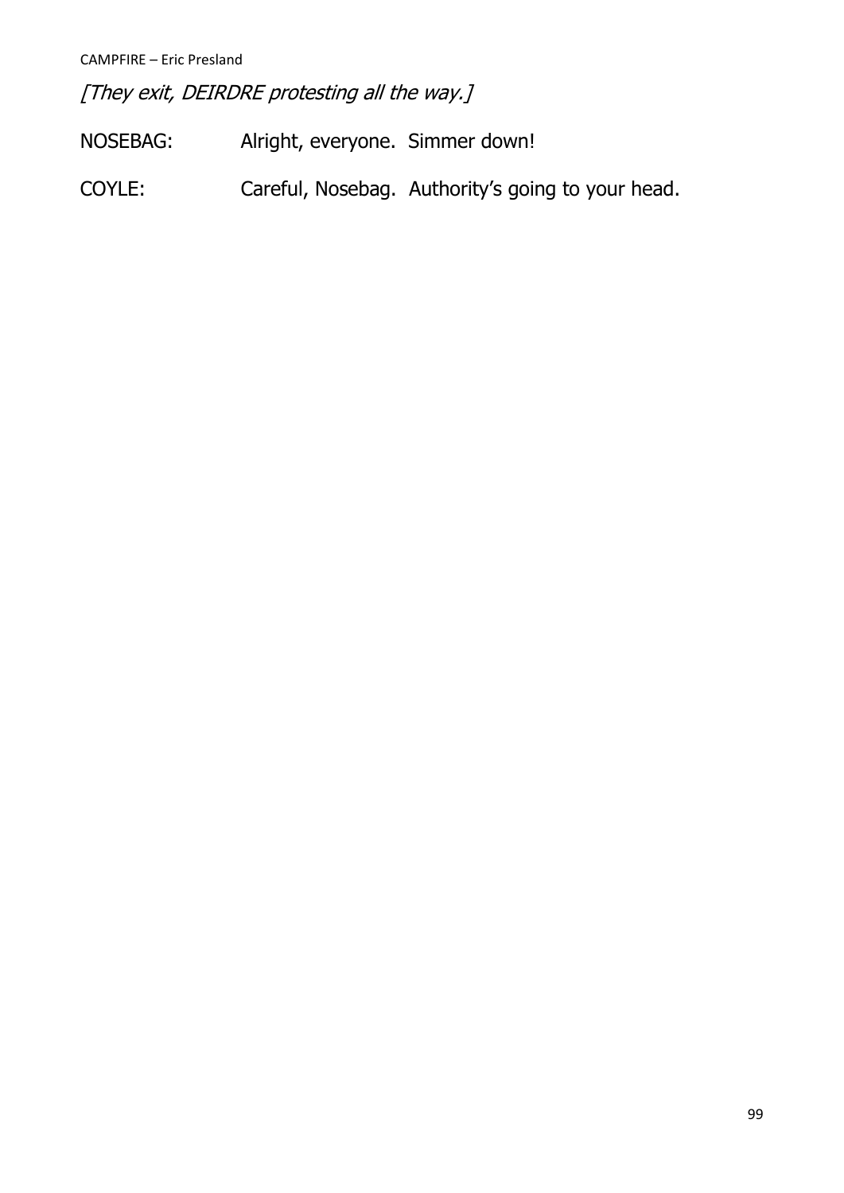*[They exit, DEIRDRE protesting all the way.]*

NOSEBAG: Alright, everyone. Simmer down!

COYLE: Careful, Nosebag. Authority's going to your head.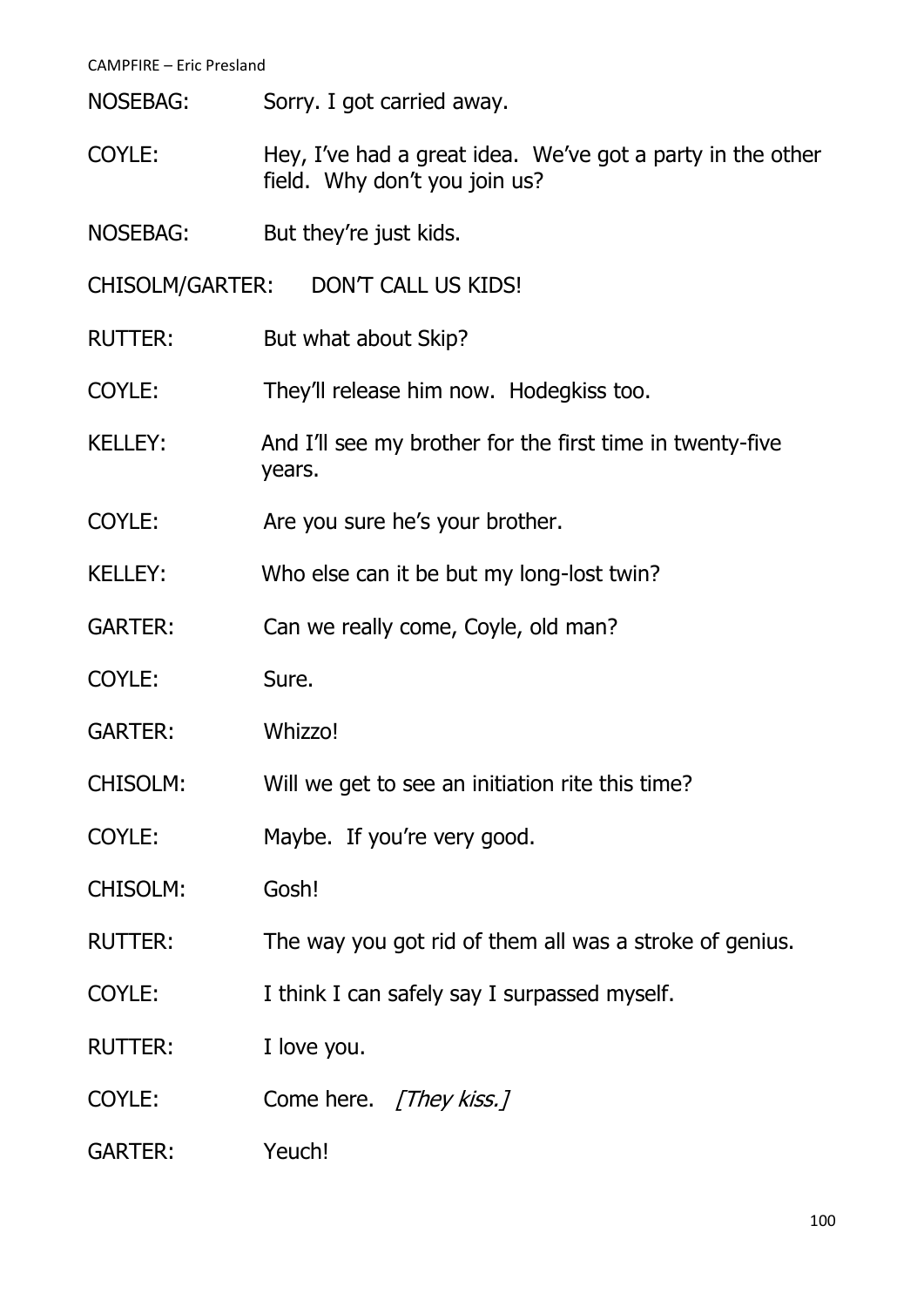NOSEBAG: Sorry. I got carried away.

COYLE: Hey, I've had a great idea. We've got a party in the other field. Why don't you join us?

NOSEBAG: But they're just kids.

CHISOLM/GARTER: DON'T CALL US KIDS!

RUTTER: But what about Skip?

COYLE: They'll release him now. Hodegkiss too.

KELLEY: And I'll see my brother for the first time in twenty-five years.

COYLE: Are you sure he's your brother.

KELLEY: Who else can it be but my long-lost twin?

GARTER: Can we really come, Coyle, old man?

COYLE: Sure.

GARTER: Whizzo!

CHISOLM: Will we get to see an initiation rite this time?

COYLE: Maybe. If you're very good.

CHISOLM: Gosh!

RUTTER: The way you got rid of them all was a stroke of genius.

COYLE: I think I can safely say I surpassed myself.

RUTTER: I love you.

COYLE: Come here. *[They kiss.]*

GARTER: Yeuch!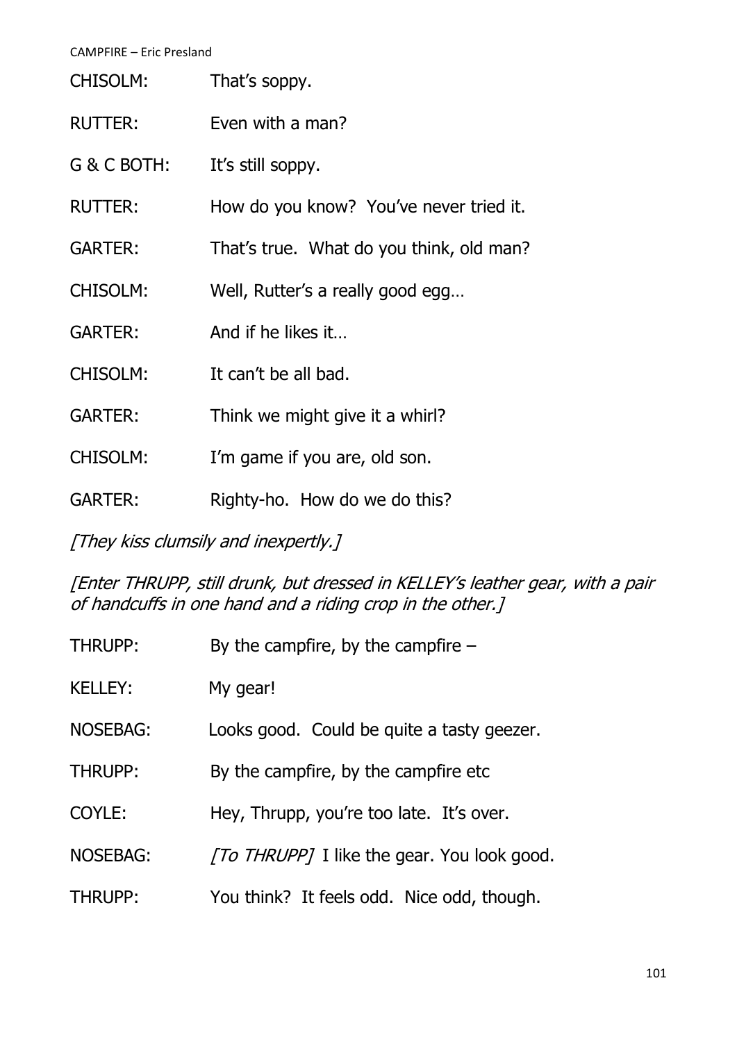CHISOLM: That's soppy.

RUTTER: Even with a man?

G & C BOTH: It's still soppy.

RUTTER: How do you know? You've never tried it.

GARTER: That's true. What do you think, old man?

CHISOLM: Well, Rutter's a really good egg…

GARTER: And if he likes it…

CHISOLM: It can't be all bad.

GARTER: Think we might give it a whirl?

CHISOLM: I'm game if you are, old son.

GARTER: Righty-ho. How do we do this?

*[They kiss clumsily and inexpertly.]*

*[Enter THRUPP, still drunk, but dressed in KELLEY's leather gear, with a pair of handcuffs in one hand and a riding crop in the other.]*

THRUPP: By the campfire, by the campfire –

KELLEY: My gear!

NOSEBAG: Looks good. Could be quite a tasty geezer.

THRUPP: By the campfire, by the campfire etc

COYLE: Hey, Thrupp, you're too late. It's over.

NOSEBAG: *[To THRUPP]* I like the gear. You look good.

THRUPP: You think? It feels odd. Nice odd, though.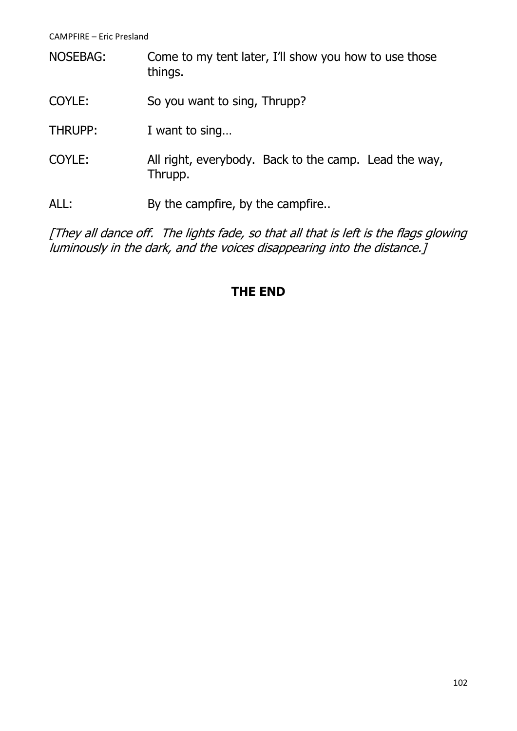NOSEBAG: Come to my tent later, I'll show you how to use those things.

COYLE: So you want to sing, Thrupp?

THRUPP: I want to sing…

COYLE: All right, everybody. Back to the camp. Lead the way, Thrupp.

ALL: By the campfire, by the campfire..

*[They all dance off. The lights fade, so that all that is left is the flags glowing luminously in the dark, and the voices disappearing into the distance.]*

**THE END**